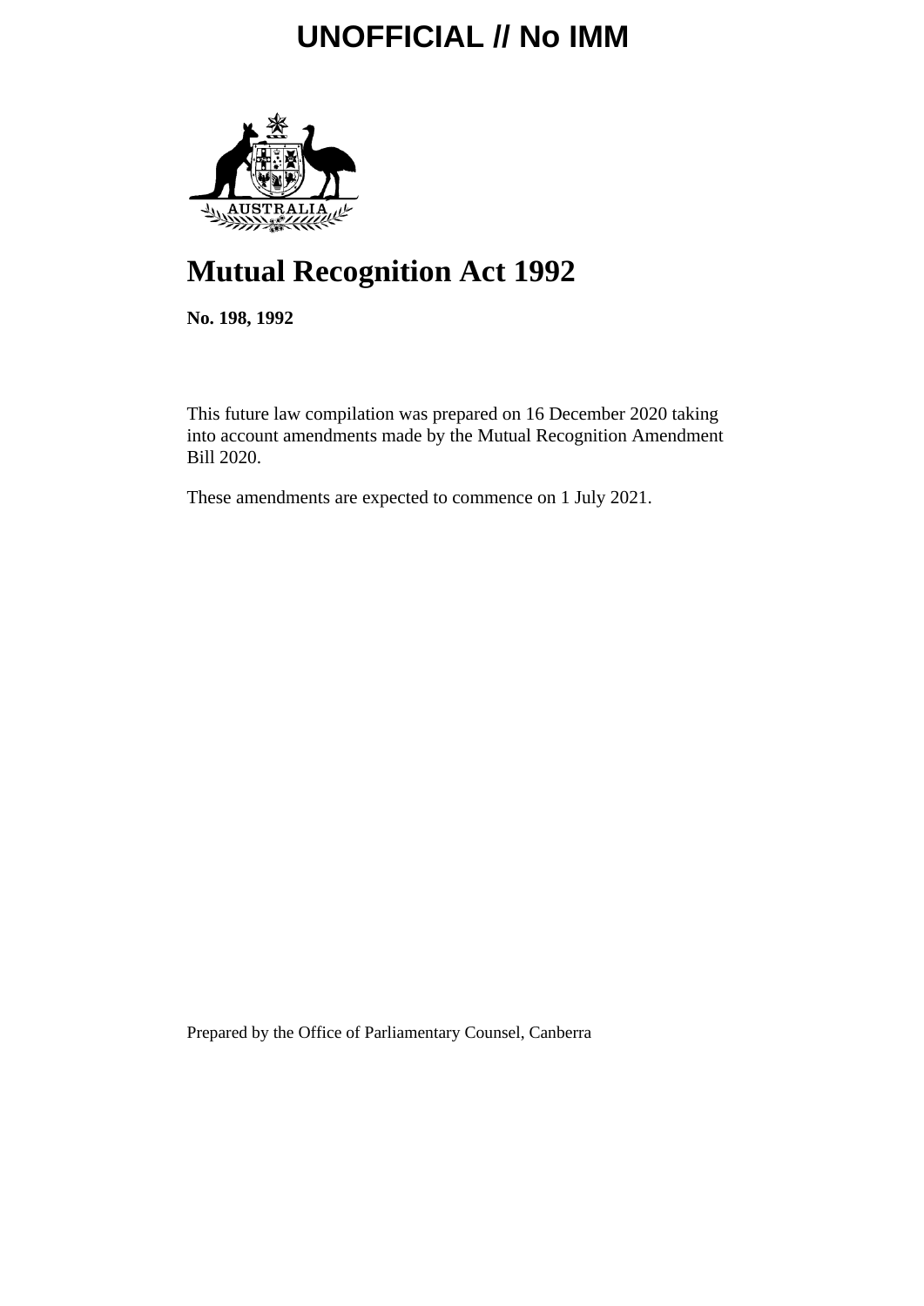UNOFFICIAL // No IMM

# Mutual Recognition Act 1992

**No. 198, 1992**

This future law compilation was prepared on 16 December 2020 taking into account amendments made by the Mutual Recognition Amendment Bill 2020.

These amendments are expected to commence on 1 July 2021.

Prepared by the Office of Parliamentary Counsel, Canberra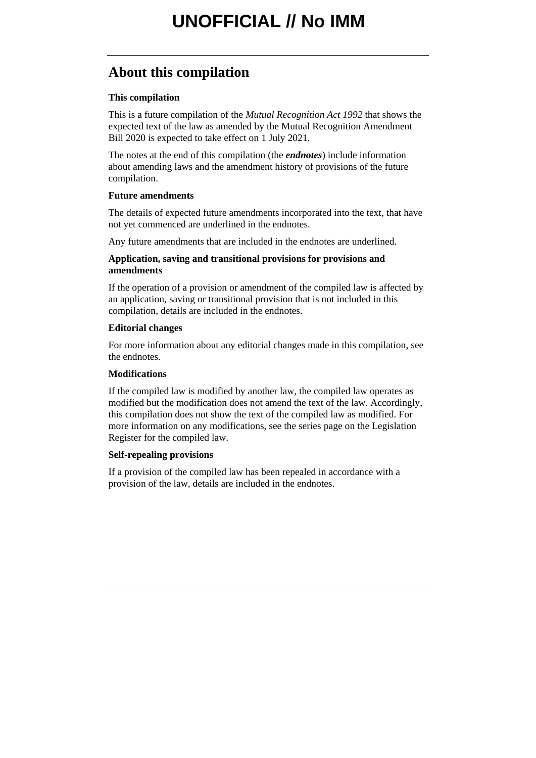## About this compilation

**This compilation**

This is a future compilation of the *Mutual Recognition Act 1992* that shows the expected text of the law as amended by the Mutual Recognition Amendment Bill 2020 is expected to take effect on 1 July 2021.

The notes at the end of this compilation (the ***endnotes***) include information about amending laws and the amendment history of provisions of the future compilation.

**Future amendments**

The details of expected future amendments incorporated into the text, that have not yet commenced are underlined in the endnotes.

Any future amendments that are included in the endnotes are underlined.

**Application, saving and transitional provisions for provisions and amendments**

If the operation of a provision or amendment of the compiled law is affected by an application, saving or transitional provision that is not included in this compilation, details are included in the endnotes.

**Editorial changes**

For more information about any editorial changes made in this compilation, see the endnotes.

**Modifications**

If the compiled law is modified by another law, the compiled law operates as modified but the modification does not amend the text of the law. Accordingly, this compilation does not show the text of the compiled law as modified. For more information on any modifications, see the series page on the Legislation Register for the compiled law.

**Self-repealing provisions**

If a provision of the compiled law has been repealed in accordance with a provision of the law, details are included in the endnotes.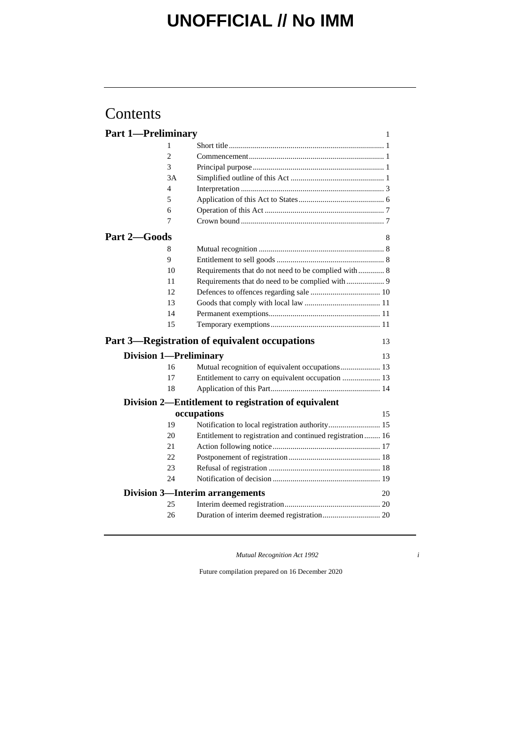# Contents

## Part 1—Preliminary 1

| | | |
|---|---|---|
| 1 | Short title | 1 |
| 2 | Commencement | 1 |
| 3 | Principal purpose | 1 |
| 3A | Simplified outline of this Act | 1 |
| 4 | Interpretation | 3 |
| 5 | Application of this Act to States | 6 |
| 6 | Operation of this Act | 7 |
| 7 | Crown bound | 7 |

## Part 2—Goods 8

| | | |
|---|---|---|
| 8 | Mutual recognition | 8 |
| 9 | Entitlement to sell goods | 8 |
| 10 | Requirements that do not need to be complied with | 8 |
| 11 | Requirements that do need to be complied with | 9 |
| 12 | Defences to offences regarding sale | 10 |
| 13 | Goods that comply with local law | 11 |
| 14 | Permanent exemptions | 11 |
| 15 | Temporary exemptions | 11 |

## Part 3—Registration of equivalent occupations 13

### Division 1—Preliminary 13

| | | |
|---|---|---|
| 16 | Mutual recognition of equivalent occupations | 13 |
| 17 | Entitlement to carry on equivalent occupation | 13 |
| 18 | Application of this Part | 14 |

### Division 2—Entitlement to registration of equivalent occupations 15

| | | |
|---|---|---|
| 19 | Notification to local registration authority | 15 |
| 20 | Entitlement to registration and continued registration | 16 |
| 21 | Action following notice | 17 |
| 22 | Postponement of registration | 18 |
| 23 | Refusal of registration | 18 |
| 24 | Notification of decision | 19 |

### Division 3—Interim arrangements 20

| | | |
|---|---|---|
| 25 | Interim deemed registration | 20 |
| 26 | Duration of interim deemed registration | 20 |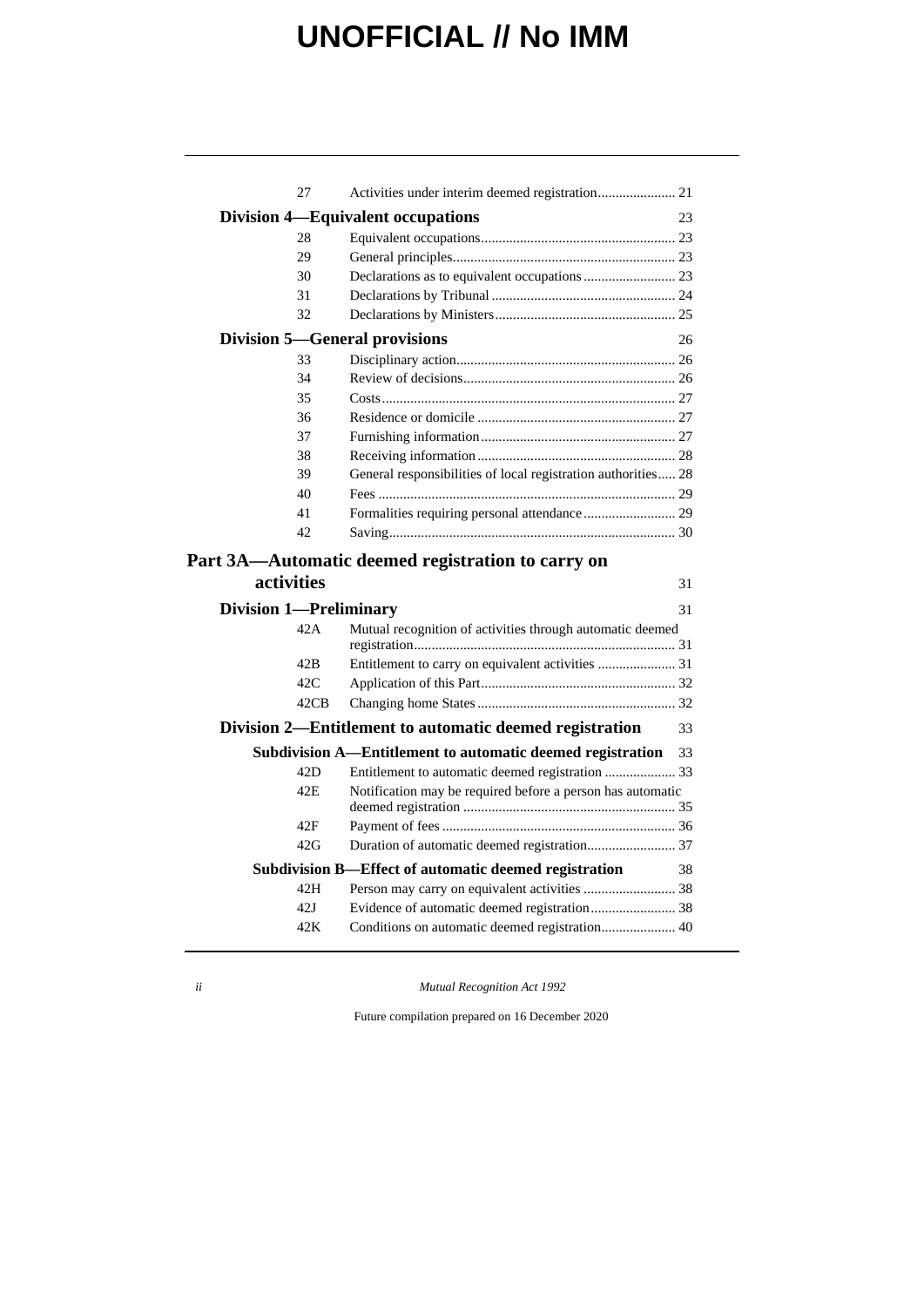UNOFFICIAL // No IMM

| | | |
|---|---|---|
| 27 | Activities under interim deemed registration | 21 |
| **Division 4—Equivalent occupations** | | 23 |
| 28 | Equivalent occupations | 23 |
| 29 | General principles | 23 |
| 30 | Declarations as to equivalent occupations | 23 |
| 31 | Declarations by Tribunal | 24 |
| 32 | Declarations by Ministers | 25 |
| **Division 5—General provisions** | | 26 |
| 33 | Disciplinary action | 26 |
| 34 | Review of decisions | 26 |
| 35 | Costs | 27 |
| 36 | Residence or domicile | 27 |
| 37 | Furnishing information | 27 |
| 38 | Receiving information | 28 |
| 39 | General responsibilities of local registration authorities | 28 |
| 40 | Fees | 29 |
| 41 | Formalities requiring personal attendance | 29 |
| 42 | Saving | 30 |
| **Part 3A—Automatic deemed registration to carry on activities** | | 31 |
| **Division 1—Preliminary** | | 31 |
| 42A | Mutual recognition of activities through automatic deemed registration | 31 |
| 42B | Entitlement to carry on equivalent activities | 31 |
| 42C | Application of this Part | 32 |
| 42CB | Changing home States | 32 |
| **Division 2—Entitlement to automatic deemed registration** | | 33 |
| **Subdivision A—Entitlement to automatic deemed registration** | | 33 |
| 42D | Entitlement to automatic deemed registration | 33 |
| 42E | Notification may be required before a person has automatic deemed registration | 35 |
| 42F | Payment of fees | 36 |
| 42G | Duration of automatic deemed registration | 37 |
| **Subdivision B—Effect of automatic deemed registration** | | 38 |
| 42H | Person may carry on equivalent activities | 38 |
| 42J | Evidence of automatic deemed registration | 38 |
| 42K | Conditions on automatic deemed registration | 40 |

Mutual Recognition Act 1992

Future compilation prepared on 16 December 2020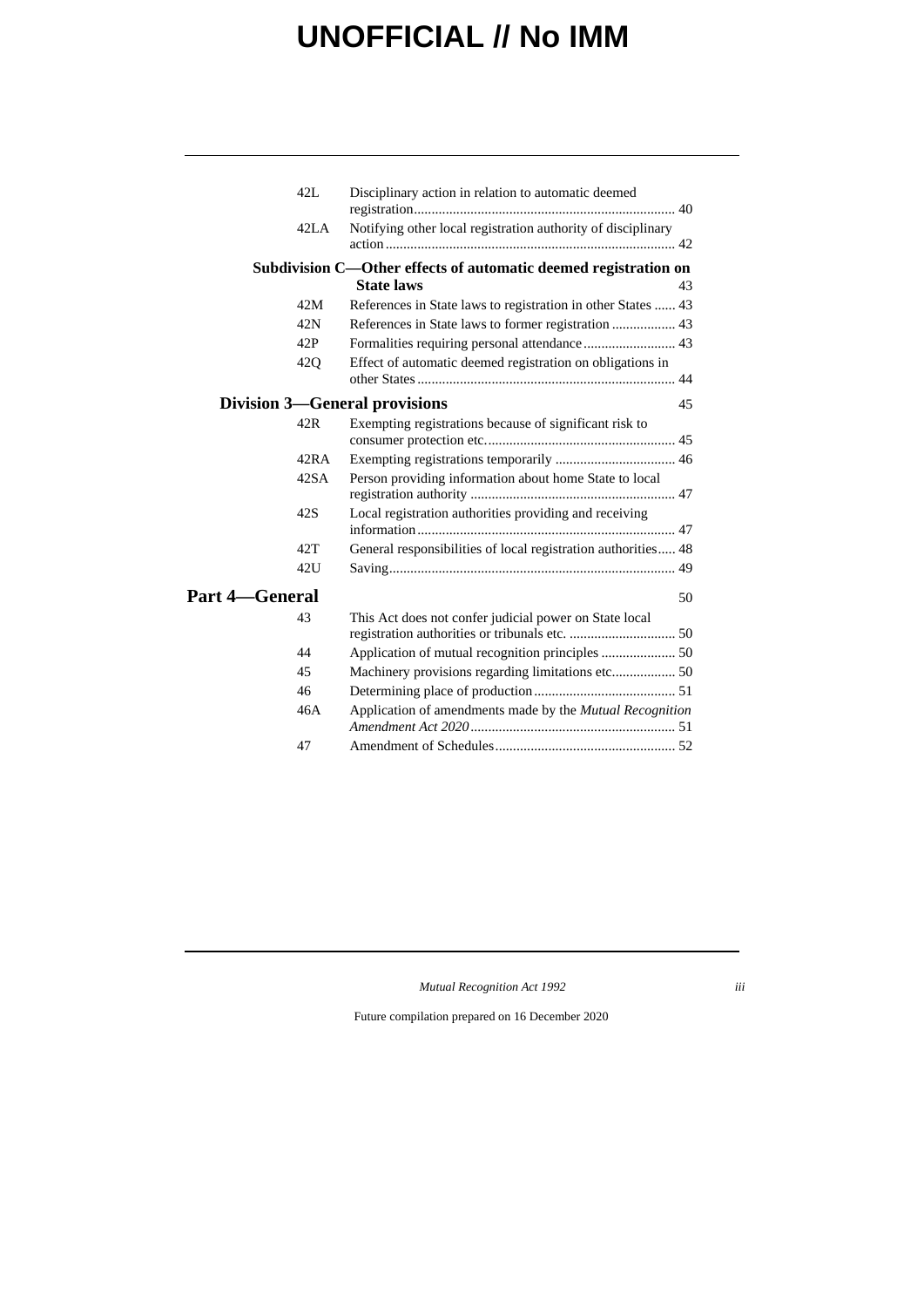| | | |
|---|---|---|
| 42L | Disciplinary action in relation to automatic deemed registration | 40 |
| 42LA | Notifying other local registration authority of disciplinary action | 42 |

**Subdivision C—Other effects of automatic deemed registration on State laws** 43

| | | |
|---|---|---|
| 42M | References in State laws to registration in other States | 43 |
| 42N | References in State laws to former registration | 43 |
| 42P | Formalities requiring personal attendance | 43 |
| 42Q | Effect of automatic deemed registration on obligations in other States | 44 |

**Division 3—General provisions** 45

| | | |
|---|---|---|
| 42R | Exempting registrations because of significant risk to consumer protection etc. | 45 |
| 42RA | Exempting registrations temporarily | 46 |
| 42SA | Person providing information about home State to local registration authority | 47 |
| 42S | Local registration authorities providing and receiving information | 47 |
| 42T | General responsibilities of local registration authorities | 48 |
| 42U | Saving | 49 |

**Part 4—General** 50

| | | |
|---|---|---|
| 43 | This Act does not confer judicial power on State local registration authorities or tribunals etc. | 50 |
| 44 | Application of mutual recognition principles | 50 |
| 45 | Machinery provisions regarding limitations etc. | 50 |
| 46 | Determining place of production | 51 |
| 46A | Application of amendments made by the *Mutual Recognition Amendment Act 2020* | 51 |
| 47 | Amendment of Schedules | 52 |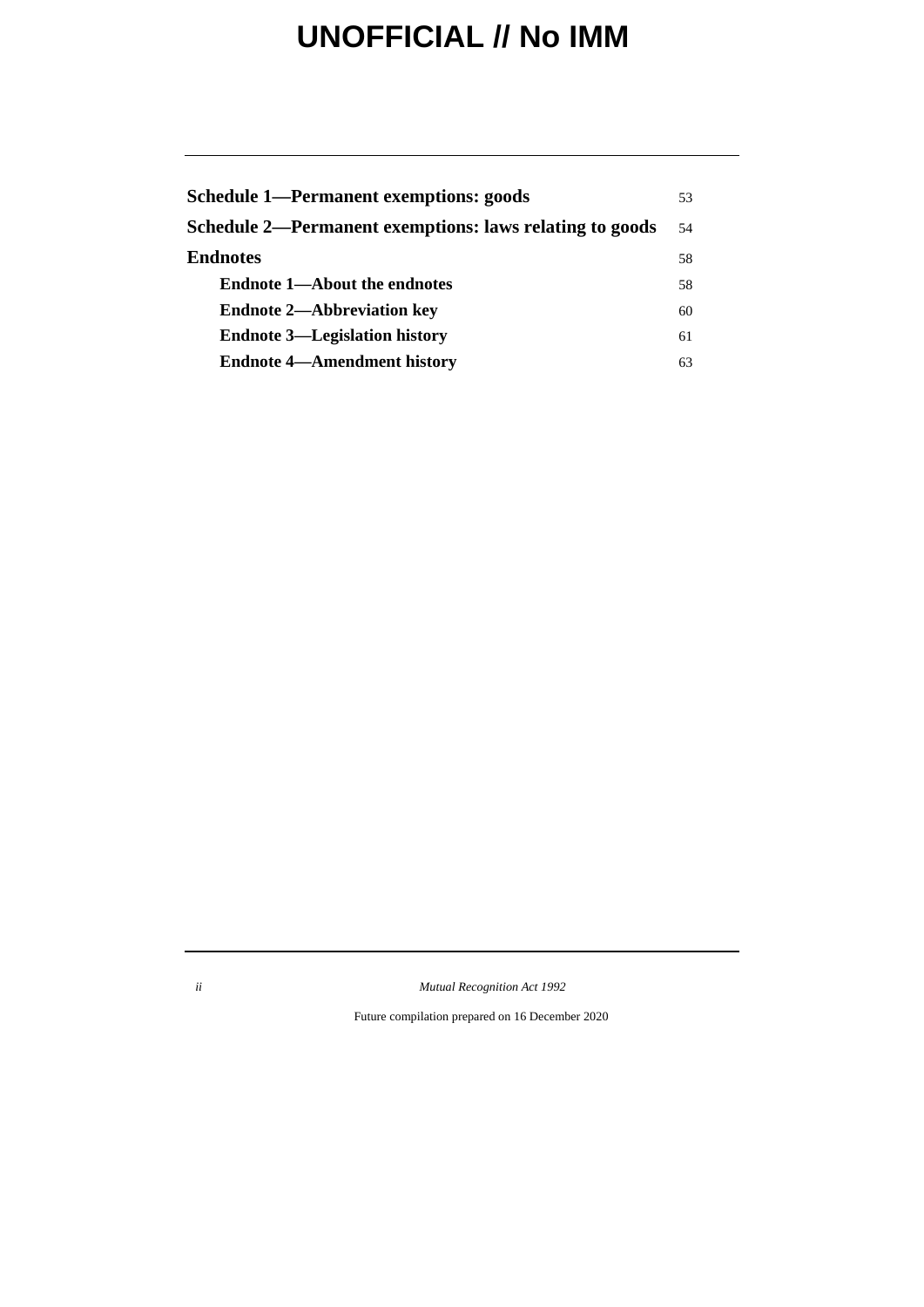Schedule 1—Permanent exemptions: goods 53

Schedule 2—Permanent exemptions: laws relating to goods 54

Endnotes 58

Endnote 1—About the endnotes 58

Endnote 2—Abbreviation key 60

Endnote 3—Legislation history 61

Endnote 4—Amendment history 63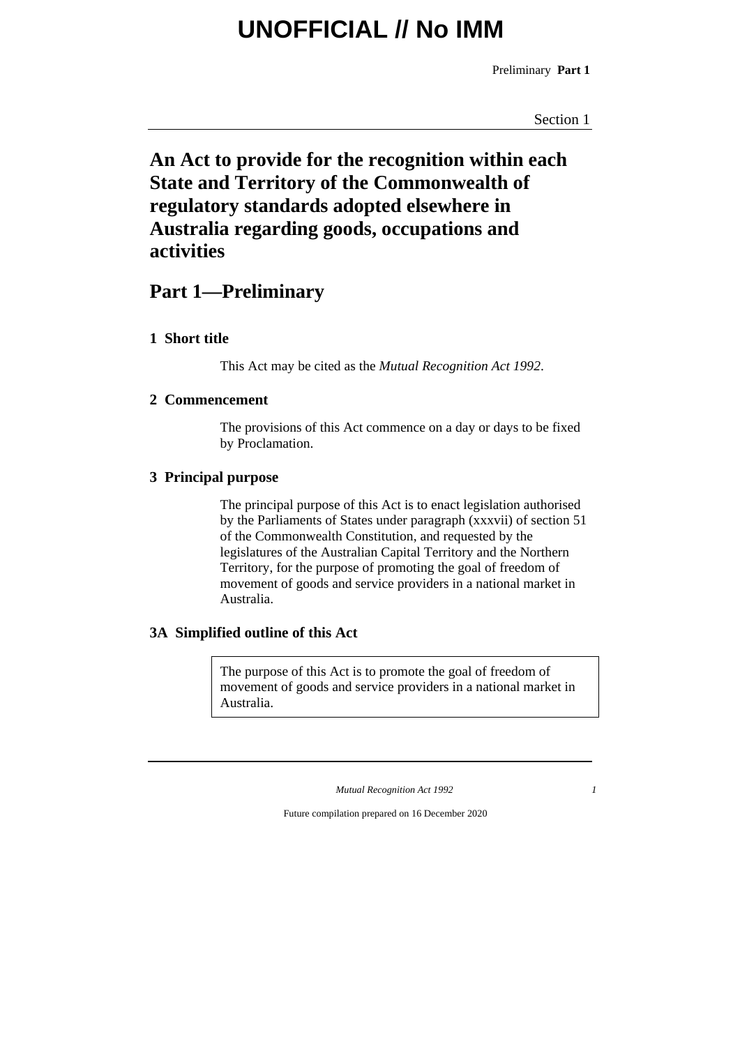# An Act to provide for the recognition within each State and Territory of the Commonwealth of regulatory standards adopted elsewhere in Australia regarding goods, occupations and activities

## Part 1—Preliminary

### 1 Short title

This Act may be cited as the *Mutual Recognition Act 1992*.

### 2 Commencement

The provisions of this Act commence on a day or days to be fixed by Proclamation.

### 3 Principal purpose

The principal purpose of this Act is to enact legislation authorised by the Parliaments of States under paragraph (xxxvii) of section 51 of the Commonwealth Constitution, and requested by the legislatures of the Australian Capital Territory and the Northern Territory, for the purpose of promoting the goal of freedom of movement of goods and service providers in a national market in Australia.

### 3A Simplified outline of this Act

> The purpose of this Act is to promote the goal of freedom of movement of goods and service providers in a national market in Australia.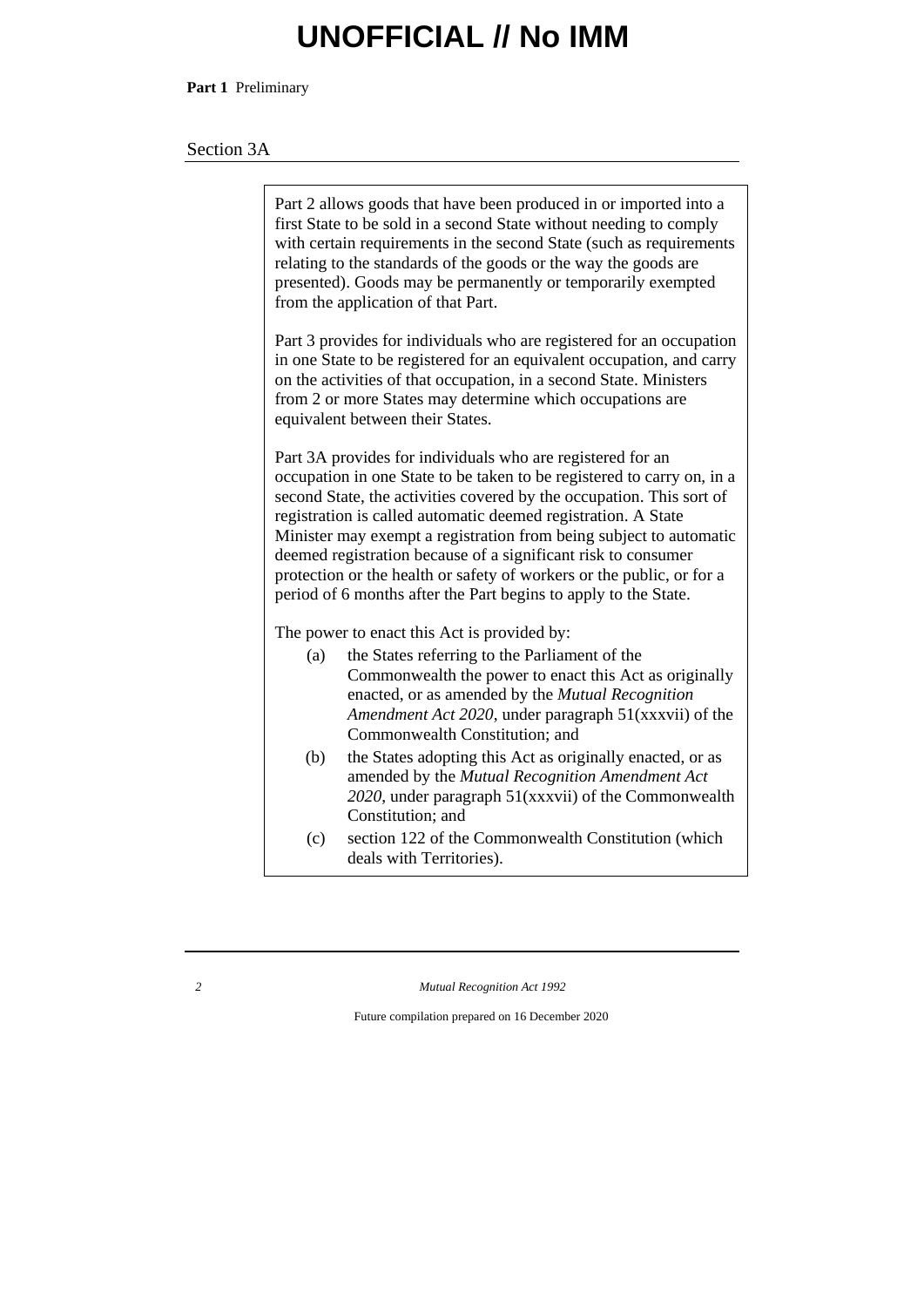Part 2 allows goods that have been produced in or imported into a first State to be sold in a second State without needing to comply with certain requirements in the second State (such as requirements relating to the standards of the goods or the way the goods are presented). Goods may be permanently or temporarily exempted from the application of that Part.

Part 3 provides for individuals who are registered for an occupation in one State to be registered for an equivalent occupation, and carry on the activities of that occupation, in a second State. Ministers from 2 or more States may determine which occupations are equivalent between their States.

Part 3A provides for individuals who are registered for an occupation in one State to be taken to be registered to carry on, in a second State, the activities covered by the occupation. This sort of registration is called automatic deemed registration. A State Minister may exempt a registration from being subject to automatic deemed registration because of a significant risk to consumer protection or the health or safety of workers or the public, or for a period of 6 months after the Part begins to apply to the State.

The power to enact this Act is provided by:

(a) the States referring to the Parliament of the Commonwealth the power to enact this Act as originally enacted, or as amended by the *Mutual Recognition Amendment Act 2020*, under paragraph 51(xxxvii) of the Commonwealth Constitution; and

(b) the States adopting this Act as originally enacted, or as amended by the *Mutual Recognition Amendment Act 2020*, under paragraph 51(xxxvii) of the Commonwealth Constitution; and

(c) section 122 of the Commonwealth Constitution (which deals with Territories).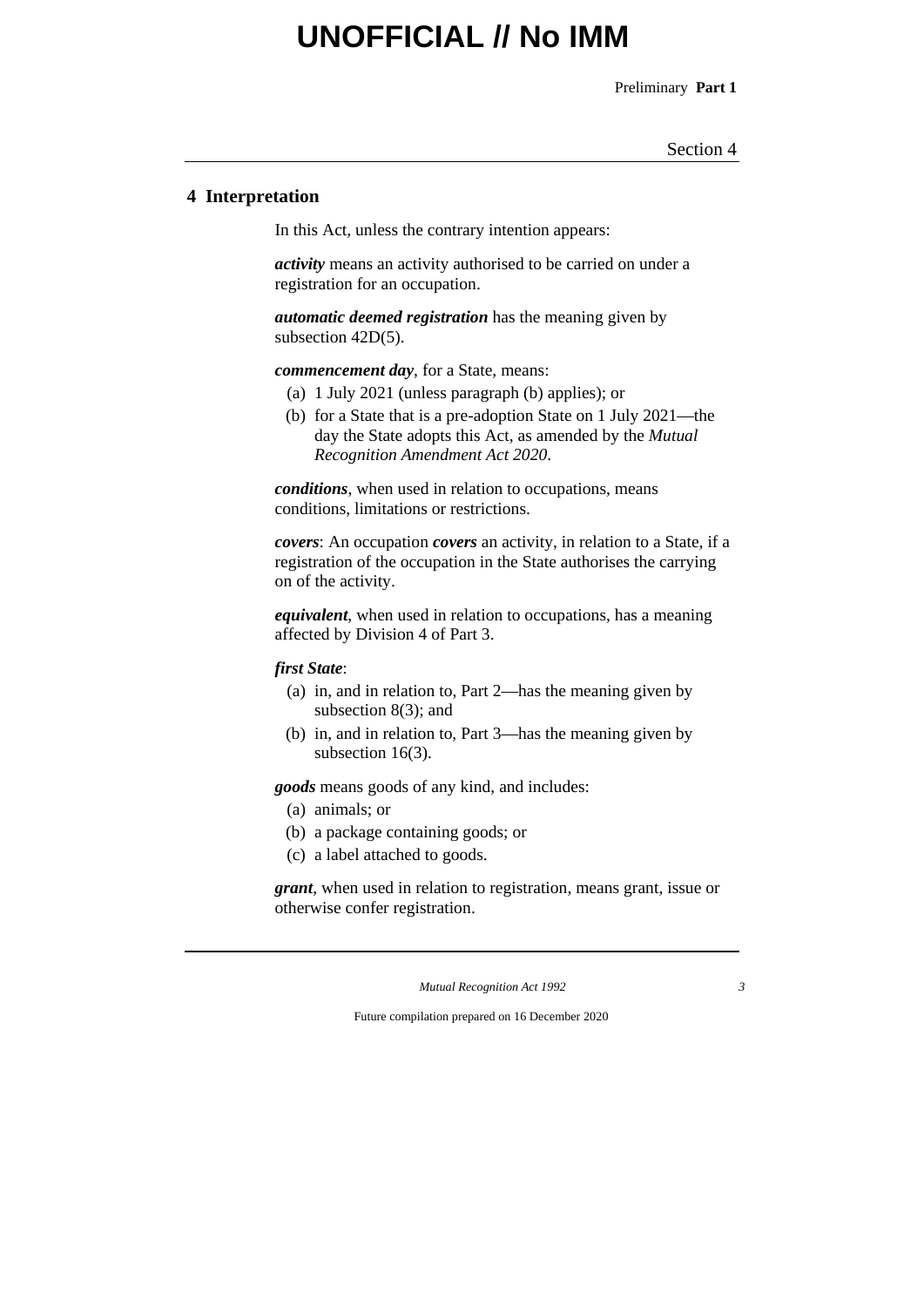## 4 Interpretation

In this Act, unless the contrary intention appears:

***activity*** means an activity authorised to be carried on under a registration for an occupation.

***automatic deemed registration*** has the meaning given by subsection 42D(5).

***commencement day***, for a State, means:

(a) 1 July 2021 (unless paragraph (b) applies); or

(b) for a State that is a pre-adoption State on 1 July 2021—the day the State adopts this Act, as amended by the *Mutual Recognition Amendment Act 2020*.

***conditions***, when used in relation to occupations, means conditions, limitations or restrictions.

***covers***: An occupation ***covers*** an activity, in relation to a State, if a registration of the occupation in the State authorises the carrying on of the activity.

***equivalent***, when used in relation to occupations, has a meaning affected by Division 4 of Part 3.

***first State***:

(a) in, and in relation to, Part 2—has the meaning given by subsection 8(3); and

(b) in, and in relation to, Part 3—has the meaning given by subsection 16(3).

***goods*** means goods of any kind, and includes:

(a) animals; or

(b) a package containing goods; or

(c) a label attached to goods.

***grant***, when used in relation to registration, means grant, issue or otherwise confer registration.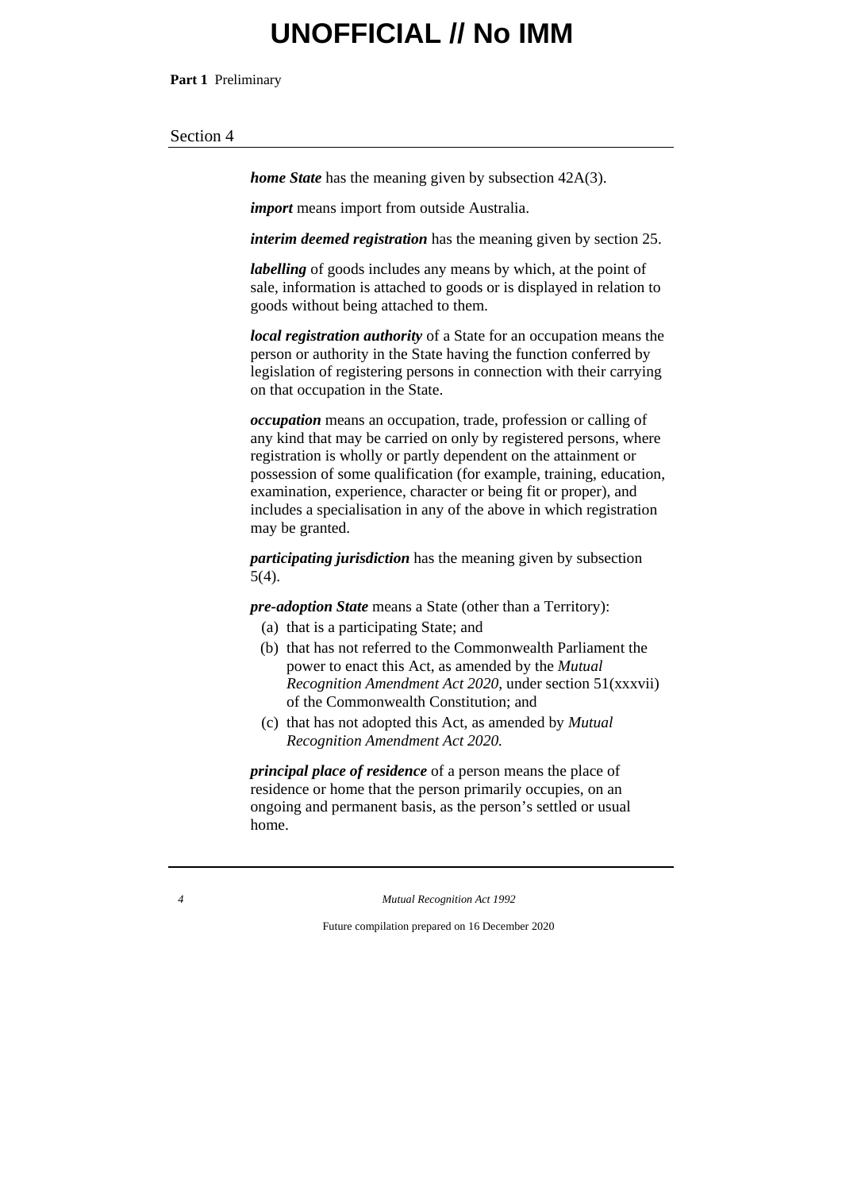***home State*** has the meaning given by subsection 42A(3).

***import*** means import from outside Australia.

***interim deemed registration*** has the meaning given by section 25.

***labelling*** of goods includes any means by which, at the point of sale, information is attached to goods or is displayed in relation to goods without being attached to them.

***local registration authority*** of a State for an occupation means the person or authority in the State having the function conferred by legislation of registering persons in connection with their carrying on that occupation in the State.

***occupation*** means an occupation, trade, profession or calling of any kind that may be carried on only by registered persons, where registration is wholly or partly dependent on the attainment or possession of some qualification (for example, training, education, examination, experience, character or being fit or proper), and includes a specialisation in any of the above in which registration may be granted.

***participating jurisdiction*** has the meaning given by subsection 5(4).

***pre-adoption State*** means a State (other than a Territory):

(a) that is a participating State; and

(b) that has not referred to the Commonwealth Parliament the power to enact this Act, as amended by the *Mutual Recognition Amendment Act 2020*, under section 51(xxxvii) of the Commonwealth Constitution; and

(c) that has not adopted this Act, as amended by *Mutual Recognition Amendment Act 2020.*

***principal place of residence*** of a person means the place of residence or home that the person primarily occupies, on an ongoing and permanent basis, as the person's settled or usual home.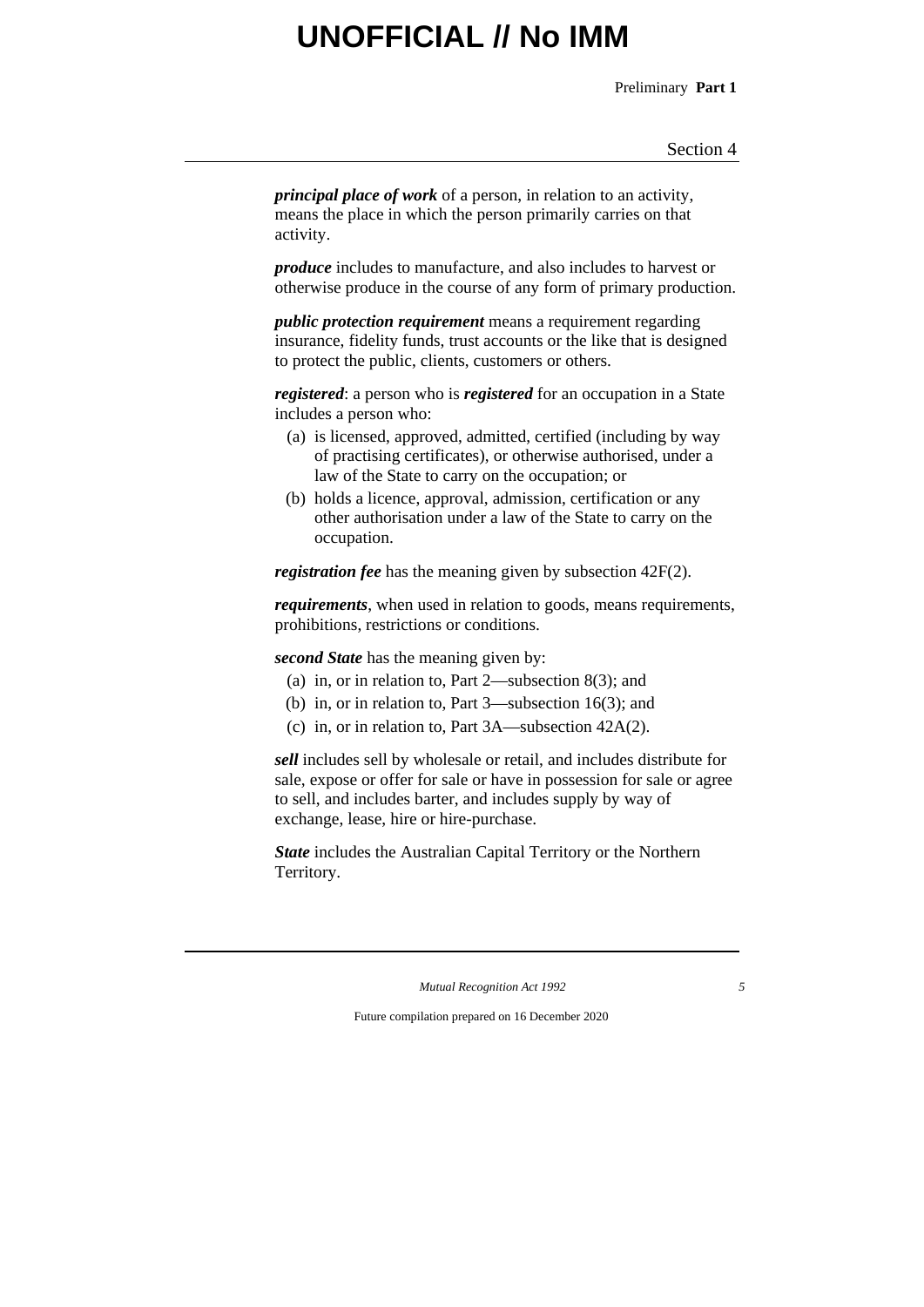***principal place of work*** of a person, in relation to an activity, means the place in which the person primarily carries on that activity.

***produce*** includes to manufacture, and also includes to harvest or otherwise produce in the course of any form of primary production.

***public protection requirement*** means a requirement regarding insurance, fidelity funds, trust accounts or the like that is designed to protect the public, clients, customers or others.

***registered***: a person who is ***registered*** for an occupation in a State includes a person who:

- (a) is licensed, approved, admitted, certified (including by way of practising certificates), or otherwise authorised, under a law of the State to carry on the occupation; or
- (b) holds a licence, approval, admission, certification or any other authorisation under a law of the State to carry on the occupation.

***registration fee*** has the meaning given by subsection 42F(2).

***requirements***, when used in relation to goods, means requirements, prohibitions, restrictions or conditions.

***second State*** has the meaning given by:

- (a) in, or in relation to, Part 2—subsection 8(3); and
- (b) in, or in relation to, Part 3—subsection 16(3); and
- (c) in, or in relation to, Part 3A—subsection 42A(2).

***sell*** includes sell by wholesale or retail, and includes distribute for sale, expose or offer for sale or have in possession for sale or agree to sell, and includes barter, and includes supply by way of exchange, lease, hire or hire-purchase.

***State*** includes the Australian Capital Territory or the Northern Territory.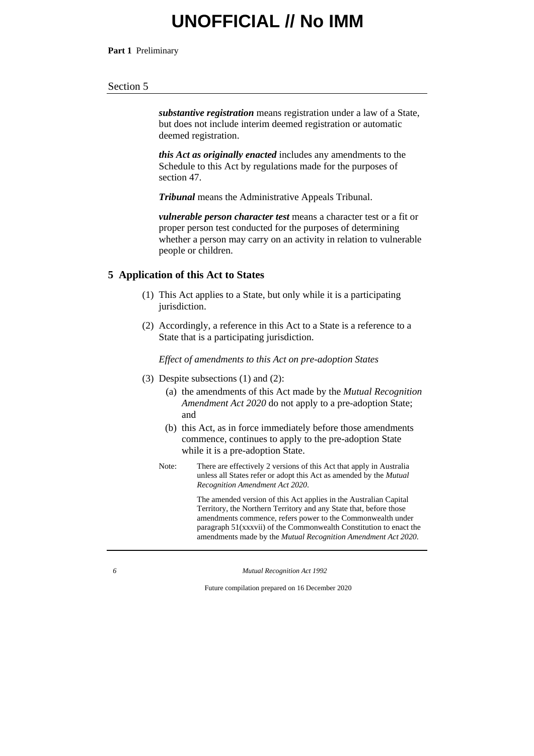*substantive registration* means registration under a law of a State, but does not include interim deemed registration or automatic deemed registration.

*this Act as originally enacted* includes any amendments to the Schedule to this Act by regulations made for the purposes of section 47.

*Tribunal* means the Administrative Appeals Tribunal.

*vulnerable person character test* means a character test or a fit or proper person test conducted for the purposes of determining whether a person may carry on an activity in relation to vulnerable people or children.

## 5 Application of this Act to States

(1) This Act applies to a State, but only while it is a participating jurisdiction.

(2) Accordingly, a reference in this Act to a State is a reference to a State that is a participating jurisdiction.

*Effect of amendments to this Act on pre-adoption States*

(3) Despite subsections (1) and (2):

- (a) the amendments of this Act made by the *Mutual Recognition Amendment Act 2020* do not apply to a pre-adoption State; and
- (b) this Act, as in force immediately before those amendments commence, continues to apply to the pre-adoption State while it is a pre-adoption State.

Note: There are effectively 2 versions of this Act that apply in Australia unless all States refer or adopt this Act as amended by the *Mutual Recognition Amendment Act 2020*.

The amended version of this Act applies in the Australian Capital Territory, the Northern Territory and any State that, before those amendments commence, refers power to the Commonwealth under paragraph 51(xxxvii) of the Commonwealth Constitution to enact the amendments made by the *Mutual Recognition Amendment Act 2020*.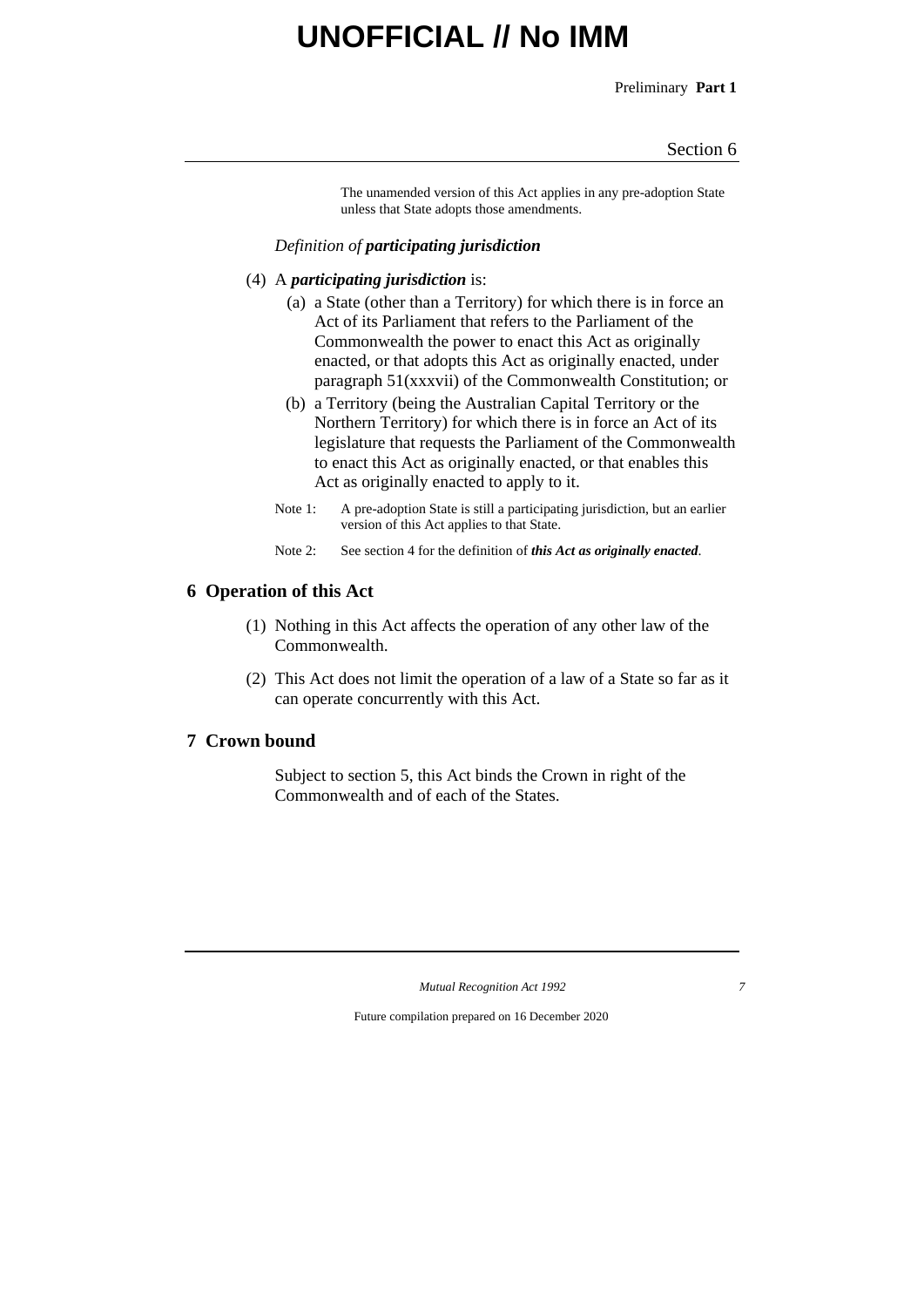The unamended version of this Act applies in any pre-adoption State unless that State adopts those amendments.

*Definition of **participating jurisdiction***

(4) A ***participating jurisdiction*** is:

- (a) a State (other than a Territory) for which there is in force an Act of its Parliament that refers to the Parliament of the Commonwealth the power to enact this Act as originally enacted, or that adopts this Act as originally enacted, under paragraph 51(xxxvii) of the Commonwealth Constitution; or
- (b) a Territory (being the Australian Capital Territory or the Northern Territory) for which there is in force an Act of its legislature that requests the Parliament of the Commonwealth to enact this Act as originally enacted, or that enables this Act as originally enacted to apply to it.

Note 1: A pre-adoption State is still a participating jurisdiction, but an earlier version of this Act applies to that State.

Note 2: See section 4 for the definition of ***this Act as originally enacted***.

## 6 Operation of this Act

(1) Nothing in this Act affects the operation of any other law of the Commonwealth.

(2) This Act does not limit the operation of a law of a State so far as it can operate concurrently with this Act.

## 7 Crown bound

Subject to section 5, this Act binds the Crown in right of the Commonwealth and of each of the States.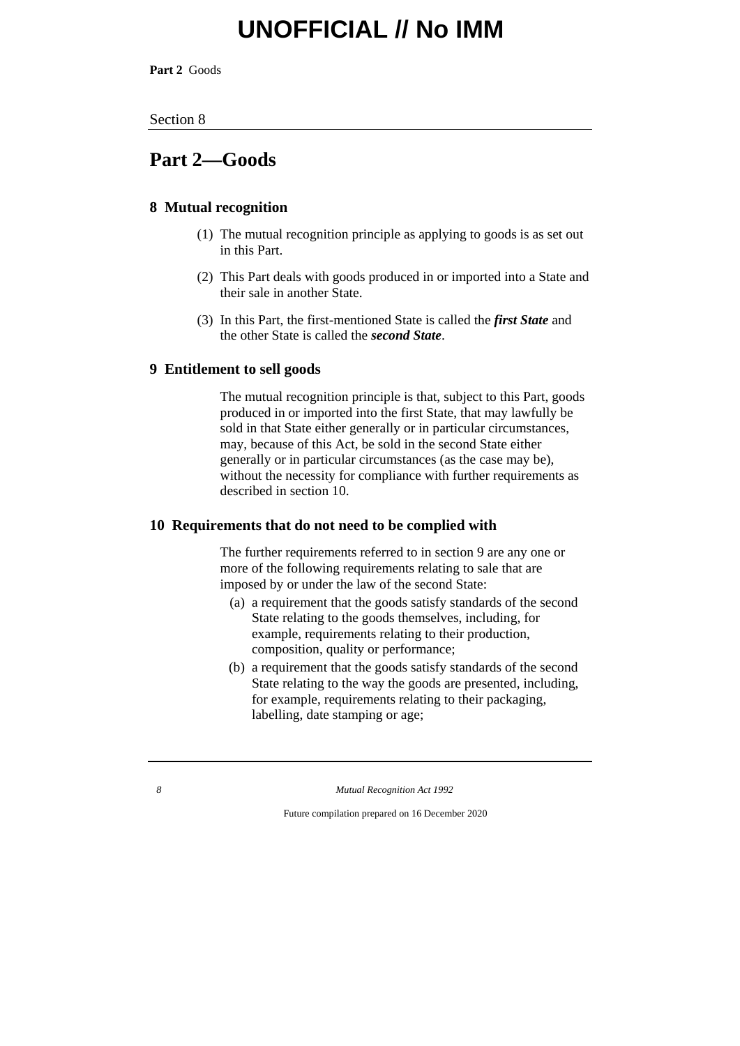## Part 2—Goods

### 8 Mutual recognition

(1) The mutual recognition principle as applying to goods is as set out in this Part.

(2) This Part deals with goods produced in or imported into a State and their sale in another State.

(3) In this Part, the first-mentioned State is called the ***first State*** and the other State is called the ***second State***.

### 9 Entitlement to sell goods

The mutual recognition principle is that, subject to this Part, goods produced in or imported into the first State, that may lawfully be sold in that State either generally or in particular circumstances, may, because of this Act, be sold in the second State either generally or in particular circumstances (as the case may be), without the necessity for compliance with further requirements as described in section 10.

### 10 Requirements that do not need to be complied with

The further requirements referred to in section 9 are any one or more of the following requirements relating to sale that are imposed by or under the law of the second State:

(a) a requirement that the goods satisfy standards of the second State relating to the goods themselves, including, for example, requirements relating to their production, composition, quality or performance;

(b) a requirement that the goods satisfy standards of the second State relating to the way the goods are presented, including, for example, requirements relating to their packaging, labelling, date stamping or age;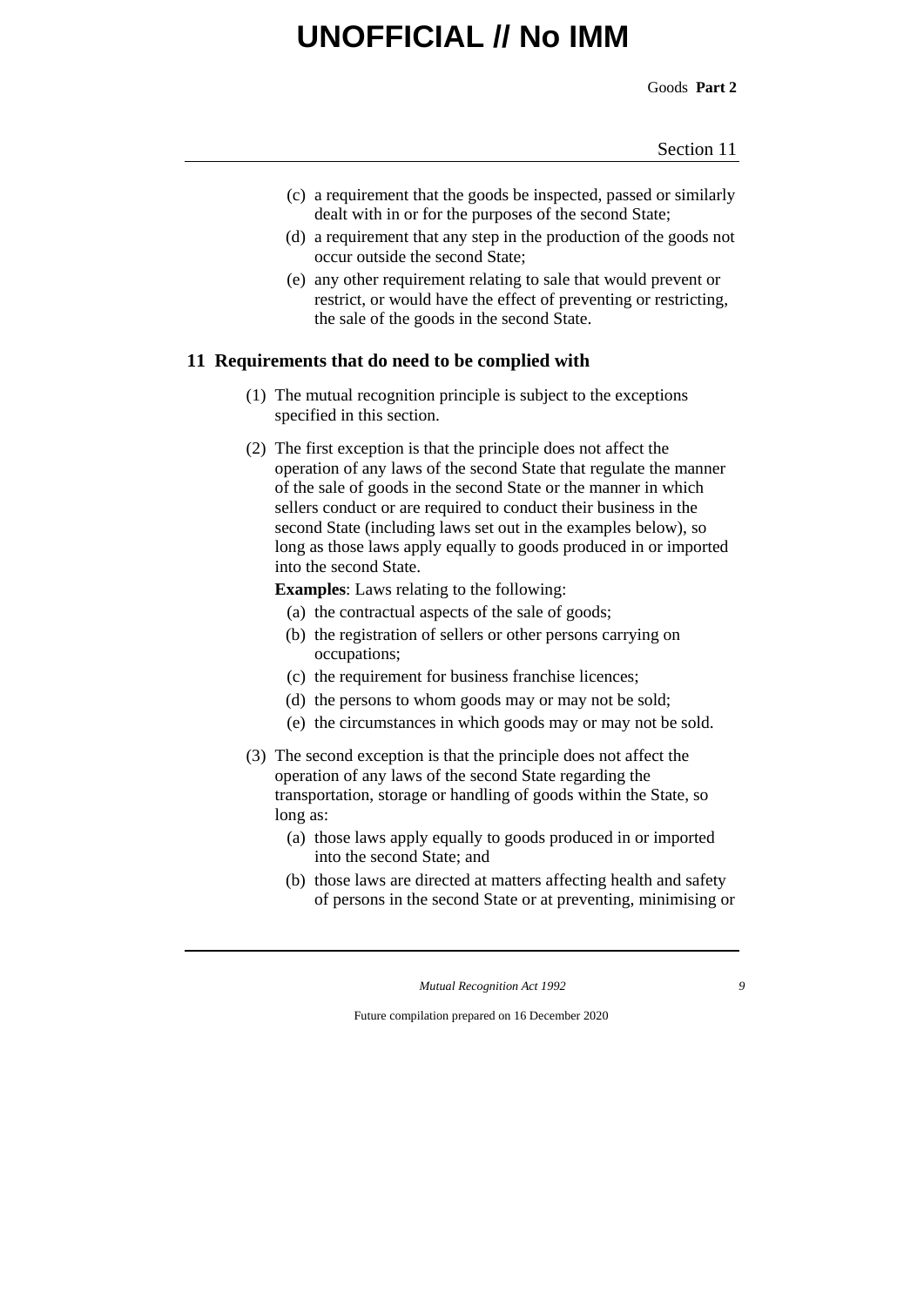(c) a requirement that the goods be inspected, passed or similarly dealt with in or for the purposes of the second State;

(d) a requirement that any step in the production of the goods not occur outside the second State;

(e) any other requirement relating to sale that would prevent or restrict, or would have the effect of preventing or restricting, the sale of the goods in the second State.

## 11 Requirements that do need to be complied with

(1) The mutual recognition principle is subject to the exceptions specified in this section.

(2) The first exception is that the principle does not affect the operation of any laws of the second State that regulate the manner of the sale of goods in the second State or the manner in which sellers conduct or are required to conduct their business in the second State (including laws set out in the examples below), so long as those laws apply equally to goods produced in or imported into the second State.

**Examples**: Laws relating to the following:

(a) the contractual aspects of the sale of goods;

(b) the registration of sellers or other persons carrying on occupations;

(c) the requirement for business franchise licences;

(d) the persons to whom goods may or may not be sold;

(e) the circumstances in which goods may or may not be sold.

(3) The second exception is that the principle does not affect the operation of any laws of the second State regarding the transportation, storage or handling of goods within the State, so long as:

(a) those laws apply equally to goods produced in or imported into the second State; and

(b) those laws are directed at matters affecting health and safety of persons in the second State or at preventing, minimising or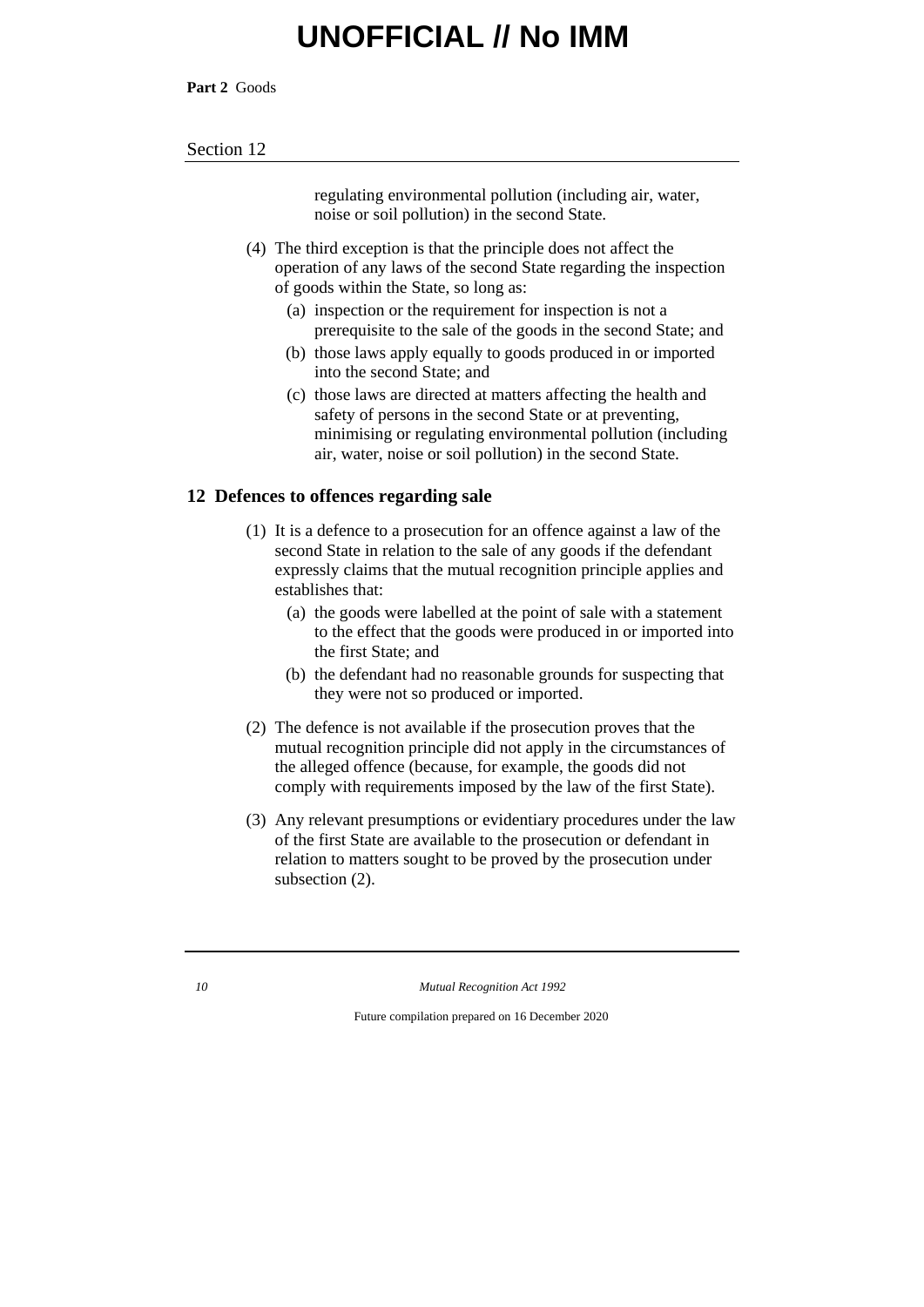regulating environmental pollution (including air, water, noise or soil pollution) in the second State.

(4) The third exception is that the principle does not affect the operation of any laws of the second State regarding the inspection of goods within the State, so long as:

(a) inspection or the requirement for inspection is not a prerequisite to the sale of the goods in the second State; and

(b) those laws apply equally to goods produced in or imported into the second State; and

(c) those laws are directed at matters affecting the health and safety of persons in the second State or at preventing, minimising or regulating environmental pollution (including air, water, noise or soil pollution) in the second State.

## 12 Defences to offences regarding sale

(1) It is a defence to a prosecution for an offence against a law of the second State in relation to the sale of any goods if the defendant expressly claims that the mutual recognition principle applies and establishes that:

(a) the goods were labelled at the point of sale with a statement to the effect that the goods were produced in or imported into the first State; and

(b) the defendant had no reasonable grounds for suspecting that they were not so produced or imported.

(2) The defence is not available if the prosecution proves that the mutual recognition principle did not apply in the circumstances of the alleged offence (because, for example, the goods did not comply with requirements imposed by the law of the first State).

(3) Any relevant presumptions or evidentiary procedures under the law of the first State are available to the prosecution or defendant in relation to matters sought to be proved by the prosecution under subsection (2).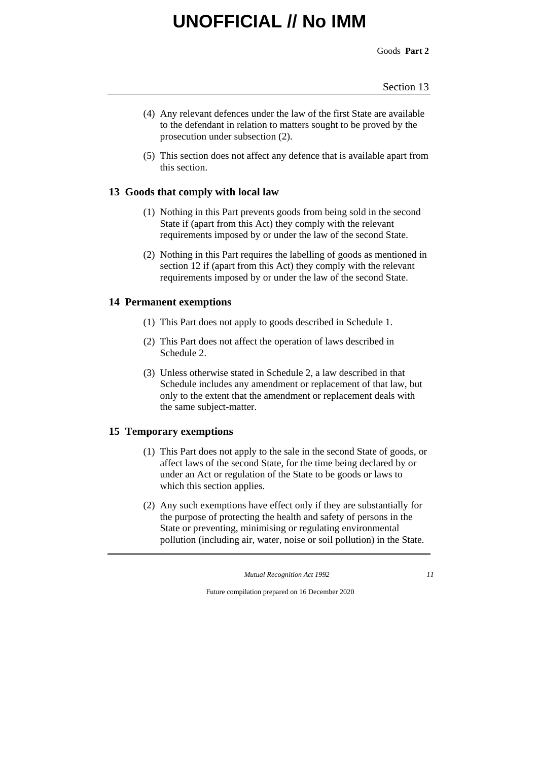(4) Any relevant defences under the law of the first State are available to the defendant in relation to matters sought to be proved by the prosecution under subsection (2).

(5) This section does not affect any defence that is available apart from this section.

## 13 Goods that comply with local law

(1) Nothing in this Part prevents goods from being sold in the second State if (apart from this Act) they comply with the relevant requirements imposed by or under the law of the second State.

(2) Nothing in this Part requires the labelling of goods as mentioned in section 12 if (apart from this Act) they comply with the relevant requirements imposed by or under the law of the second State.

## 14 Permanent exemptions

(1) This Part does not apply to goods described in Schedule 1.

(2) This Part does not affect the operation of laws described in Schedule 2.

(3) Unless otherwise stated in Schedule 2, a law described in that Schedule includes any amendment or replacement of that law, but only to the extent that the amendment or replacement deals with the same subject-matter.

## 15 Temporary exemptions

(1) This Part does not apply to the sale in the second State of goods, or affect laws of the second State, for the time being declared by or under an Act or regulation of the State to be goods or laws to which this section applies.

(2) Any such exemptions have effect only if they are substantially for the purpose of protecting the health and safety of persons in the State or preventing, minimising or regulating environmental pollution (including air, water, noise or soil pollution) in the State.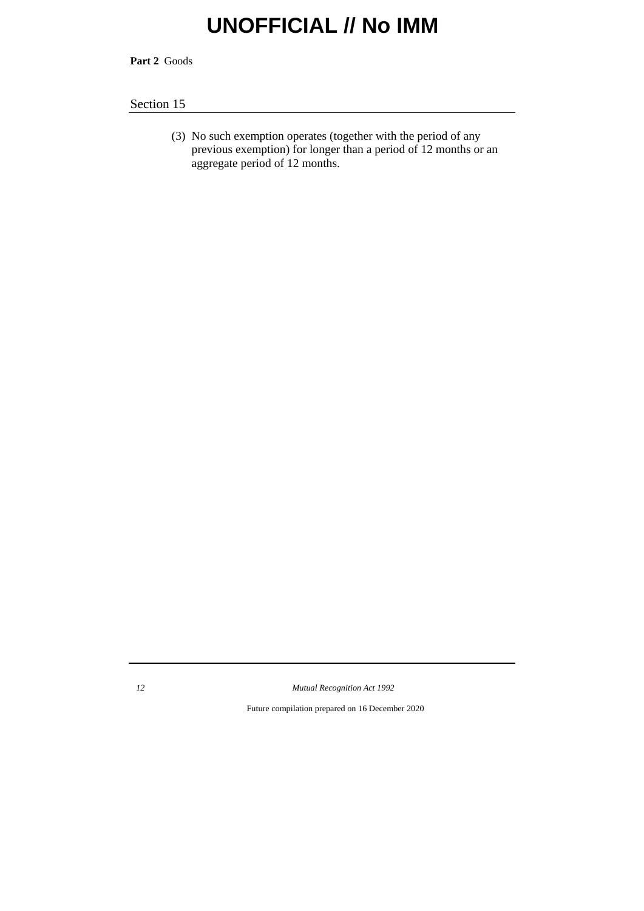(3) No such exemption operates (together with the period of any previous exemption) for longer than a period of 12 months or an aggregate period of 12 months.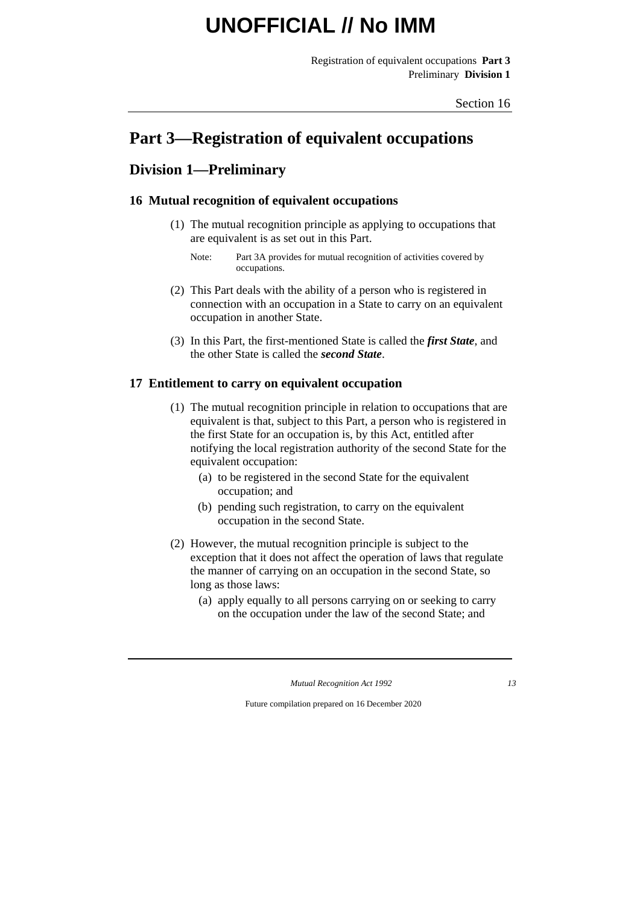# Part 3—Registration of equivalent occupations

## Division 1—Preliminary

### 16 Mutual recognition of equivalent occupations

(1) The mutual recognition principle as applying to occupations that are equivalent is as set out in this Part.

Note: Part 3A provides for mutual recognition of activities covered by occupations.

(2) This Part deals with the ability of a person who is registered in connection with an occupation in a State to carry on an equivalent occupation in another State.

(3) In this Part, the first-mentioned State is called the ***first State***, and the other State is called the ***second State***.

### 17 Entitlement to carry on equivalent occupation

(1) The mutual recognition principle in relation to occupations that are equivalent is that, subject to this Part, a person who is registered in the first State for an occupation is, by this Act, entitled after notifying the local registration authority of the second State for the equivalent occupation:

- (a) to be registered in the second State for the equivalent occupation; and
- (b) pending such registration, to carry on the equivalent occupation in the second State.

(2) However, the mutual recognition principle is subject to the exception that it does not affect the operation of laws that regulate the manner of carrying on an occupation in the second State, so long as those laws:

- (a) apply equally to all persons carrying on or seeking to carry on the occupation under the law of the second State; and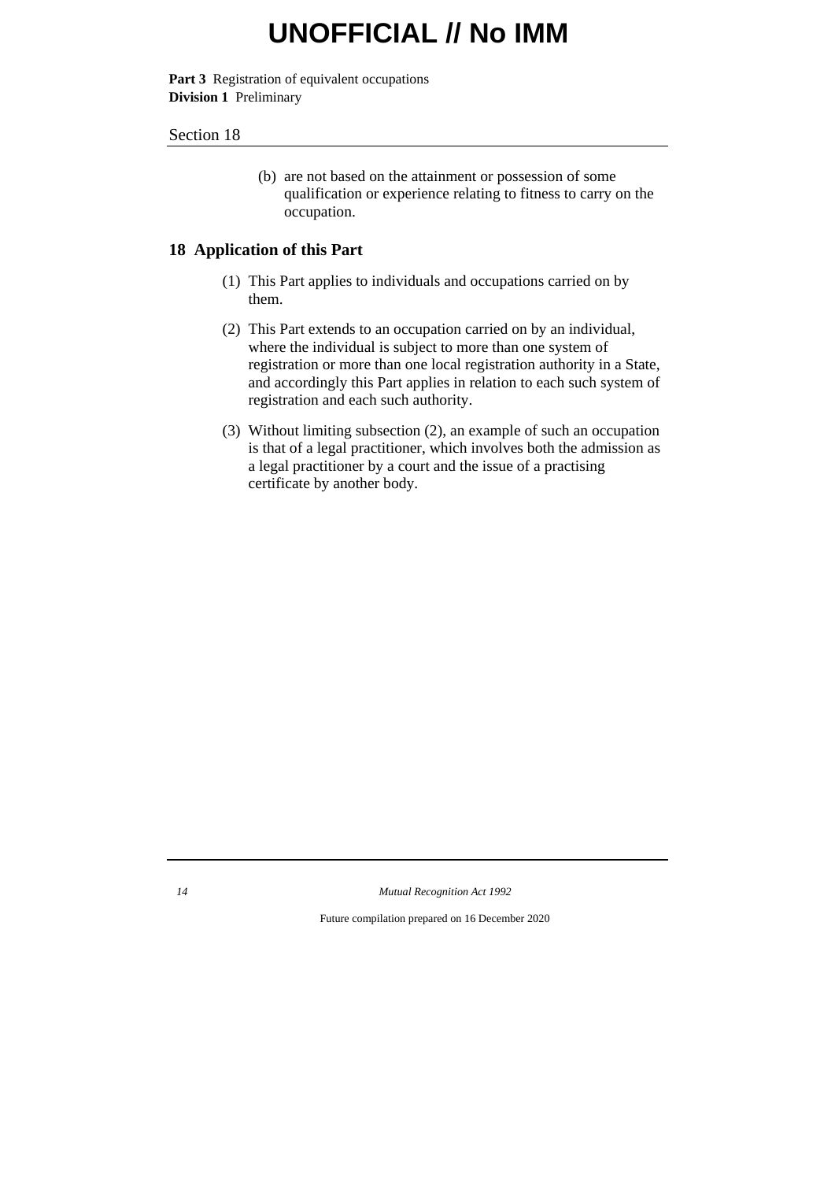(b) are not based on the attainment or possession of some qualification or experience relating to fitness to carry on the occupation.

## 18 Application of this Part

(1) This Part applies to individuals and occupations carried on by them.

(2) This Part extends to an occupation carried on by an individual, where the individual is subject to more than one system of registration or more than one local registration authority in a State, and accordingly this Part applies in relation to each such system of registration and each such authority.

(3) Without limiting subsection (2), an example of such an occupation is that of a legal practitioner, which involves both the admission as a legal practitioner by a court and the issue of a practising certificate by another body.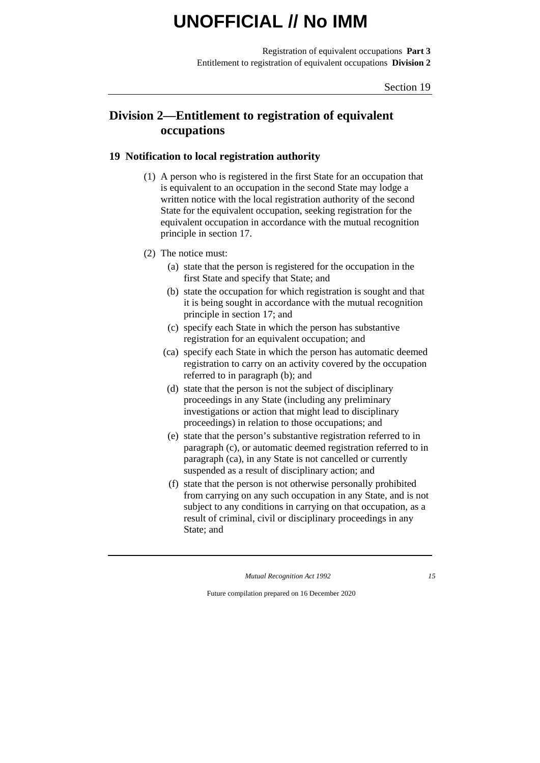## Division 2—Entitlement to registration of equivalent occupations

### 19 Notification to local registration authority

(1) A person who is registered in the first State for an occupation that is equivalent to an occupation in the second State may lodge a written notice with the local registration authority of the second State for the equivalent occupation, seeking registration for the equivalent occupation in accordance with the mutual recognition principle in section 17.

(2) The notice must:

- (a) state that the person is registered for the occupation in the first State and specify that State; and
- (b) state the occupation for which registration is sought and that it is being sought in accordance with the mutual recognition principle in section 17; and
- (c) specify each State in which the person has substantive registration for an equivalent occupation; and
- (ca) specify each State in which the person has automatic deemed registration to carry on an activity covered by the occupation referred to in paragraph (b); and
- (d) state that the person is not the subject of disciplinary proceedings in any State (including any preliminary investigations or action that might lead to disciplinary proceedings) in relation to those occupations; and
- (e) state that the person's substantive registration referred to in paragraph (c), or automatic deemed registration referred to in paragraph (ca), in any State is not cancelled or currently suspended as a result of disciplinary action; and
- (f) state that the person is not otherwise personally prohibited from carrying on any such occupation in any State, and is not subject to any conditions in carrying on that occupation, as a result of criminal, civil or disciplinary proceedings in any State; and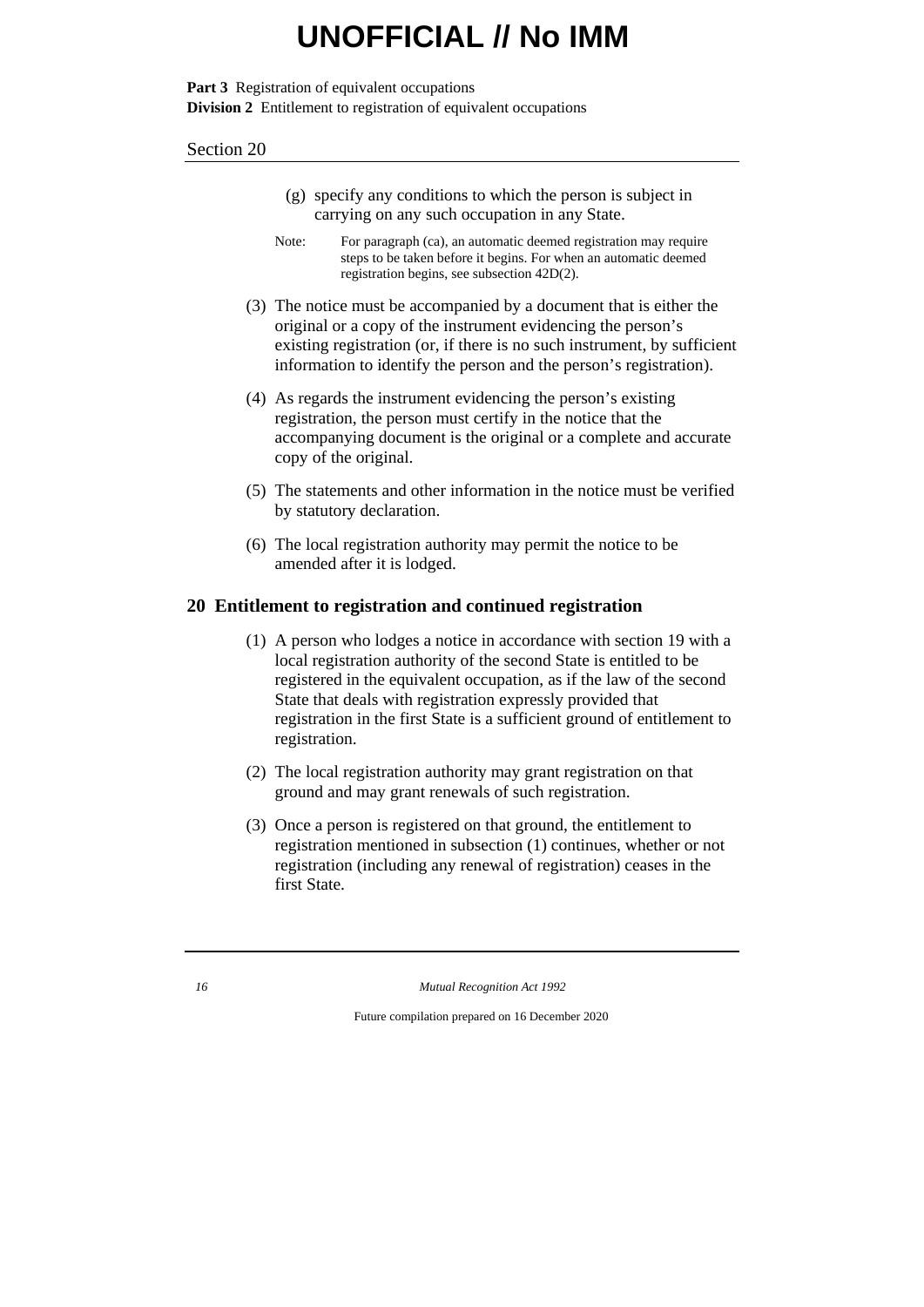(g) specify any conditions to which the person is subject in carrying on any such occupation in any State.

Note: For paragraph (ca), an automatic deemed registration may require steps to be taken before it begins. For when an automatic deemed registration begins, see subsection 42D(2).

(3) The notice must be accompanied by a document that is either the original or a copy of the instrument evidencing the person's existing registration (or, if there is no such instrument, by sufficient information to identify the person and the person's registration).

(4) As regards the instrument evidencing the person's existing registration, the person must certify in the notice that the accompanying document is the original or a complete and accurate copy of the original.

(5) The statements and other information in the notice must be verified by statutory declaration.

(6) The local registration authority may permit the notice to be amended after it is lodged.

## 20 Entitlement to registration and continued registration

(1) A person who lodges a notice in accordance with section 19 with a local registration authority of the second State is entitled to be registered in the equivalent occupation, as if the law of the second State that deals with registration expressly provided that registration in the first State is a sufficient ground of entitlement to registration.

(2) The local registration authority may grant registration on that ground and may grant renewals of such registration.

(3) Once a person is registered on that ground, the entitlement to registration mentioned in subsection (1) continues, whether or not registration (including any renewal of registration) ceases in the first State.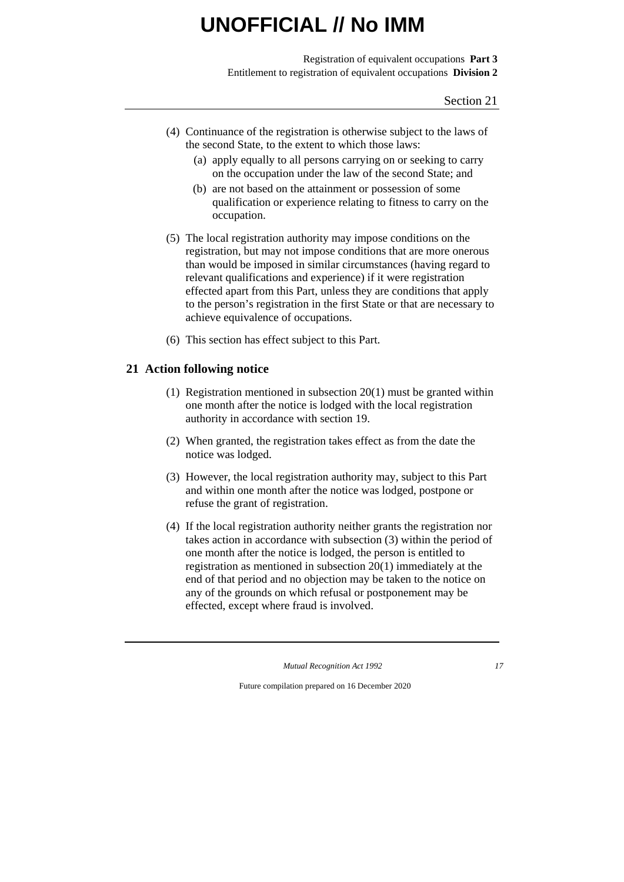(4) Continuance of the registration is otherwise subject to the laws of the second State, to the extent to which those laws:

  (a) apply equally to all persons carrying on or seeking to carry on the occupation under the law of the second State; and

  (b) are not based on the attainment or possession of some qualification or experience relating to fitness to carry on the occupation.

(5) The local registration authority may impose conditions on the registration, but may not impose conditions that are more onerous than would be imposed in similar circumstances (having regard to relevant qualifications and experience) if it were registration effected apart from this Part, unless they are conditions that apply to the person's registration in the first State or that are necessary to achieve equivalence of occupations.

(6) This section has effect subject to this Part.

## 21 Action following notice

(1) Registration mentioned in subsection 20(1) must be granted within one month after the notice is lodged with the local registration authority in accordance with section 19.

(2) When granted, the registration takes effect as from the date the notice was lodged.

(3) However, the local registration authority may, subject to this Part and within one month after the notice was lodged, postpone or refuse the grant of registration.

(4) If the local registration authority neither grants the registration nor takes action in accordance with subsection (3) within the period of one month after the notice is lodged, the person is entitled to registration as mentioned in subsection 20(1) immediately at the end of that period and no objection may be taken to the notice on any of the grounds on which refusal or postponement may be effected, except where fraud is involved.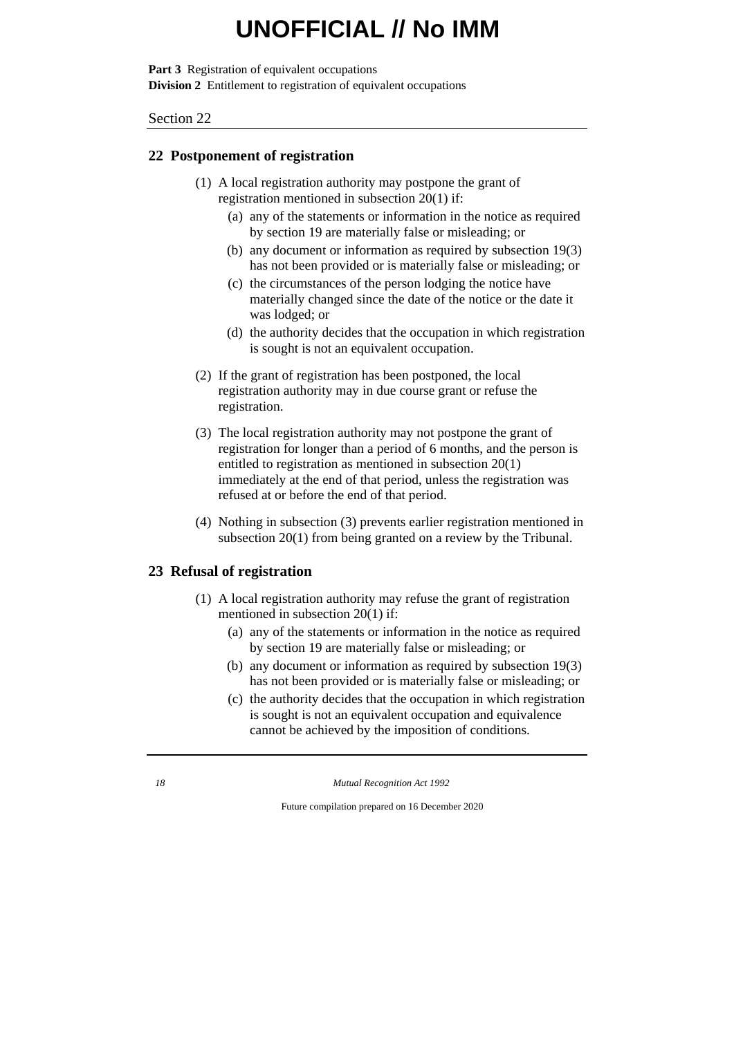## 22 Postponement of registration

(1) A local registration authority may postpone the grant of registration mentioned in subsection 20(1) if:

- (a) any of the statements or information in the notice as required by section 19 are materially false or misleading; or
- (b) any document or information as required by subsection 19(3) has not been provided or is materially false or misleading; or
- (c) the circumstances of the person lodging the notice have materially changed since the date of the notice or the date it was lodged; or
- (d) the authority decides that the occupation in which registration is sought is not an equivalent occupation.

(2) If the grant of registration has been postponed, the local registration authority may in due course grant or refuse the registration.

(3) The local registration authority may not postpone the grant of registration for longer than a period of 6 months, and the person is entitled to registration as mentioned in subsection 20(1) immediately at the end of that period, unless the registration was refused at or before the end of that period.

(4) Nothing in subsection (3) prevents earlier registration mentioned in subsection 20(1) from being granted on a review by the Tribunal.

## 23 Refusal of registration

(1) A local registration authority may refuse the grant of registration mentioned in subsection 20(1) if:

- (a) any of the statements or information in the notice as required by section 19 are materially false or misleading; or
- (b) any document or information as required by subsection 19(3) has not been provided or is materially false or misleading; or
- (c) the authority decides that the occupation in which registration is sought is not an equivalent occupation and equivalence cannot be achieved by the imposition of conditions.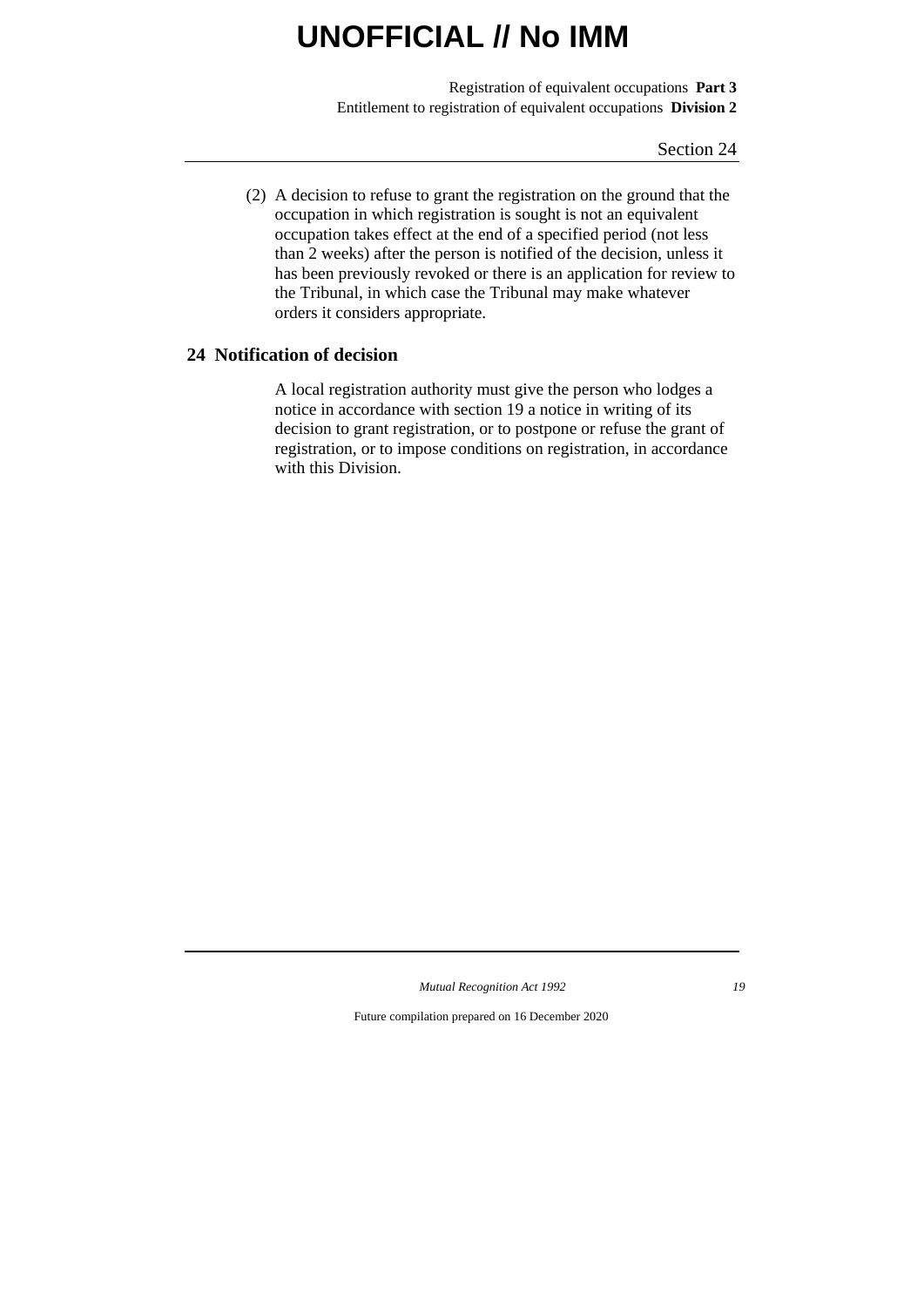(2) A decision to refuse to grant the registration on the ground that the occupation in which registration is sought is not an equivalent occupation takes effect at the end of a specified period (not less than 2 weeks) after the person is notified of the decision, unless it has been previously revoked or there is an application for review to the Tribunal, in which case the Tribunal may make whatever orders it considers appropriate.

## 24 Notification of decision

A local registration authority must give the person who lodges a notice in accordance with section 19 a notice in writing of its decision to grant registration, or to postpone or refuse the grant of registration, or to impose conditions on registration, in accordance with this Division.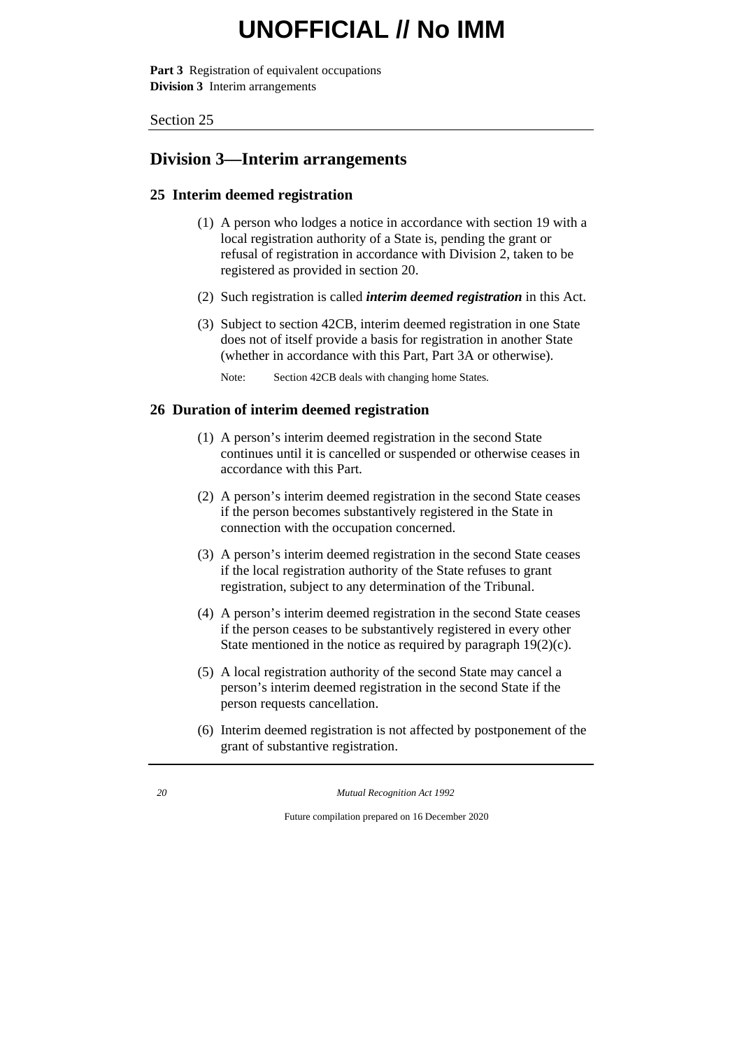## Division 3—Interim arrangements

### 25 Interim deemed registration

(1) A person who lodges a notice in accordance with section 19 with a local registration authority of a State is, pending the grant or refusal of registration in accordance with Division 2, taken to be registered as provided in section 20.

(2) Such registration is called ***interim deemed registration*** in this Act.

(3) Subject to section 42CB, interim deemed registration in one State does not of itself provide a basis for registration in another State (whether in accordance with this Part, Part 3A or otherwise).

Note: Section 42CB deals with changing home States.

### 26 Duration of interim deemed registration

(1) A person's interim deemed registration in the second State continues until it is cancelled or suspended or otherwise ceases in accordance with this Part.

(2) A person's interim deemed registration in the second State ceases if the person becomes substantively registered in the State in connection with the occupation concerned.

(3) A person's interim deemed registration in the second State ceases if the local registration authority of the State refuses to grant registration, subject to any determination of the Tribunal.

(4) A person's interim deemed registration in the second State ceases if the person ceases to be substantively registered in every other State mentioned in the notice as required by paragraph 19(2)(c).

(5) A local registration authority of the second State may cancel a person's interim deemed registration in the second State if the person requests cancellation.

(6) Interim deemed registration is not affected by postponement of the grant of substantive registration.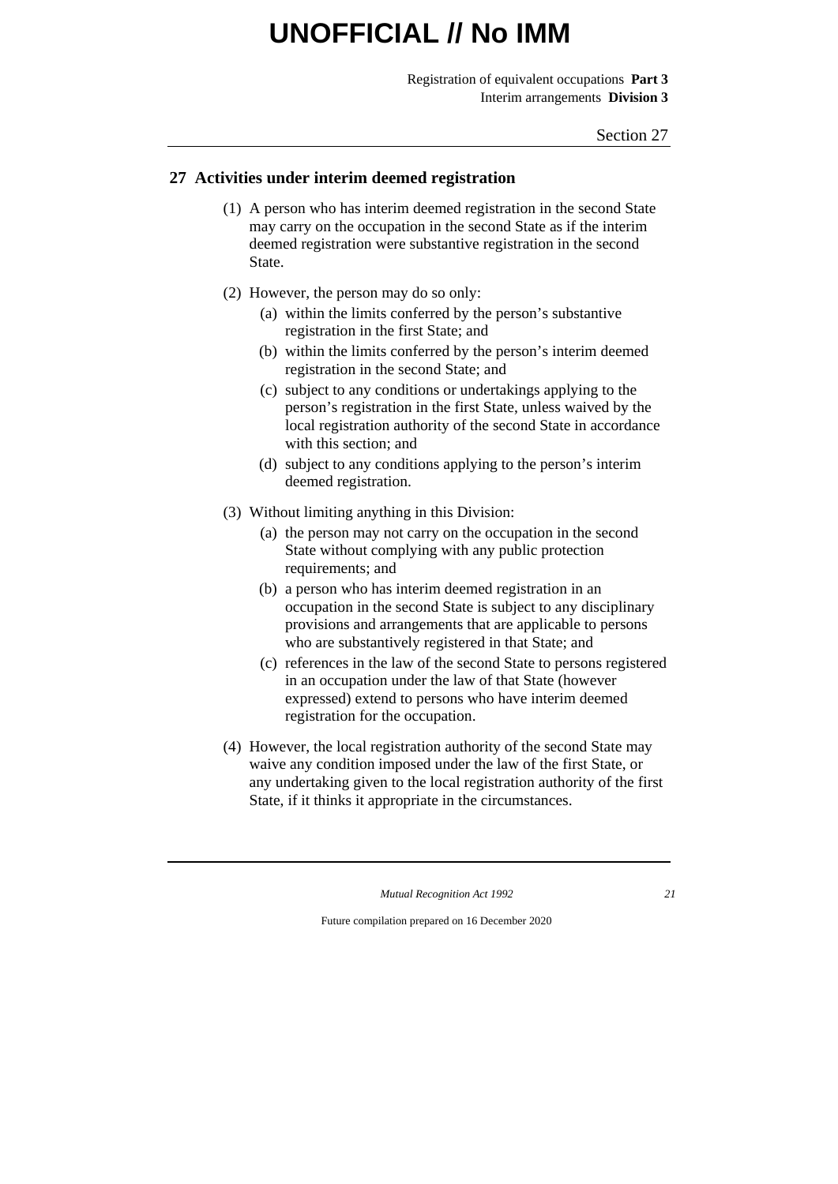## 27 Activities under interim deemed registration

(1) A person who has interim deemed registration in the second State may carry on the occupation in the second State as if the interim deemed registration were substantive registration in the second State.

(2) However, the person may do so only:

- (a) within the limits conferred by the person's substantive registration in the first State; and
- (b) within the limits conferred by the person's interim deemed registration in the second State; and
- (c) subject to any conditions or undertakings applying to the person's registration in the first State, unless waived by the local registration authority of the second State in accordance with this section; and
- (d) subject to any conditions applying to the person's interim deemed registration.

(3) Without limiting anything in this Division:

- (a) the person may not carry on the occupation in the second State without complying with any public protection requirements; and
- (b) a person who has interim deemed registration in an occupation in the second State is subject to any disciplinary provisions and arrangements that are applicable to persons who are substantively registered in that State; and
- (c) references in the law of the second State to persons registered in an occupation under the law of that State (however expressed) extend to persons who have interim deemed registration for the occupation.

(4) However, the local registration authority of the second State may waive any condition imposed under the law of the first State, or any undertaking given to the local registration authority of the first State, if it thinks it appropriate in the circumstances.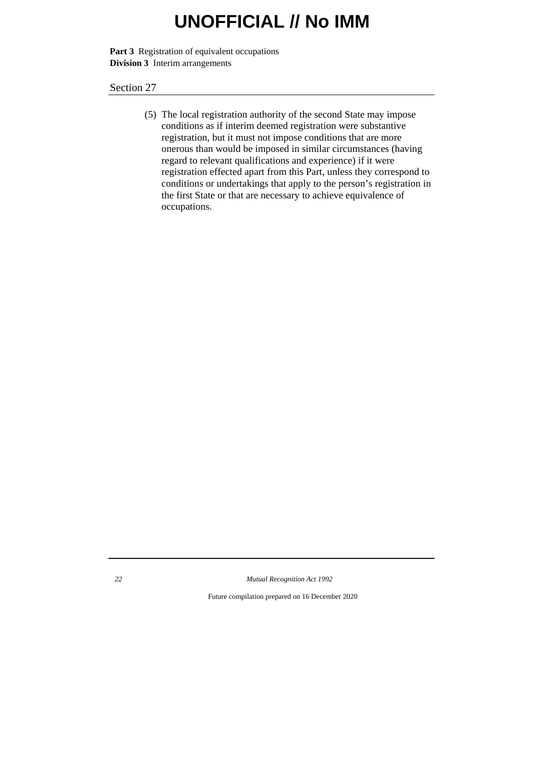(5) The local registration authority of the second State may impose conditions as if interim deemed registration were substantive registration, but it must not impose conditions that are more onerous than would be imposed in similar circumstances (having regard to relevant qualifications and experience) if it were registration effected apart from this Part, unless they correspond to conditions or undertakings that apply to the person's registration in the first State or that are necessary to achieve equivalence of occupations.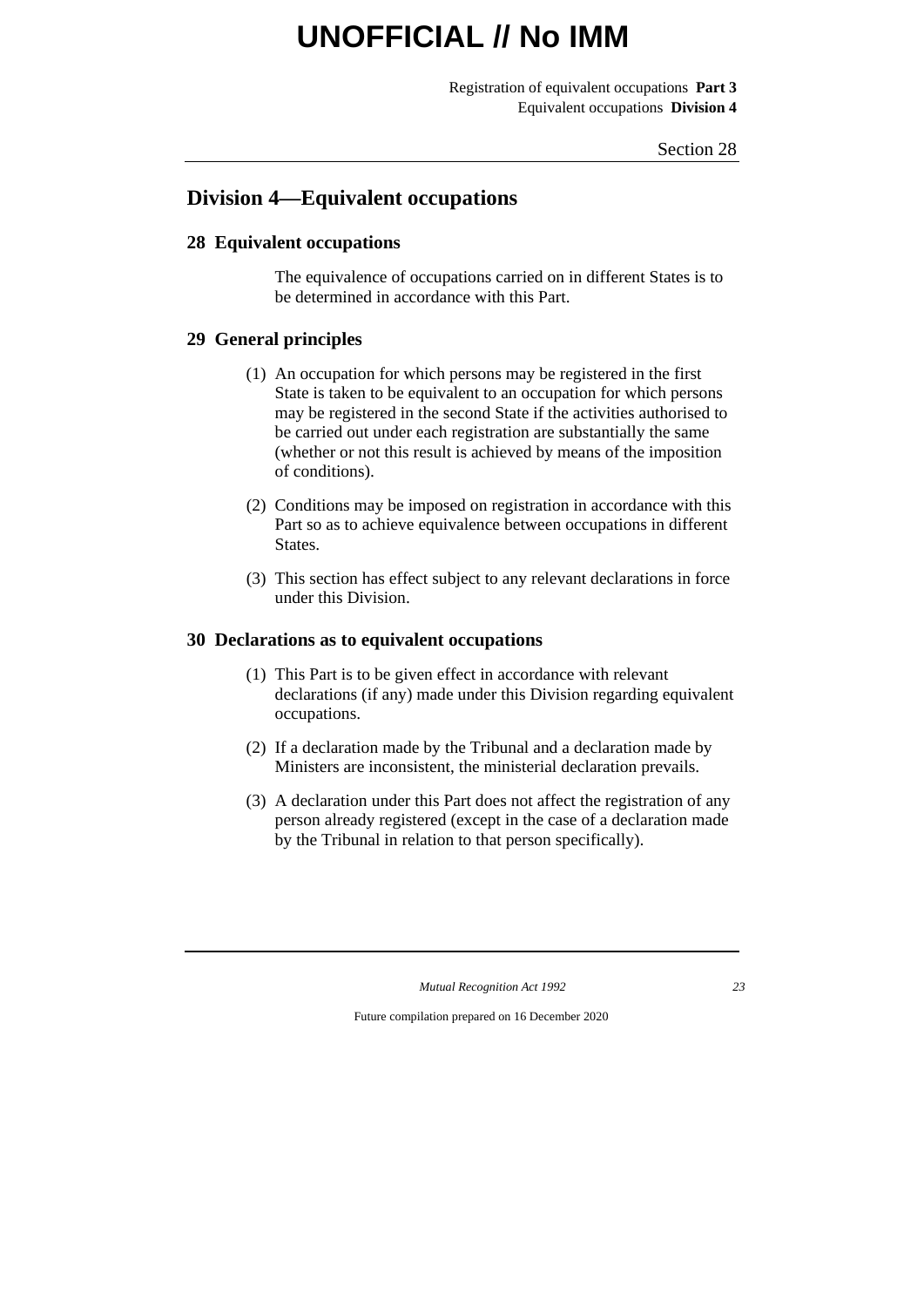## Division 4—Equivalent occupations

### 28 Equivalent occupations

The equivalence of occupations carried on in different States is to be determined in accordance with this Part.

### 29 General principles

(1) An occupation for which persons may be registered in the first State is taken to be equivalent to an occupation for which persons may be registered in the second State if the activities authorised to be carried out under each registration are substantially the same (whether or not this result is achieved by means of the imposition of conditions).

(2) Conditions may be imposed on registration in accordance with this Part so as to achieve equivalence between occupations in different States.

(3) This section has effect subject to any relevant declarations in force under this Division.

### 30 Declarations as to equivalent occupations

(1) This Part is to be given effect in accordance with relevant declarations (if any) made under this Division regarding equivalent occupations.

(2) If a declaration made by the Tribunal and a declaration made by Ministers are inconsistent, the ministerial declaration prevails.

(3) A declaration under this Part does not affect the registration of any person already registered (except in the case of a declaration made by the Tribunal in relation to that person specifically).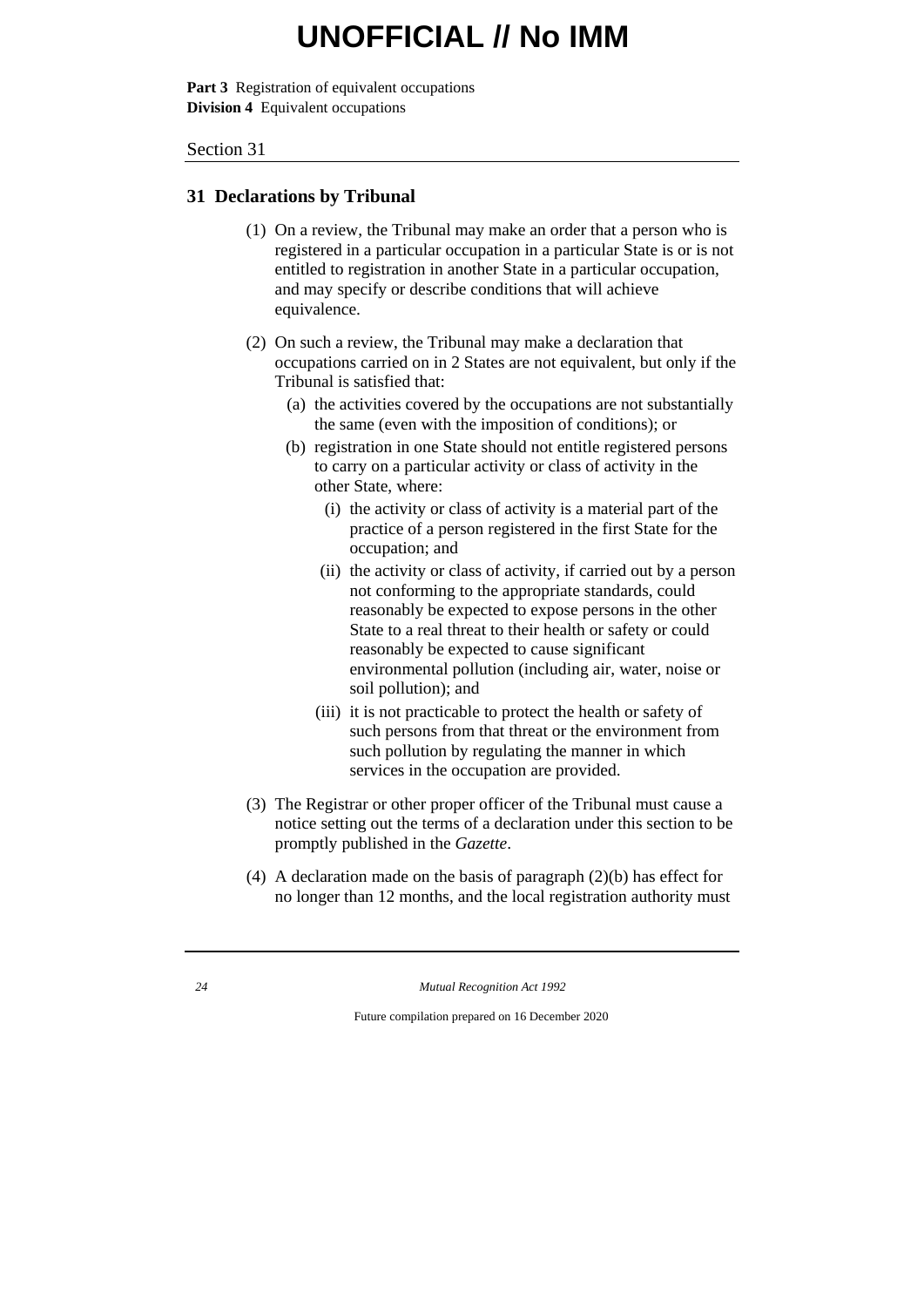## 31 Declarations by Tribunal

(1) On a review, the Tribunal may make an order that a person who is registered in a particular occupation in a particular State is or is not entitled to registration in another State in a particular occupation, and may specify or describe conditions that will achieve equivalence.

(2) On such a review, the Tribunal may make a declaration that occupations carried on in 2 States are not equivalent, but only if the Tribunal is satisfied that:

- (a) the activities covered by the occupations are not substantially the same (even with the imposition of conditions); or
- (b) registration in one State should not entitle registered persons to carry on a particular activity or class of activity in the other State, where:
  - (i) the activity or class of activity is a material part of the practice of a person registered in the first State for the occupation; and
  - (ii) the activity or class of activity, if carried out by a person not conforming to the appropriate standards, could reasonably be expected to expose persons in the other State to a real threat to their health or safety or could reasonably be expected to cause significant environmental pollution (including air, water, noise or soil pollution); and
  - (iii) it is not practicable to protect the health or safety of such persons from that threat or the environment from such pollution by regulating the manner in which services in the occupation are provided.

(3) The Registrar or other proper officer of the Tribunal must cause a notice setting out the terms of a declaration under this section to be promptly published in the *Gazette*.

(4) A declaration made on the basis of paragraph (2)(b) has effect for no longer than 12 months, and the local registration authority must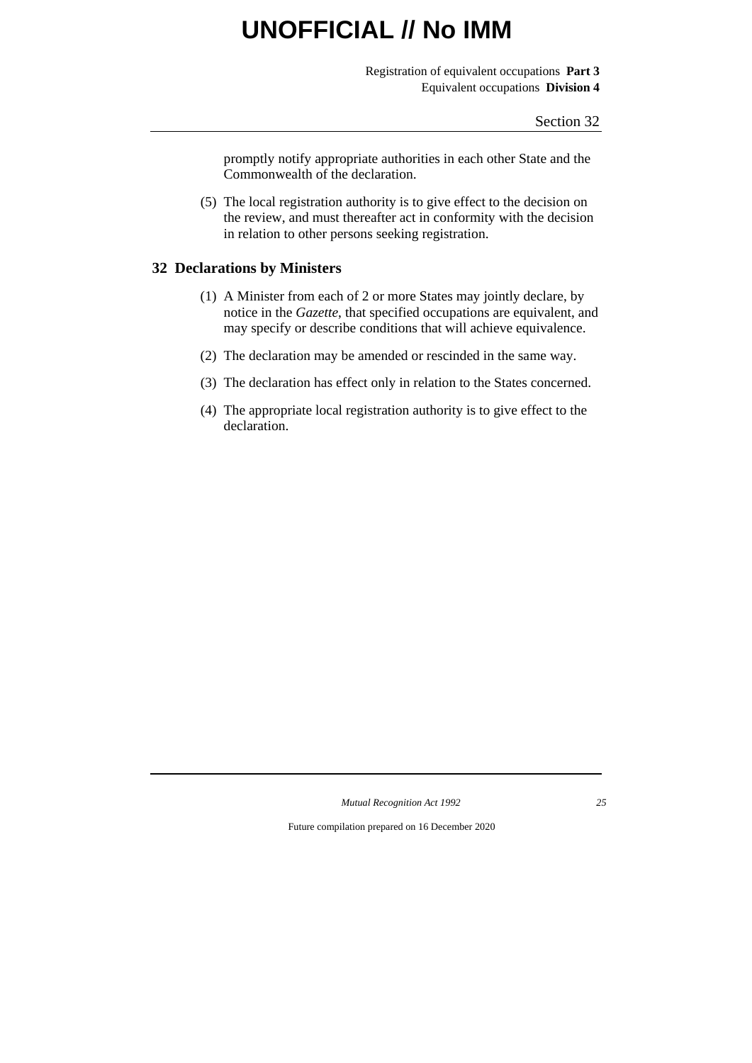promptly notify appropriate authorities in each other State and the Commonwealth of the declaration.

(5) The local registration authority is to give effect to the decision on the review, and must thereafter act in conformity with the decision in relation to other persons seeking registration.

## 32 Declarations by Ministers

(1) A Minister from each of 2 or more States may jointly declare, by notice in the *Gazette*, that specified occupations are equivalent, and may specify or describe conditions that will achieve equivalence.

(2) The declaration may be amended or rescinded in the same way.

(3) The declaration has effect only in relation to the States concerned.

(4) The appropriate local registration authority is to give effect to the declaration.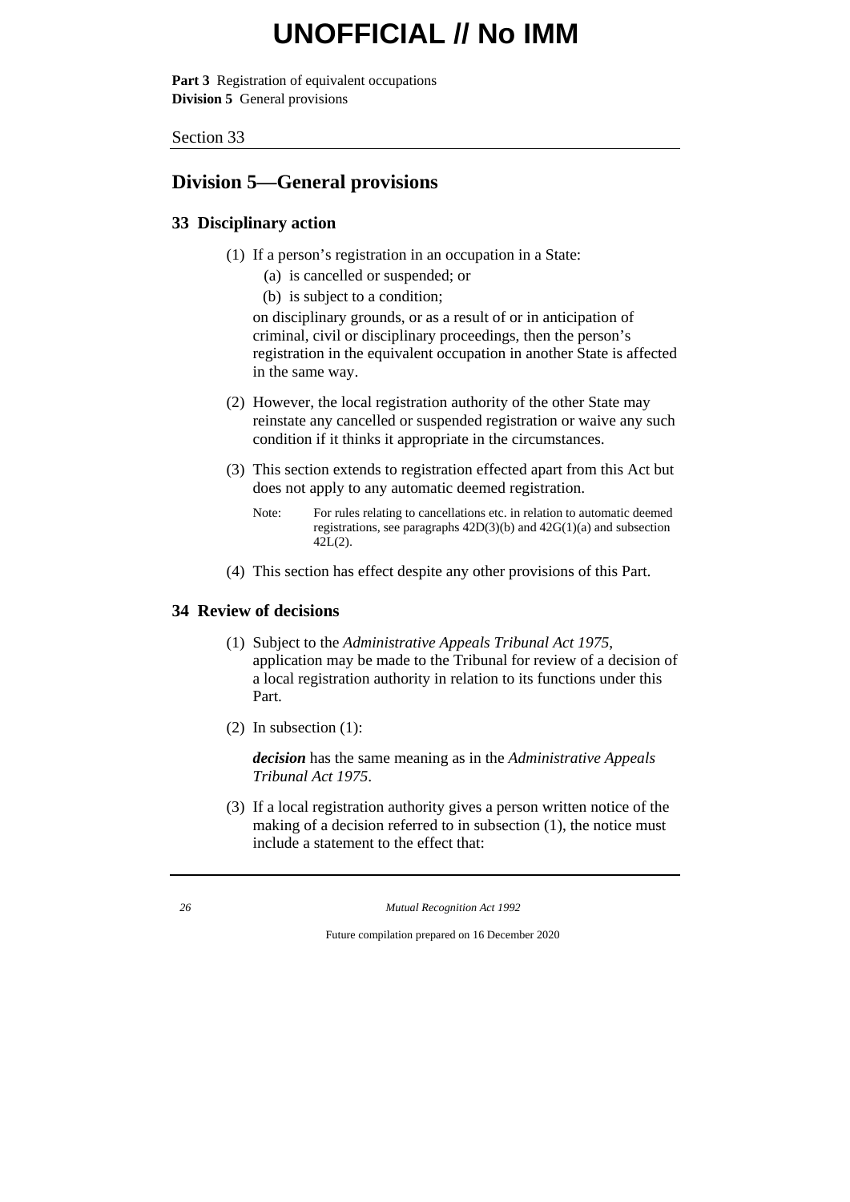## Division 5—General provisions

### 33 Disciplinary action

(1) If a person's registration in an occupation in a State:

(a) is cancelled or suspended; or

(b) is subject to a condition;

on disciplinary grounds, or as a result of or in anticipation of criminal, civil or disciplinary proceedings, then the person's registration in the equivalent occupation in another State is affected in the same way.

(2) However, the local registration authority of the other State may reinstate any cancelled or suspended registration or waive any such condition if it thinks it appropriate in the circumstances.

(3) This section extends to registration effected apart from this Act but does not apply to any automatic deemed registration.

Note: For rules relating to cancellations etc. in relation to automatic deemed registrations, see paragraphs 42D(3)(b) and 42G(1)(a) and subsection 42L(2).

(4) This section has effect despite any other provisions of this Part.

### 34 Review of decisions

(1) Subject to the *Administrative Appeals Tribunal Act 1975*, application may be made to the Tribunal for review of a decision of a local registration authority in relation to its functions under this Part.

(2) In subsection (1):

***decision*** has the same meaning as in the *Administrative Appeals Tribunal Act 1975*.

(3) If a local registration authority gives a person written notice of the making of a decision referred to in subsection (1), the notice must include a statement to the effect that: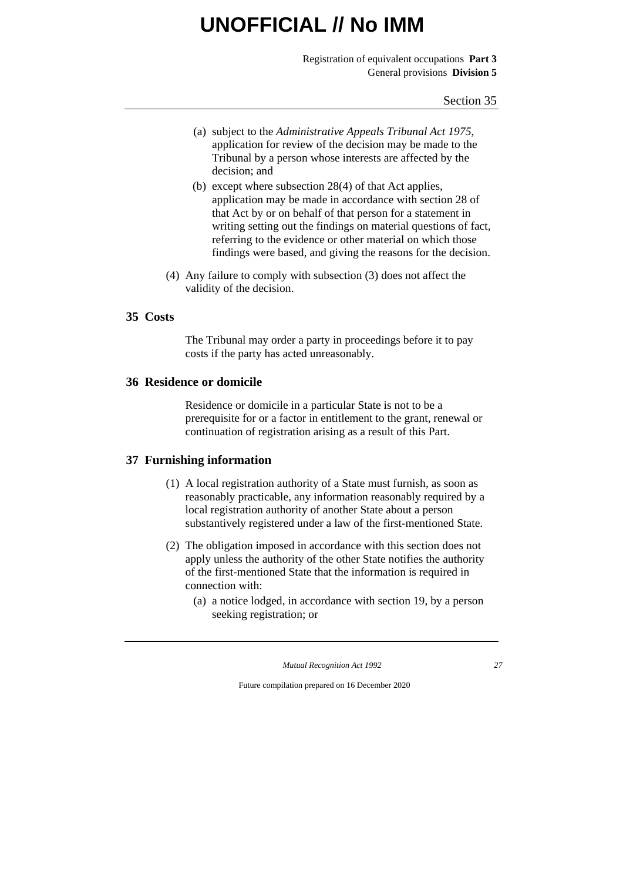(a) subject to the *Administrative Appeals Tribunal Act 1975*, application for review of the decision may be made to the Tribunal by a person whose interests are affected by the decision; and

(b) except where subsection 28(4) of that Act applies, application may be made in accordance with section 28 of that Act by or on behalf of that person for a statement in writing setting out the findings on material questions of fact, referring to the evidence or other material on which those findings were based, and giving the reasons for the decision.

(4) Any failure to comply with subsection (3) does not affect the validity of the decision.

## 35 Costs

The Tribunal may order a party in proceedings before it to pay costs if the party has acted unreasonably.

## 36 Residence or domicile

Residence or domicile in a particular State is not to be a prerequisite for or a factor in entitlement to the grant, renewal or continuation of registration arising as a result of this Part.

## 37 Furnishing information

(1) A local registration authority of a State must furnish, as soon as reasonably practicable, any information reasonably required by a local registration authority of another State about a person substantively registered under a law of the first-mentioned State.

(2) The obligation imposed in accordance with this section does not apply unless the authority of the other State notifies the authority of the first-mentioned State that the information is required in connection with:

(a) a notice lodged, in accordance with section 19, by a person seeking registration; or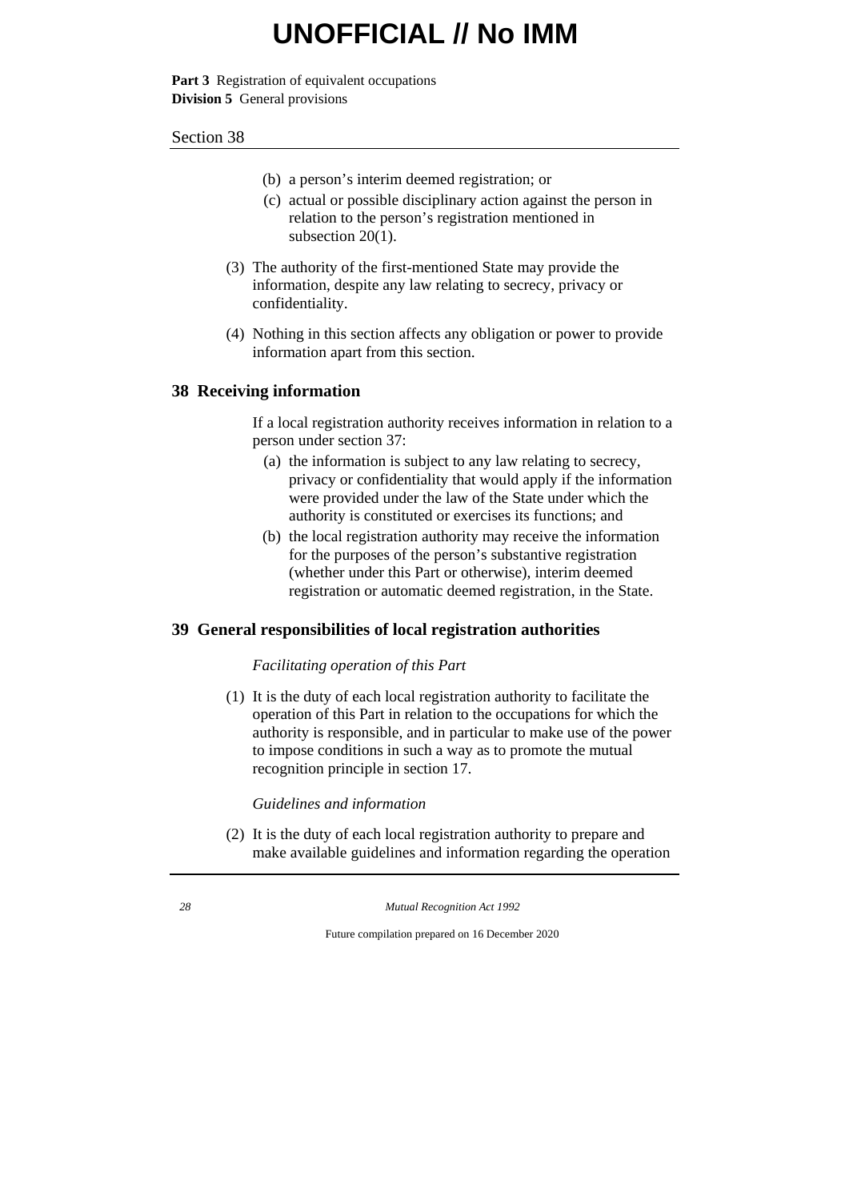(b) a person's interim deemed registration; or

(c) actual or possible disciplinary action against the person in relation to the person's registration mentioned in subsection 20(1).

(3) The authority of the first-mentioned State may provide the information, despite any law relating to secrecy, privacy or confidentiality.

(4) Nothing in this section affects any obligation or power to provide information apart from this section.

## 38 Receiving information

If a local registration authority receives information in relation to a person under section 37:

(a) the information is subject to any law relating to secrecy, privacy or confidentiality that would apply if the information were provided under the law of the State under which the authority is constituted or exercises its functions; and

(b) the local registration authority may receive the information for the purposes of the person's substantive registration (whether under this Part or otherwise), interim deemed registration or automatic deemed registration, in the State.

## 39 General responsibilities of local registration authorities

*Facilitating operation of this Part*

(1) It is the duty of each local registration authority to facilitate the operation of this Part in relation to the occupations for which the authority is responsible, and in particular to make use of the power to impose conditions in such a way as to promote the mutual recognition principle in section 17.

*Guidelines and information*

(2) It is the duty of each local registration authority to prepare and make available guidelines and information regarding the operation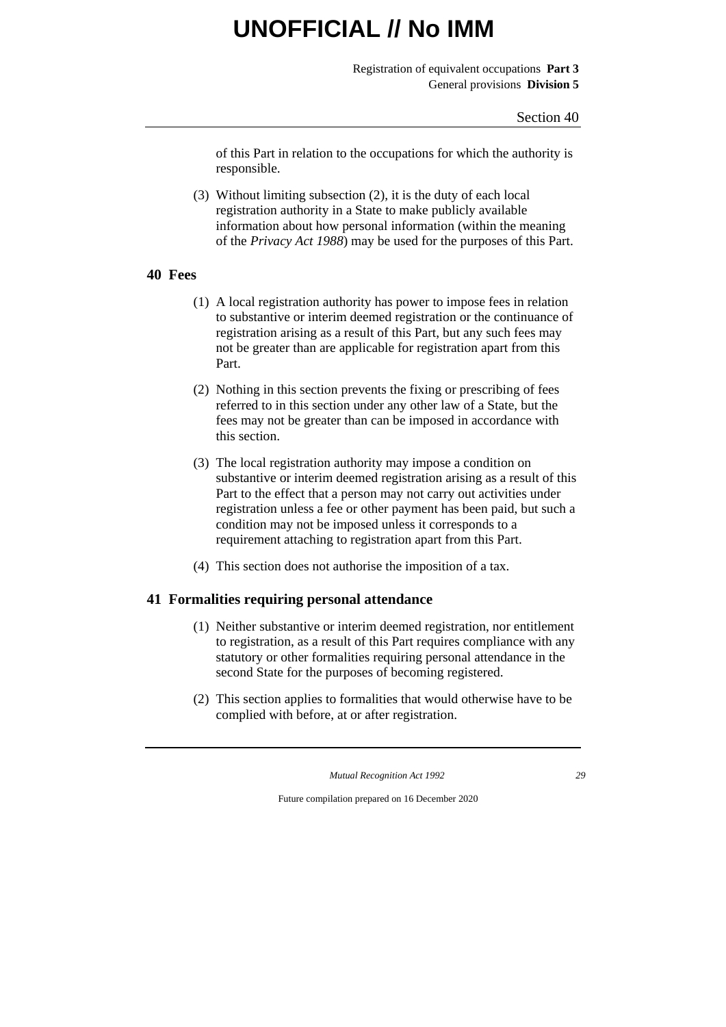of this Part in relation to the occupations for which the authority is responsible.

(3) Without limiting subsection (2), it is the duty of each local registration authority in a State to make publicly available information about how personal information (within the meaning of the *Privacy Act 1988*) may be used for the purposes of this Part.

## 40 Fees

(1) A local registration authority has power to impose fees in relation to substantive or interim deemed registration or the continuance of registration arising as a result of this Part, but any such fees may not be greater than are applicable for registration apart from this Part.

(2) Nothing in this section prevents the fixing or prescribing of fees referred to in this section under any other law of a State, but the fees may not be greater than can be imposed in accordance with this section.

(3) The local registration authority may impose a condition on substantive or interim deemed registration arising as a result of this Part to the effect that a person may not carry out activities under registration unless a fee or other payment has been paid, but such a condition may not be imposed unless it corresponds to a requirement attaching to registration apart from this Part.

(4) This section does not authorise the imposition of a tax.

## 41 Formalities requiring personal attendance

(1) Neither substantive or interim deemed registration, nor entitlement to registration, as a result of this Part requires compliance with any statutory or other formalities requiring personal attendance in the second State for the purposes of becoming registered.

(2) This section applies to formalities that would otherwise have to be complied with before, at or after registration.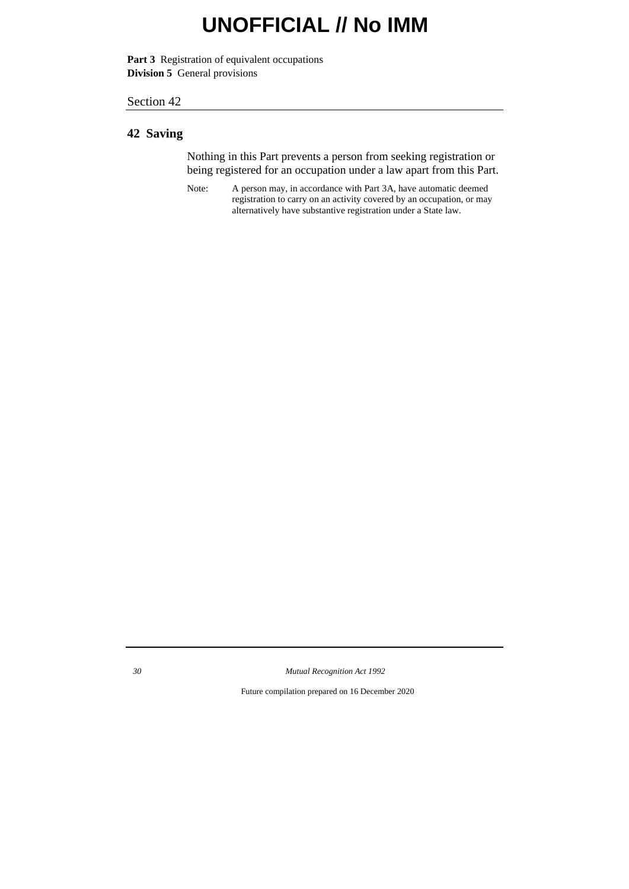## 42 Saving

Nothing in this Part prevents a person from seeking registration or being registered for an occupation under a law apart from this Part.

Note: A person may, in accordance with Part 3A, have automatic deemed registration to carry on an activity covered by an occupation, or may alternatively have substantive registration under a State law.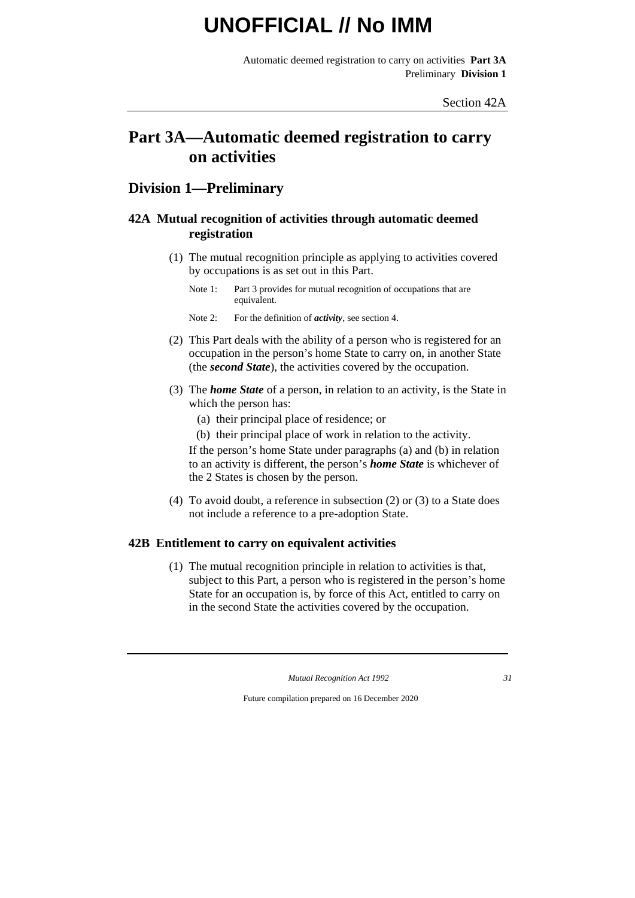# Part 3A—Automatic deemed registration to carry on activities

## Division 1—Preliminary

### 42A Mutual recognition of activities through automatic deemed registration

(1) The mutual recognition principle as applying to activities covered by occupations is as set out in this Part.

Note 1: Part 3 provides for mutual recognition of occupations that are equivalent.

Note 2: For the definition of ***activity***, see section 4.

(2) This Part deals with the ability of a person who is registered for an occupation in the person's home State to carry on, in another State (the ***second State***), the activities covered by the occupation.

(3) The ***home State*** of a person, in relation to an activity, is the State in which the person has:

- (a) their principal place of residence; or
- (b) their principal place of work in relation to the activity.

If the person's home State under paragraphs (a) and (b) in relation to an activity is different, the person's ***home State*** is whichever of the 2 States is chosen by the person.

(4) To avoid doubt, a reference in subsection (2) or (3) to a State does not include a reference to a pre-adoption State.

### 42B Entitlement to carry on equivalent activities

(1) The mutual recognition principle in relation to activities is that, subject to this Part, a person who is registered in the person's home State for an occupation is, by force of this Act, entitled to carry on in the second State the activities covered by the occupation.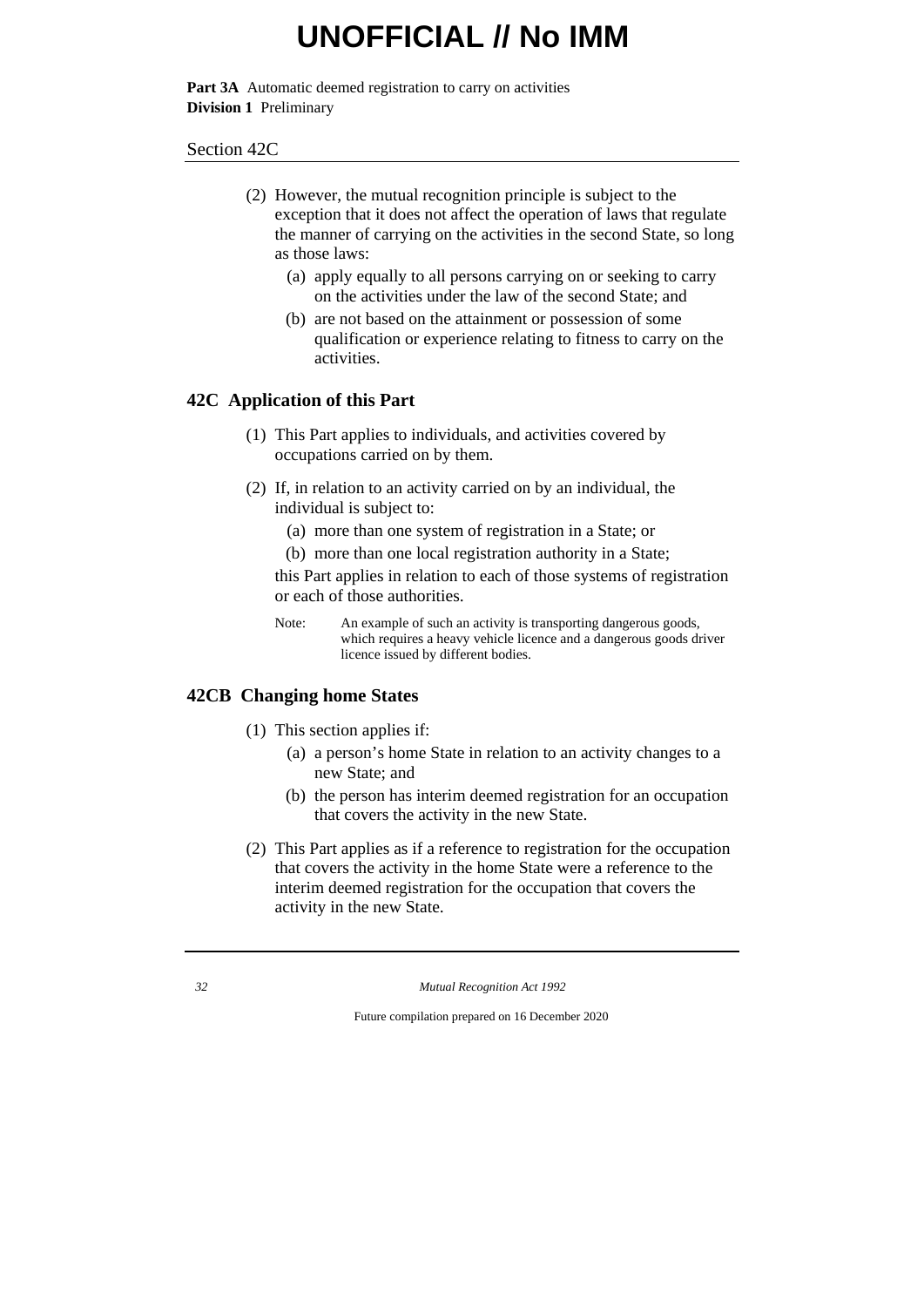(2) However, the mutual recognition principle is subject to the exception that it does not affect the operation of laws that regulate the manner of carrying on the activities in the second State, so long as those laws:

   (a) apply equally to all persons carrying on or seeking to carry on the activities under the law of the second State; and

   (b) are not based on the attainment or possession of some qualification or experience relating to fitness to carry on the activities.

## 42C Application of this Part

(1) This Part applies to individuals, and activities covered by occupations carried on by them.

(2) If, in relation to an activity carried on by an individual, the individual is subject to:

   (a) more than one system of registration in a State; or

   (b) more than one local registration authority in a State;

this Part applies in relation to each of those systems of registration or each of those authorities.

Note: An example of such an activity is transporting dangerous goods, which requires a heavy vehicle licence and a dangerous goods driver licence issued by different bodies.

## 42CB Changing home States

(1) This section applies if:

   (a) a person's home State in relation to an activity changes to a new State; and

   (b) the person has interim deemed registration for an occupation that covers the activity in the new State.

(2) This Part applies as if a reference to registration for the occupation that covers the activity in the home State were a reference to the interim deemed registration for the occupation that covers the activity in the new State.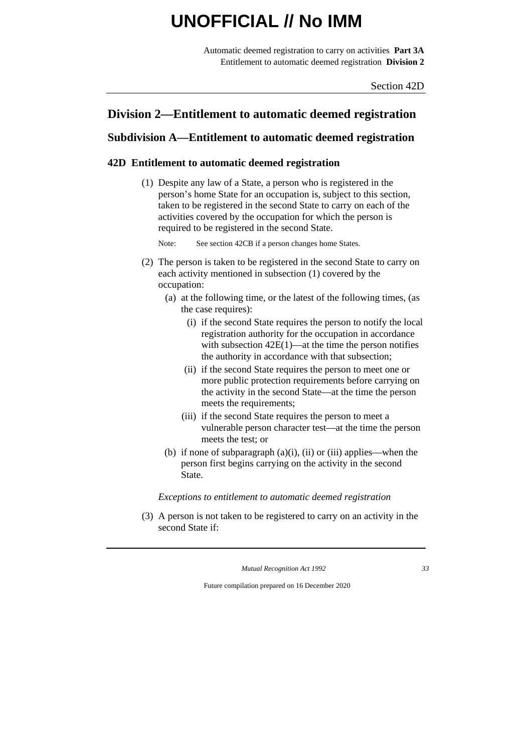## Division 2—Entitlement to automatic deemed registration

### Subdivision A—Entitlement to automatic deemed registration

#### 42D Entitlement to automatic deemed registration

(1) Despite any law of a State, a person who is registered in the person's home State for an occupation is, subject to this section, taken to be registered in the second State to carry on each of the activities covered by the occupation for which the person is required to be registered in the second State.

Note: See section 42CB if a person changes home States.

(2) The person is taken to be registered in the second State to carry on each activity mentioned in subsection (1) covered by the occupation:

- (a) at the following time, or the latest of the following times, (as the case requires):
  - (i) if the second State requires the person to notify the local registration authority for the occupation in accordance with subsection 42E(1)—at the time the person notifies the authority in accordance with that subsection;
  - (ii) if the second State requires the person to meet one or more public protection requirements before carrying on the activity in the second State—at the time the person meets the requirements;
  - (iii) if the second State requires the person to meet a vulnerable person character test—at the time the person meets the test; or
- (b) if none of subparagraph (a)(i), (ii) or (iii) applies—when the person first begins carrying on the activity in the second State.

*Exceptions to entitlement to automatic deemed registration*

(3) A person is not taken to be registered to carry on an activity in the second State if: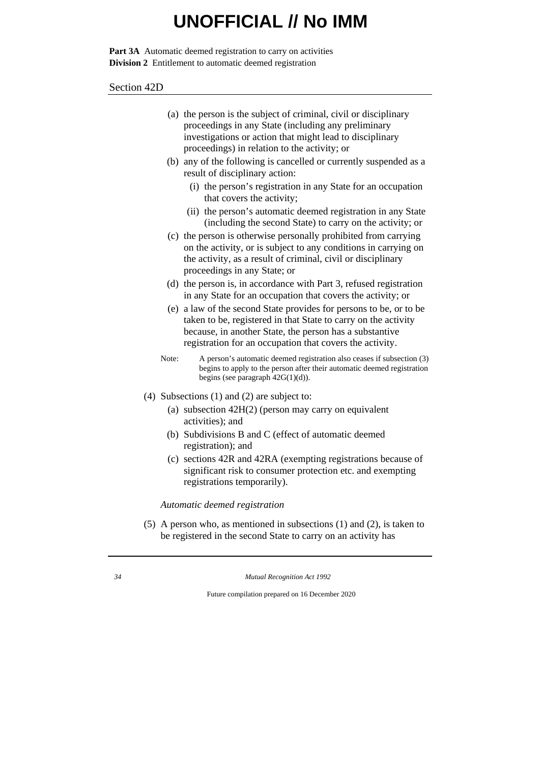Section 42D

(a) the person is the subject of criminal, civil or disciplinary proceedings in any State (including any preliminary investigations or action that might lead to disciplinary proceedings) in relation to the activity; or

(b) any of the following is cancelled or currently suspended as a result of disciplinary action:

  (i) the person's registration in any State for an occupation that covers the activity;

  (ii) the person's automatic deemed registration in any State (including the second State) to carry on the activity; or

(c) the person is otherwise personally prohibited from carrying on the activity, or is subject to any conditions in carrying on the activity, as a result of criminal, civil or disciplinary proceedings in any State; or

(d) the person is, in accordance with Part 3, refused registration in any State for an occupation that covers the activity; or

(e) a law of the second State provides for persons to be, or to be taken to be, registered in that State to carry on the activity because, in another State, the person has a substantive registration for an occupation that covers the activity.

Note: A person's automatic deemed registration also ceases if subsection (3) begins to apply to the person after their automatic deemed registration begins (see paragraph 42G(1)(d)).

(4) Subsections (1) and (2) are subject to:

(a) subsection 42H(2) (person may carry on equivalent activities); and

(b) Subdivisions B and C (effect of automatic deemed registration); and

(c) sections 42R and 42RA (exempting registrations because of significant risk to consumer protection etc. and exempting registrations temporarily).

*Automatic deemed registration*

(5) A person who, as mentioned in subsections (1) and (2), is taken to be registered in the second State to carry on an activity has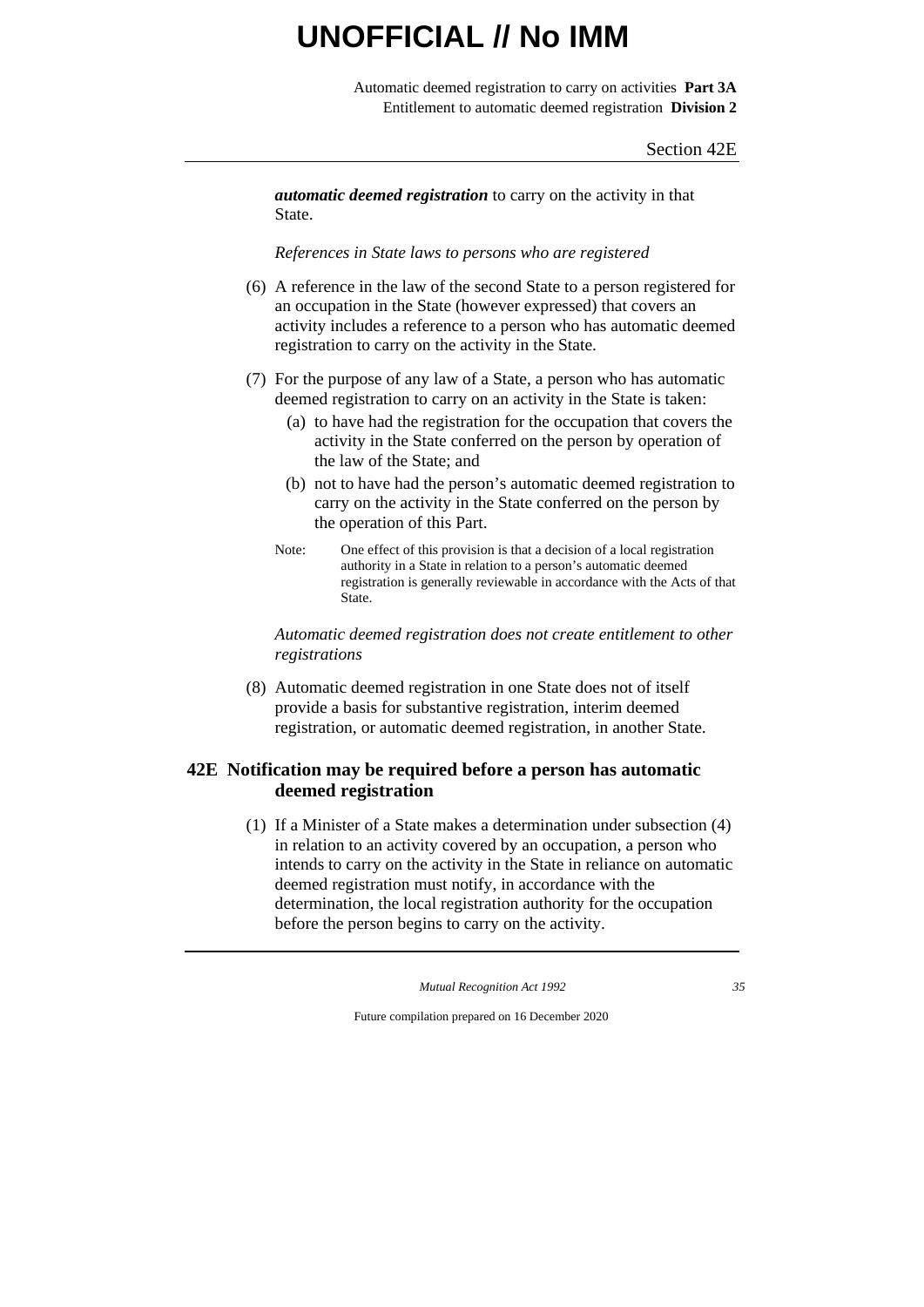***automatic deemed registration*** to carry on the activity in that State.

*References in State laws to persons who are registered*

(6) A reference in the law of the second State to a person registered for an occupation in the State (however expressed) that covers an activity includes a reference to a person who has automatic deemed registration to carry on the activity in the State.

(7) For the purpose of any law of a State, a person who has automatic deemed registration to carry on an activity in the State is taken:

(a) to have had the registration for the occupation that covers the activity in the State conferred on the person by operation of the law of the State; and

(b) not to have had the person's automatic deemed registration to carry on the activity in the State conferred on the person by the operation of this Part.

Note: One effect of this provision is that a decision of a local registration authority in a State in relation to a person's automatic deemed registration is generally reviewable in accordance with the Acts of that State.

*Automatic deemed registration does not create entitlement to other registrations*

(8) Automatic deemed registration in one State does not of itself provide a basis for substantive registration, interim deemed registration, or automatic deemed registration, in another State.

## 42E Notification may be required before a person has automatic deemed registration

(1) If a Minister of a State makes a determination under subsection (4) in relation to an activity covered by an occupation, a person who intends to carry on the activity in the State in reliance on automatic deemed registration must notify, in accordance with the determination, the local registration authority for the occupation before the person begins to carry on the activity.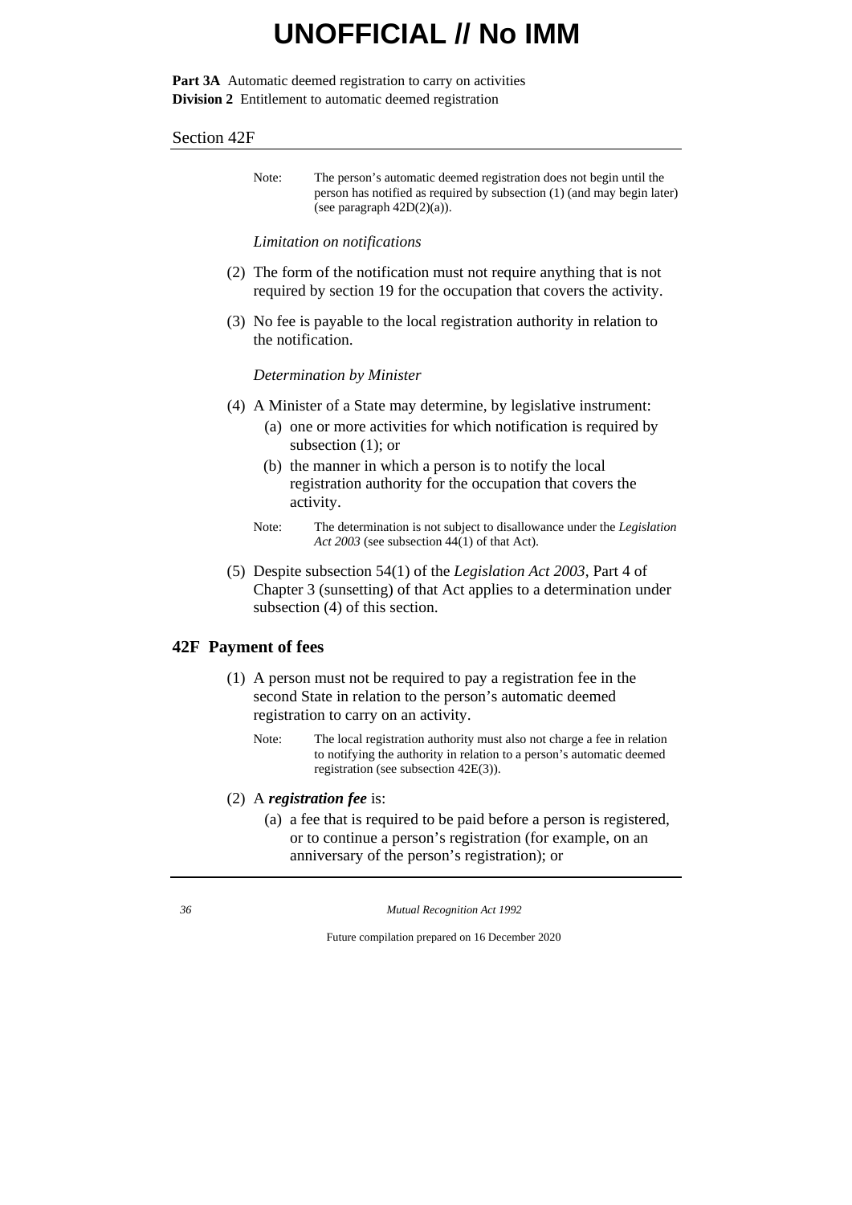Note: The person's automatic deemed registration does not begin until the person has notified as required by subsection (1) (and may begin later) (see paragraph 42D(2)(a)).

*Limitation on notifications*

(2) The form of the notification must not require anything that is not required by section 19 for the occupation that covers the activity.

(3) No fee is payable to the local registration authority in relation to the notification.

*Determination by Minister*

(4) A Minister of a State may determine, by legislative instrument:

(a) one or more activities for which notification is required by subsection (1); or

(b) the manner in which a person is to notify the local registration authority for the occupation that covers the activity.

Note: The determination is not subject to disallowance under the *Legislation Act 2003* (see subsection 44(1) of that Act).

(5) Despite subsection 54(1) of the *Legislation Act 2003*, Part 4 of Chapter 3 (sunsetting) of that Act applies to a determination under subsection (4) of this section.

## 42F Payment of fees

(1) A person must not be required to pay a registration fee in the second State in relation to the person's automatic deemed registration to carry on an activity.

Note: The local registration authority must also not charge a fee in relation to notifying the authority in relation to a person's automatic deemed registration (see subsection 42E(3)).

(2) A ***registration fee*** is:

(a) a fee that is required to be paid before a person is registered, or to continue a person's registration (for example, on an anniversary of the person's registration); or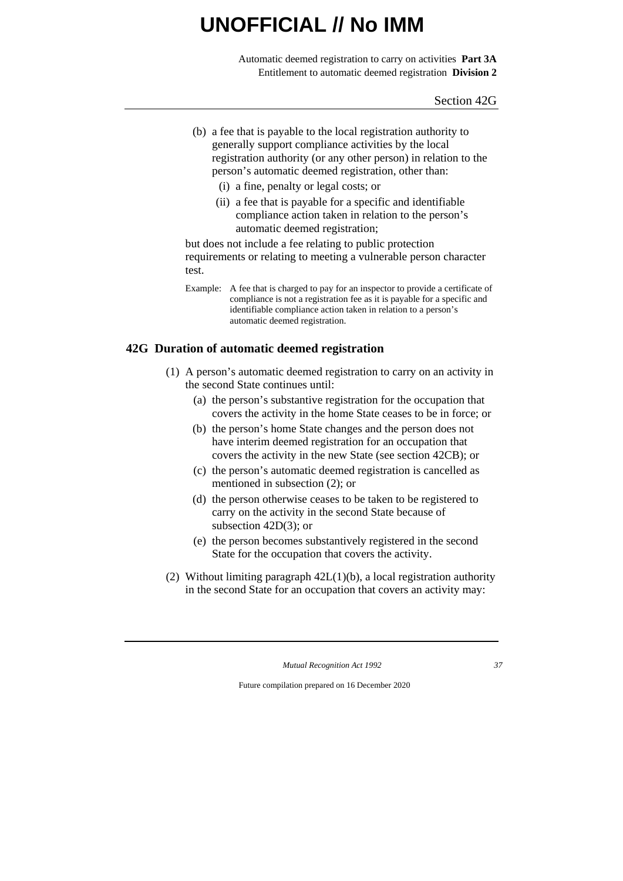(b) a fee that is payable to the local registration authority to generally support compliance activities by the local registration authority (or any other person) in relation to the person's automatic deemed registration, other than:

   (i) a fine, penalty or legal costs; or

   (ii) a fee that is payable for a specific and identifiable compliance action taken in relation to the person's automatic deemed registration;

but does not include a fee relating to public protection requirements or relating to meeting a vulnerable person character test.

Example: A fee that is charged to pay for an inspector to provide a certificate of compliance is not a registration fee as it is payable for a specific and identifiable compliance action taken in relation to a person's automatic deemed registration.

## 42G Duration of automatic deemed registration

(1) A person's automatic deemed registration to carry on an activity in the second State continues until:

   (a) the person's substantive registration for the occupation that covers the activity in the home State ceases to be in force; or

   (b) the person's home State changes and the person does not have interim deemed registration for an occupation that covers the activity in the new State (see section 42CB); or

   (c) the person's automatic deemed registration is cancelled as mentioned in subsection (2); or

   (d) the person otherwise ceases to be taken to be registered to carry on the activity in the second State because of subsection 42D(3); or

   (e) the person becomes substantively registered in the second State for the occupation that covers the activity.

(2) Without limiting paragraph 42L(1)(b), a local registration authority in the second State for an occupation that covers an activity may: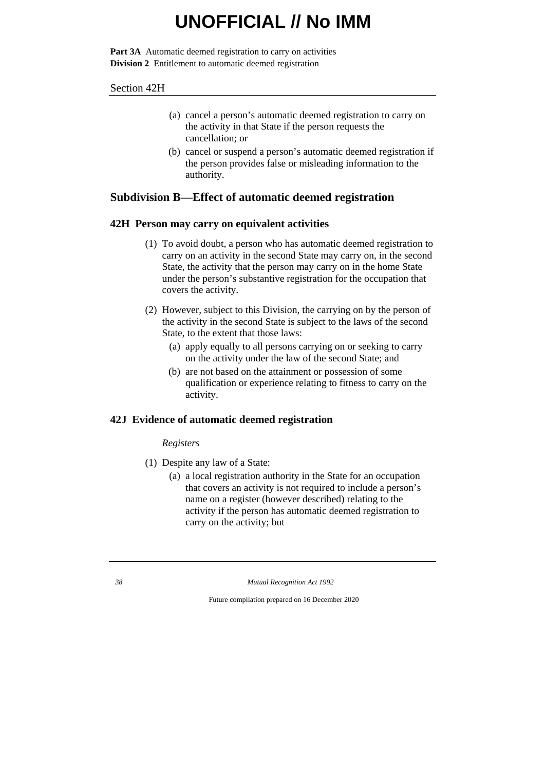(a) cancel a person's automatic deemed registration to carry on the activity in that State if the person requests the cancellation; or

(b) cancel or suspend a person's automatic deemed registration if the person provides false or misleading information to the authority.

## Subdivision B—Effect of automatic deemed registration

### 42H Person may carry on equivalent activities

(1) To avoid doubt, a person who has automatic deemed registration to carry on an activity in the second State may carry on, in the second State, the activity that the person may carry on in the home State under the person's substantive registration for the occupation that covers the activity.

(2) However, subject to this Division, the carrying on by the person of the activity in the second State is subject to the laws of the second State, to the extent that those laws:

(a) apply equally to all persons carrying on or seeking to carry on the activity under the law of the second State; and

(b) are not based on the attainment or possession of some qualification or experience relating to fitness to carry on the activity.

### 42J Evidence of automatic deemed registration

*Registers*

(1) Despite any law of a State:

(a) a local registration authority in the State for an occupation that covers an activity is not required to include a person's name on a register (however described) relating to the activity if the person has automatic deemed registration to carry on the activity; but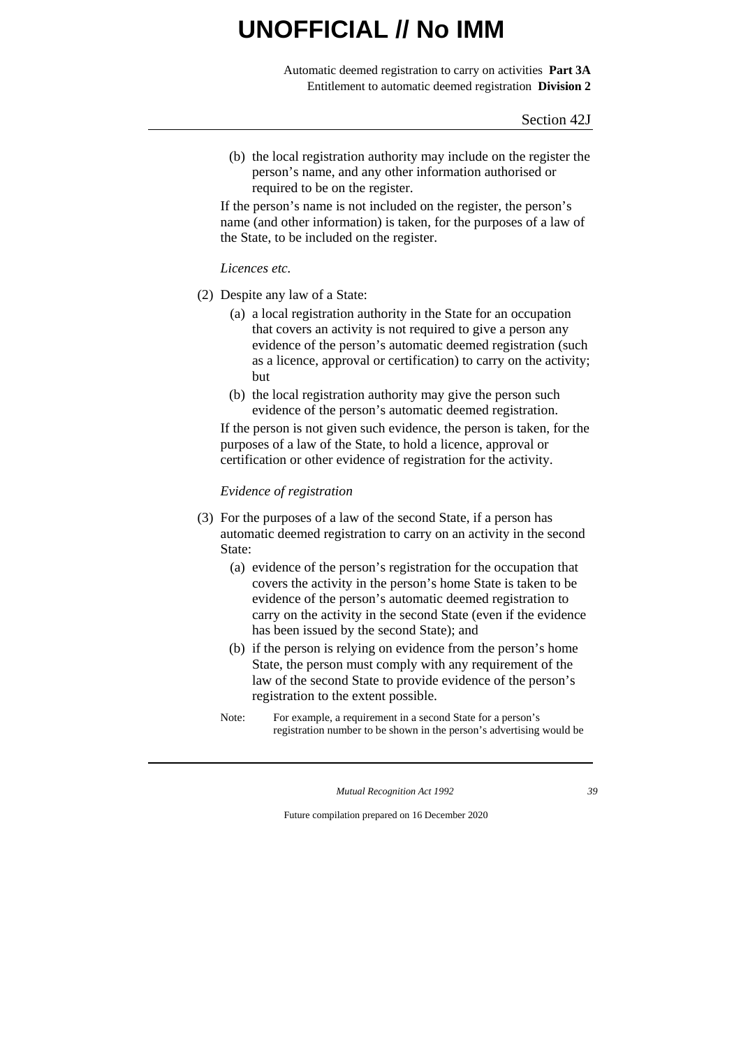(b) the local registration authority may include on the register the person's name, and any other information authorised or required to be on the register.

If the person's name is not included on the register, the person's name (and other information) is taken, for the purposes of a law of the State, to be included on the register.

*Licences etc.*

(2) Despite any law of a State:

(a) a local registration authority in the State for an occupation that covers an activity is not required to give a person any evidence of the person's automatic deemed registration (such as a licence, approval or certification) to carry on the activity; but

(b) the local registration authority may give the person such evidence of the person's automatic deemed registration.

If the person is not given such evidence, the person is taken, for the purposes of a law of the State, to hold a licence, approval or certification or other evidence of registration for the activity.

*Evidence of registration*

(3) For the purposes of a law of the second State, if a person has automatic deemed registration to carry on an activity in the second State:

(a) evidence of the person's registration for the occupation that covers the activity in the person's home State is taken to be evidence of the person's automatic deemed registration to carry on the activity in the second State (even if the evidence has been issued by the second State); and

(b) if the person is relying on evidence from the person's home State, the person must comply with any requirement of the law of the second State to provide evidence of the person's registration to the extent possible.

Note: For example, a requirement in a second State for a person's registration number to be shown in the person's advertising would be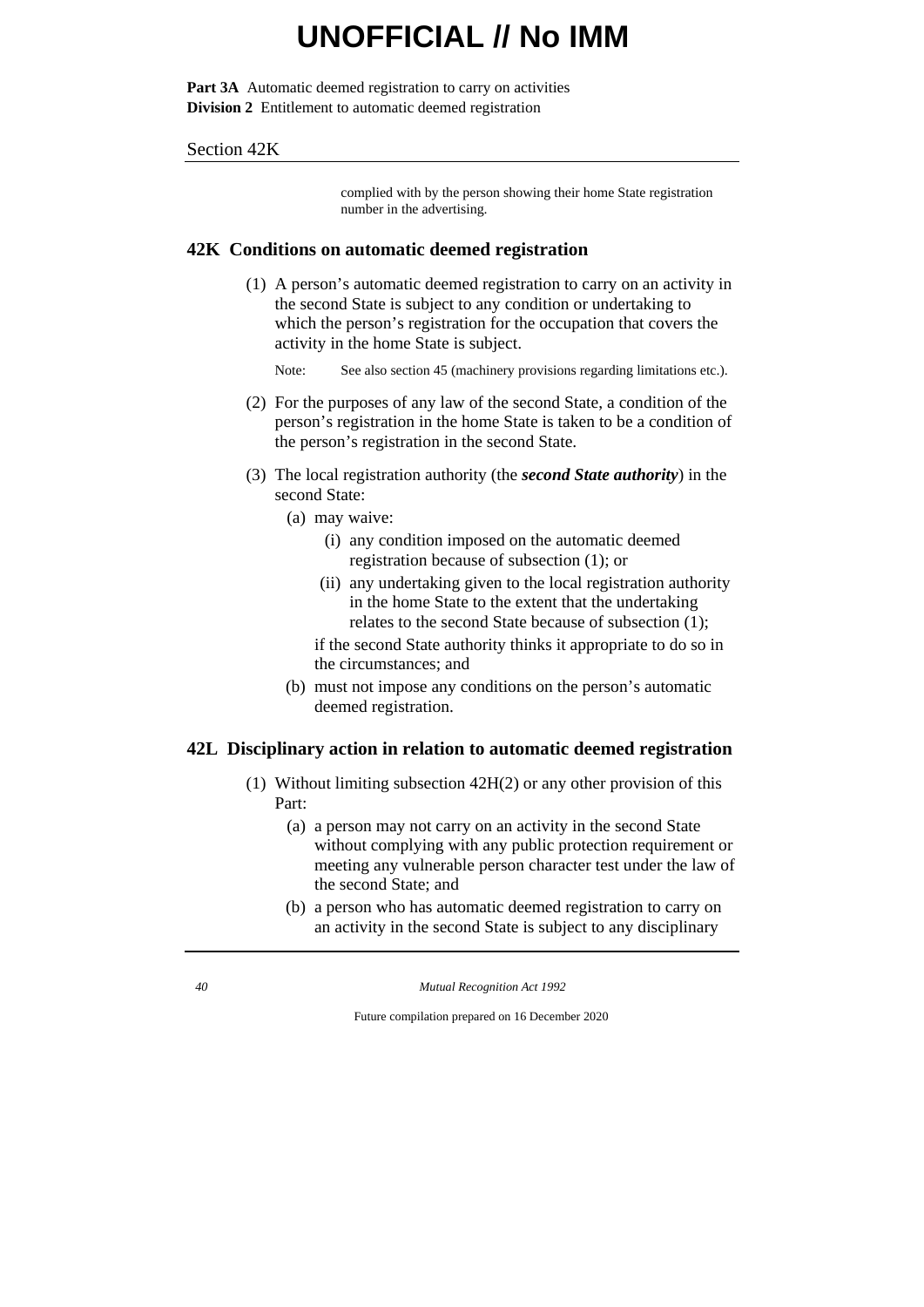complied with by the person showing their home State registration number in the advertising.

## 42K Conditions on automatic deemed registration

(1) A person's automatic deemed registration to carry on an activity in the second State is subject to any condition or undertaking to which the person's registration for the occupation that covers the activity in the home State is subject.

Note: See also section 45 (machinery provisions regarding limitations etc.).

(2) For the purposes of any law of the second State, a condition of the person's registration in the home State is taken to be a condition of the person's registration in the second State.

(3) The local registration authority (the ***second State authority***) in the second State:

- (a) may waive:
  - (i) any condition imposed on the automatic deemed registration because of subsection (1); or
  - (ii) any undertaking given to the local registration authority in the home State to the extent that the undertaking relates to the second State because of subsection (1);

  if the second State authority thinks it appropriate to do so in the circumstances; and
- (b) must not impose any conditions on the person's automatic deemed registration.

## 42L Disciplinary action in relation to automatic deemed registration

(1) Without limiting subsection 42H(2) or any other provision of this Part:

- (a) a person may not carry on an activity in the second State without complying with any public protection requirement or meeting any vulnerable person character test under the law of the second State; and
- (b) a person who has automatic deemed registration to carry on an activity in the second State is subject to any disciplinary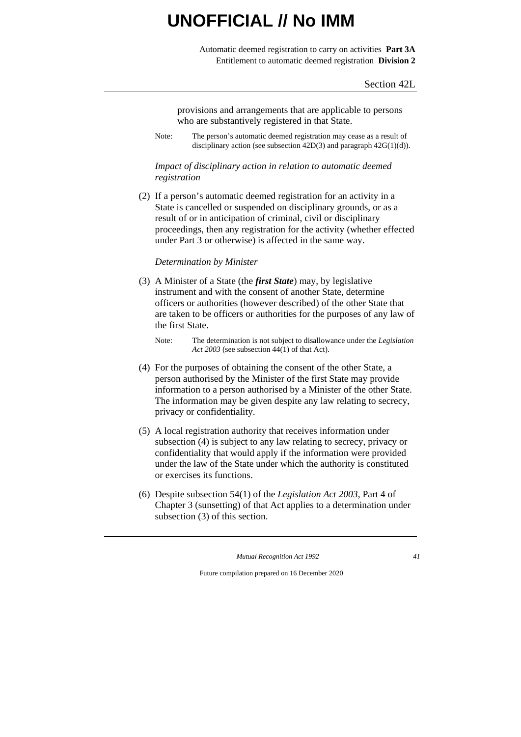provisions and arrangements that are applicable to persons who are substantively registered in that State.

Note: The person's automatic deemed registration may cease as a result of disciplinary action (see subsection 42D(3) and paragraph 42G(1)(d)).

*Impact of disciplinary action in relation to automatic deemed registration*

(2) If a person's automatic deemed registration for an activity in a State is cancelled or suspended on disciplinary grounds, or as a result of or in anticipation of criminal, civil or disciplinary proceedings, then any registration for the activity (whether effected under Part 3 or otherwise) is affected in the same way.

*Determination by Minister*

(3) A Minister of a State (the ***first State***) may, by legislative instrument and with the consent of another State, determine officers or authorities (however described) of the other State that are taken to be officers or authorities for the purposes of any law of the first State.

Note: The determination is not subject to disallowance under the *Legislation Act 2003* (see subsection 44(1) of that Act).

(4) For the purposes of obtaining the consent of the other State, a person authorised by the Minister of the first State may provide information to a person authorised by a Minister of the other State. The information may be given despite any law relating to secrecy, privacy or confidentiality.

(5) A local registration authority that receives information under subsection (4) is subject to any law relating to secrecy, privacy or confidentiality that would apply if the information were provided under the law of the State under which the authority is constituted or exercises its functions.

(6) Despite subsection 54(1) of the *Legislation Act 2003*, Part 4 of Chapter 3 (sunsetting) of that Act applies to a determination under subsection (3) of this section.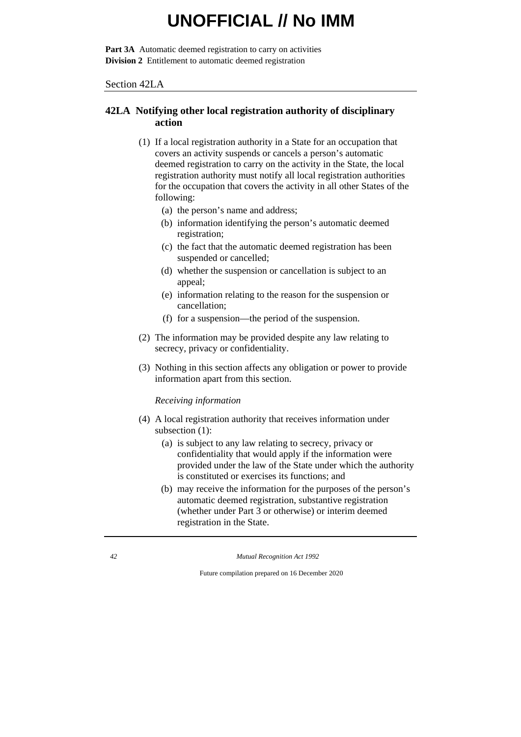## 42LA Notifying other local registration authority of disciplinary action

(1) If a local registration authority in a State for an occupation that covers an activity suspends or cancels a person's automatic deemed registration to carry on the activity in the State, the local registration authority must notify all local registration authorities for the occupation that covers the activity in all other States of the following:

- (a) the person's name and address;
- (b) information identifying the person's automatic deemed registration;
- (c) the fact that the automatic deemed registration has been suspended or cancelled;
- (d) whether the suspension or cancellation is subject to an appeal;
- (e) information relating to the reason for the suspension or cancellation;
- (f) for a suspension—the period of the suspension.

(2) The information may be provided despite any law relating to secrecy, privacy or confidentiality.

(3) Nothing in this section affects any obligation or power to provide information apart from this section.

*Receiving information*

(4) A local registration authority that receives information under subsection (1):

- (a) is subject to any law relating to secrecy, privacy or confidentiality that would apply if the information were provided under the law of the State under which the authority is constituted or exercises its functions; and
- (b) may receive the information for the purposes of the person's automatic deemed registration, substantive registration (whether under Part 3 or otherwise) or interim deemed registration in the State.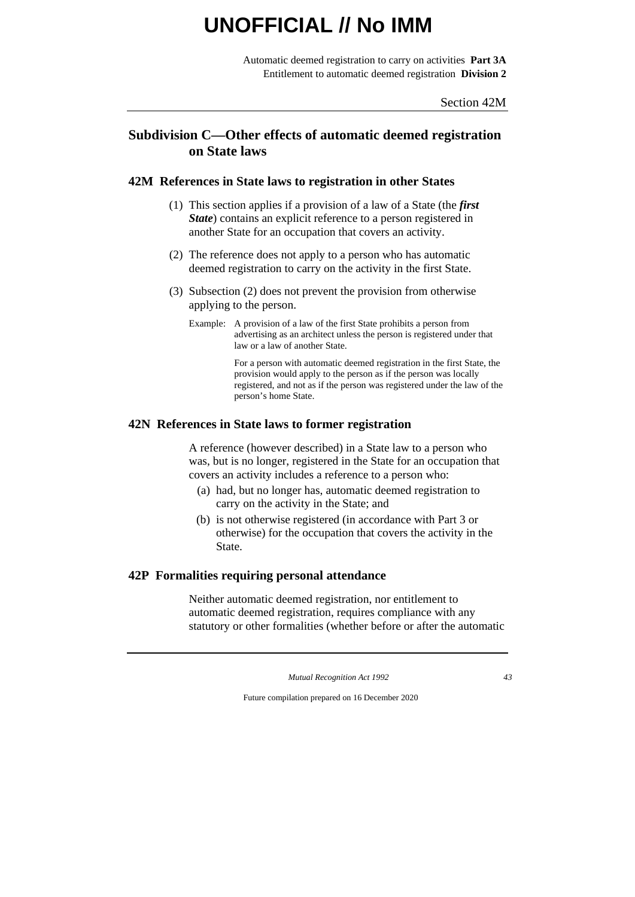## Subdivision C—Other effects of automatic deemed registration on State laws

### 42M References in State laws to registration in other States

(1) This section applies if a provision of a law of a State (the ***first State***) contains an explicit reference to a person registered in another State for an occupation that covers an activity.

(2) The reference does not apply to a person who has automatic deemed registration to carry on the activity in the first State.

(3) Subsection (2) does not prevent the provision from otherwise applying to the person.

Example: A provision of a law of the first State prohibits a person from advertising as an architect unless the person is registered under that law or a law of another State.

For a person with automatic deemed registration in the first State, the provision would apply to the person as if the person was locally registered, and not as if the person was registered under the law of the person's home State.

### 42N References in State laws to former registration

A reference (however described) in a State law to a person who was, but is no longer, registered in the State for an occupation that covers an activity includes a reference to a person who:

(a) had, but no longer has, automatic deemed registration to carry on the activity in the State; and

(b) is not otherwise registered (in accordance with Part 3 or otherwise) for the occupation that covers the activity in the State.

### 42P Formalities requiring personal attendance

Neither automatic deemed registration, nor entitlement to automatic deemed registration, requires compliance with any statutory or other formalities (whether before or after the automatic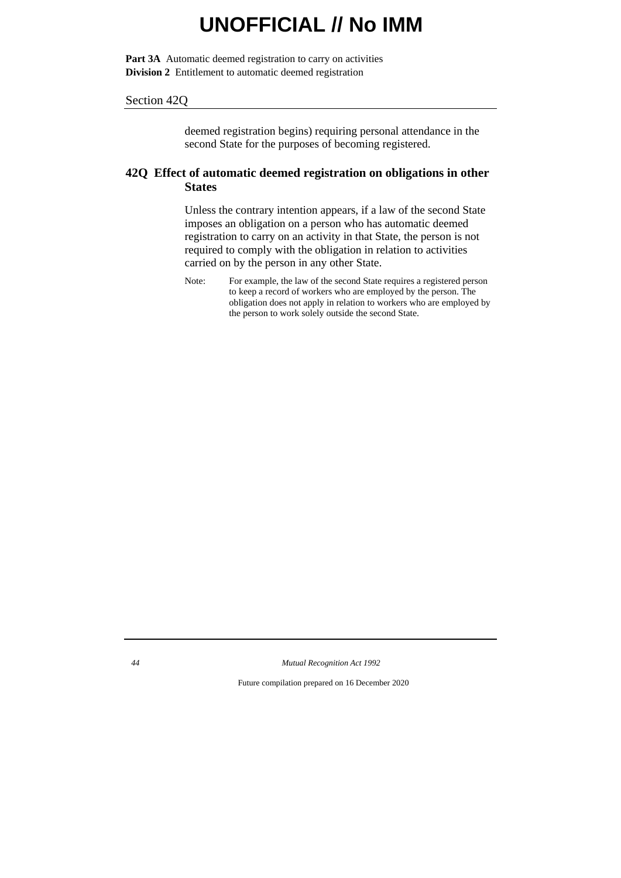deemed registration begins) requiring personal attendance in the second State for the purposes of becoming registered.

### 42Q Effect of automatic deemed registration on obligations in other States

Unless the contrary intention appears, if a law of the second State imposes an obligation on a person who has automatic deemed registration to carry on an activity in that State, the person is not required to comply with the obligation in relation to activities carried on by the person in any other State.

Note: For example, the law of the second State requires a registered person to keep a record of workers who are employed by the person. The obligation does not apply in relation to workers who are employed by the person to work solely outside the second State.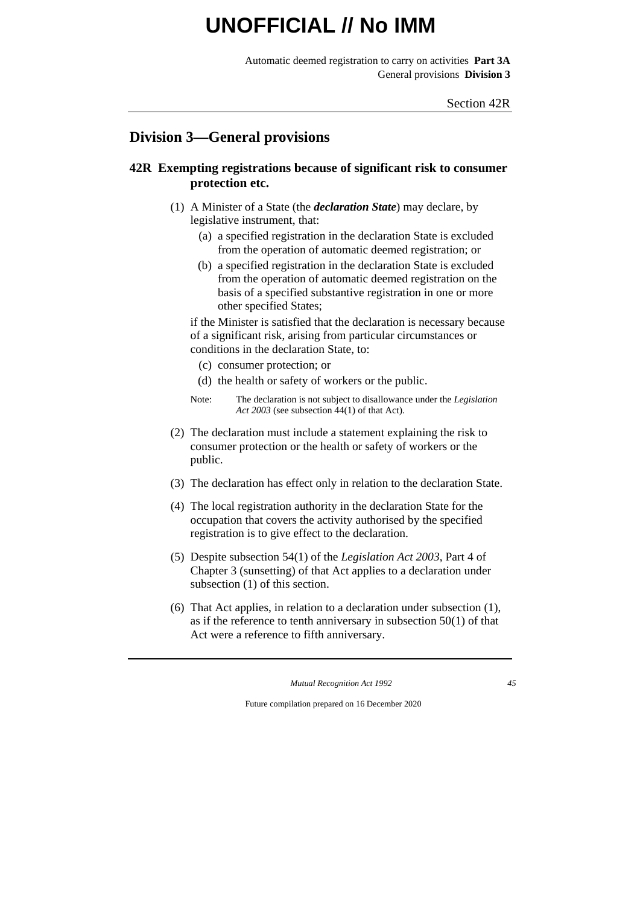## Division 3—General provisions

### 42R Exempting registrations because of significant risk to consumer protection etc.

(1) A Minister of a State (the ***declaration State***) may declare, by legislative instrument, that:

(a) a specified registration in the declaration State is excluded from the operation of automatic deemed registration; or

(b) a specified registration in the declaration State is excluded from the operation of automatic deemed registration on the basis of a specified substantive registration in one or more other specified States;

if the Minister is satisfied that the declaration is necessary because of a significant risk, arising from particular circumstances or conditions in the declaration State, to:

(c) consumer protection; or

(d) the health or safety of workers or the public.

Note: The declaration is not subject to disallowance under the *Legislation Act 2003* (see subsection 44(1) of that Act).

(2) The declaration must include a statement explaining the risk to consumer protection or the health or safety of workers or the public.

(3) The declaration has effect only in relation to the declaration State.

(4) The local registration authority in the declaration State for the occupation that covers the activity authorised by the specified registration is to give effect to the declaration.

(5) Despite subsection 54(1) of the *Legislation Act 2003*, Part 4 of Chapter 3 (sunsetting) of that Act applies to a declaration under subsection (1) of this section.

(6) That Act applies, in relation to a declaration under subsection (1), as if the reference to tenth anniversary in subsection 50(1) of that Act were a reference to fifth anniversary.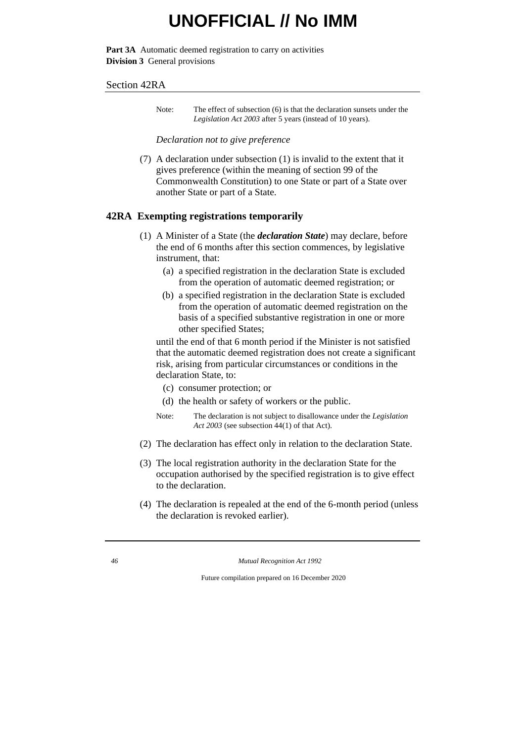Note: The effect of subsection (6) is that the declaration sunsets under the *Legislation Act 2003* after 5 years (instead of 10 years).

*Declaration not to give preference*

(7) A declaration under subsection (1) is invalid to the extent that it gives preference (within the meaning of section 99 of the Commonwealth Constitution) to one State or part of a State over another State or part of a State.

## 42RA Exempting registrations temporarily

(1) A Minister of a State (the ***declaration State***) may declare, before the end of 6 months after this section commences, by legislative instrument, that:

- (a) a specified registration in the declaration State is excluded from the operation of automatic deemed registration; or
- (b) a specified registration in the declaration State is excluded from the operation of automatic deemed registration on the basis of a specified substantive registration in one or more other specified States;

until the end of that 6 month period if the Minister is not satisfied that the automatic deemed registration does not create a significant risk, arising from particular circumstances or conditions in the declaration State, to:

- (c) consumer protection; or
- (d) the health or safety of workers or the public.

Note: The declaration is not subject to disallowance under the *Legislation Act 2003* (see subsection 44(1) of that Act).

(2) The declaration has effect only in relation to the declaration State.

(3) The local registration authority in the declaration State for the occupation authorised by the specified registration is to give effect to the declaration.

(4) The declaration is repealed at the end of the 6-month period (unless the declaration is revoked earlier).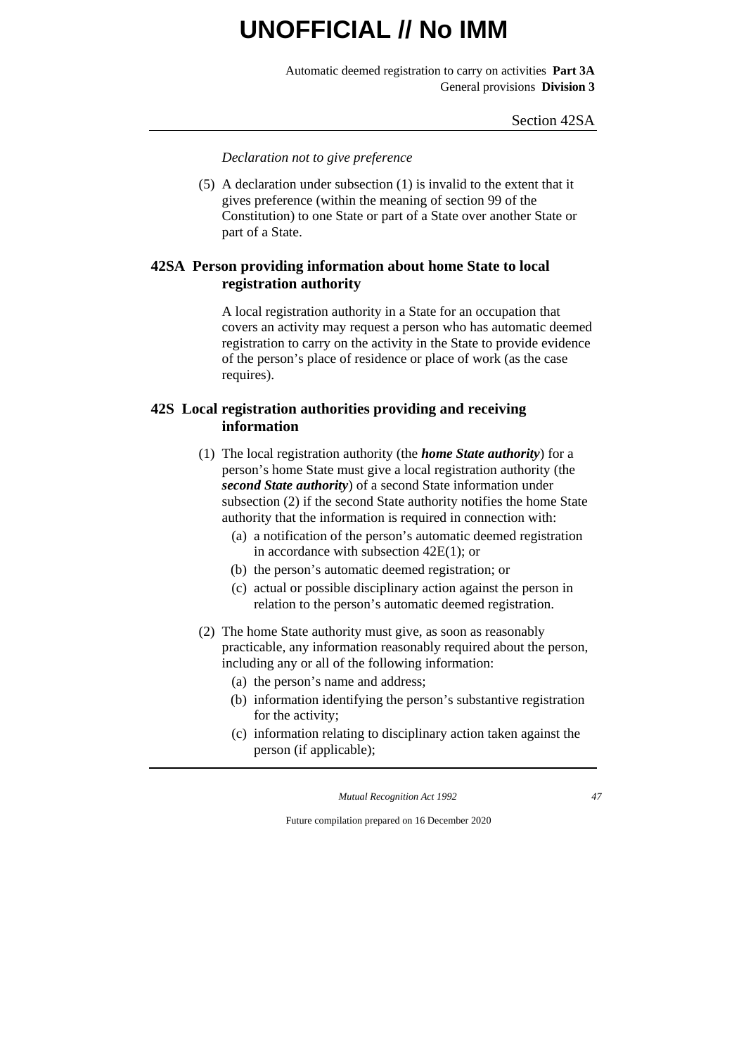*Declaration not to give preference*

(5) A declaration under subsection (1) is invalid to the extent that it gives preference (within the meaning of section 99 of the Constitution) to one State or part of a State over another State or part of a State.

## 42SA Person providing information about home State to local registration authority

A local registration authority in a State for an occupation that covers an activity may request a person who has automatic deemed registration to carry on the activity in the State to provide evidence of the person's place of residence or place of work (as the case requires).

## 42S Local registration authorities providing and receiving information

(1) The local registration authority (the ***home State authority***) for a person's home State must give a local registration authority (the ***second State authority***) of a second State information under subsection (2) if the second State authority notifies the home State authority that the information is required in connection with:

- (a) a notification of the person's automatic deemed registration in accordance with subsection 42E(1); or
- (b) the person's automatic deemed registration; or
- (c) actual or possible disciplinary action against the person in relation to the person's automatic deemed registration.

(2) The home State authority must give, as soon as reasonably practicable, any information reasonably required about the person, including any or all of the following information:

- (a) the person's name and address;
- (b) information identifying the person's substantive registration for the activity;
- (c) information relating to disciplinary action taken against the person (if applicable);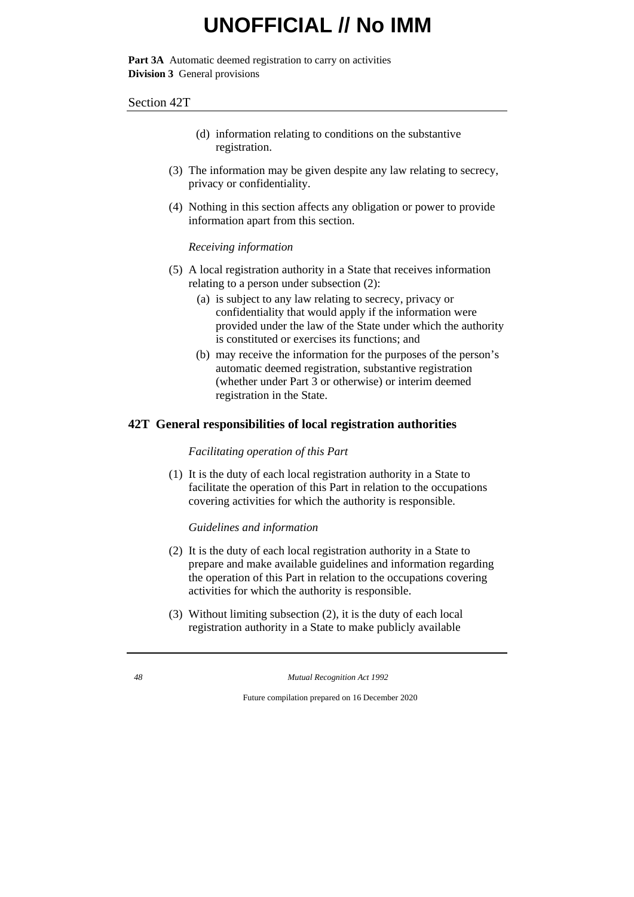(d) information relating to conditions on the substantive registration.

(3) The information may be given despite any law relating to secrecy, privacy or confidentiality.

(4) Nothing in this section affects any obligation or power to provide information apart from this section.

*Receiving information*

(5) A local registration authority in a State that receives information relating to a person under subsection (2):

(a) is subject to any law relating to secrecy, privacy or confidentiality that would apply if the information were provided under the law of the State under which the authority is constituted or exercises its functions; and

(b) may receive the information for the purposes of the person's automatic deemed registration, substantive registration (whether under Part 3 or otherwise) or interim deemed registration in the State.

## 42T General responsibilities of local registration authorities

*Facilitating operation of this Part*

(1) It is the duty of each local registration authority in a State to facilitate the operation of this Part in relation to the occupations covering activities for which the authority is responsible.

*Guidelines and information*

(2) It is the duty of each local registration authority in a State to prepare and make available guidelines and information regarding the operation of this Part in relation to the occupations covering activities for which the authority is responsible.

(3) Without limiting subsection (2), it is the duty of each local registration authority in a State to make publicly available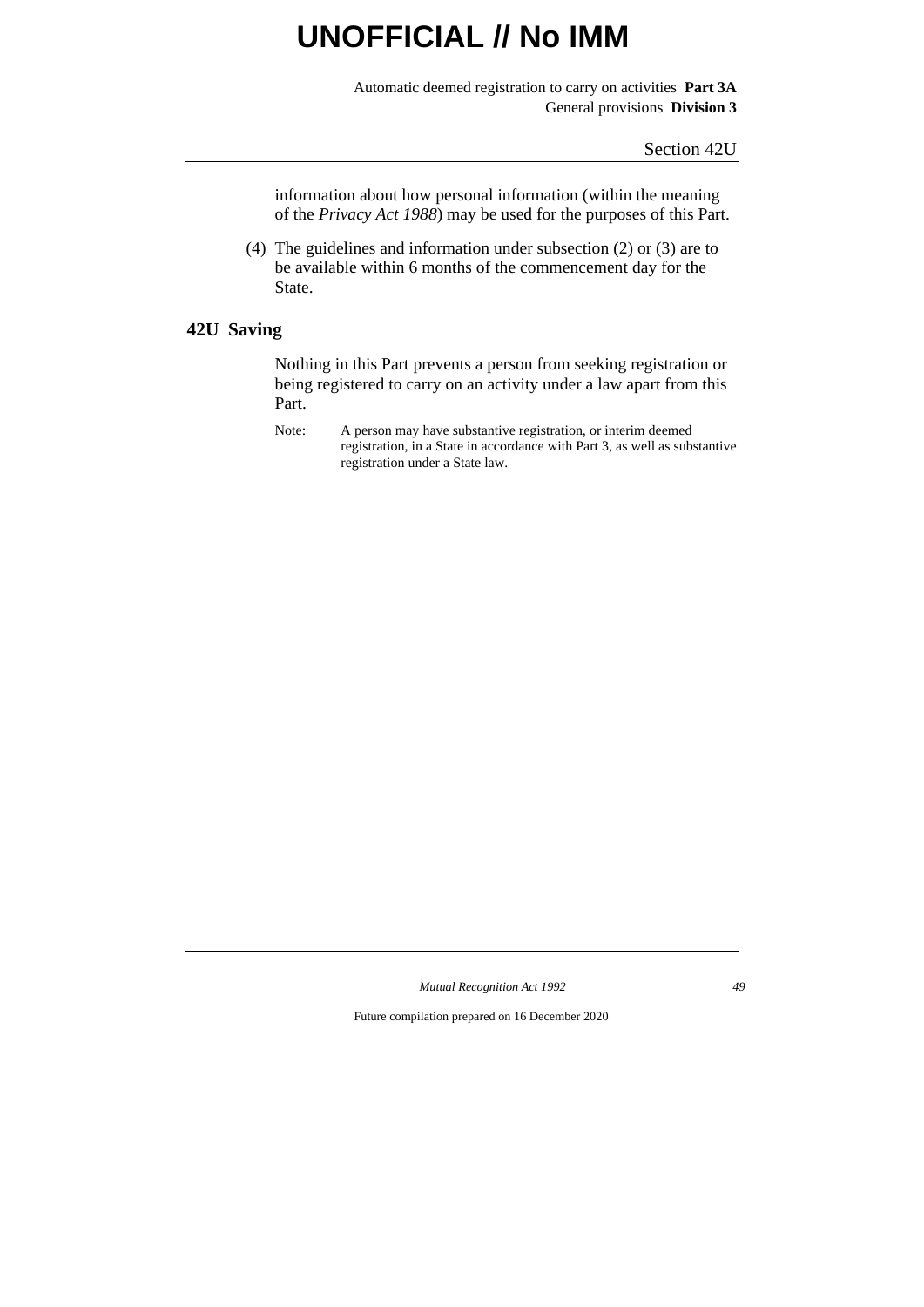information about how personal information (within the meaning of the *Privacy Act 1988*) may be used for the purposes of this Part.

(4) The guidelines and information under subsection (2) or (3) are to be available within 6 months of the commencement day for the State.

## 42U Saving

Nothing in this Part prevents a person from seeking registration or being registered to carry on an activity under a law apart from this Part.

Note: A person may have substantive registration, or interim deemed registration, in a State in accordance with Part 3, as well as substantive registration under a State law.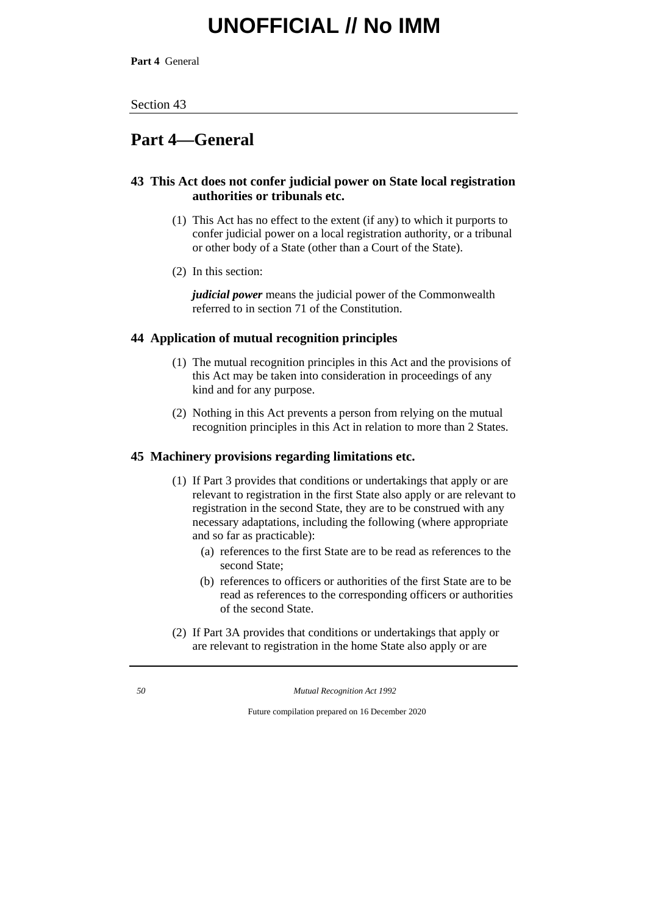## Part 4—General

### 43 This Act does not confer judicial power on State local registration authorities or tribunals etc.

(1) This Act has no effect to the extent (if any) to which it purports to confer judicial power on a local registration authority, or a tribunal or other body of a State (other than a Court of the State).

(2) In this section:

***judicial power*** means the judicial power of the Commonwealth referred to in section 71 of the Constitution.

### 44 Application of mutual recognition principles

(1) The mutual recognition principles in this Act and the provisions of this Act may be taken into consideration in proceedings of any kind and for any purpose.

(2) Nothing in this Act prevents a person from relying on the mutual recognition principles in this Act in relation to more than 2 States.

### 45 Machinery provisions regarding limitations etc.

(1) If Part 3 provides that conditions or undertakings that apply or are relevant to registration in the first State also apply or are relevant to registration in the second State, they are to be construed with any necessary adaptations, including the following (where appropriate and so far as practicable):

- (a) references to the first State are to be read as references to the second State;
- (b) references to officers or authorities of the first State are to be read as references to the corresponding officers or authorities of the second State.

(2) If Part 3A provides that conditions or undertakings that apply or are relevant to registration in the home State also apply or are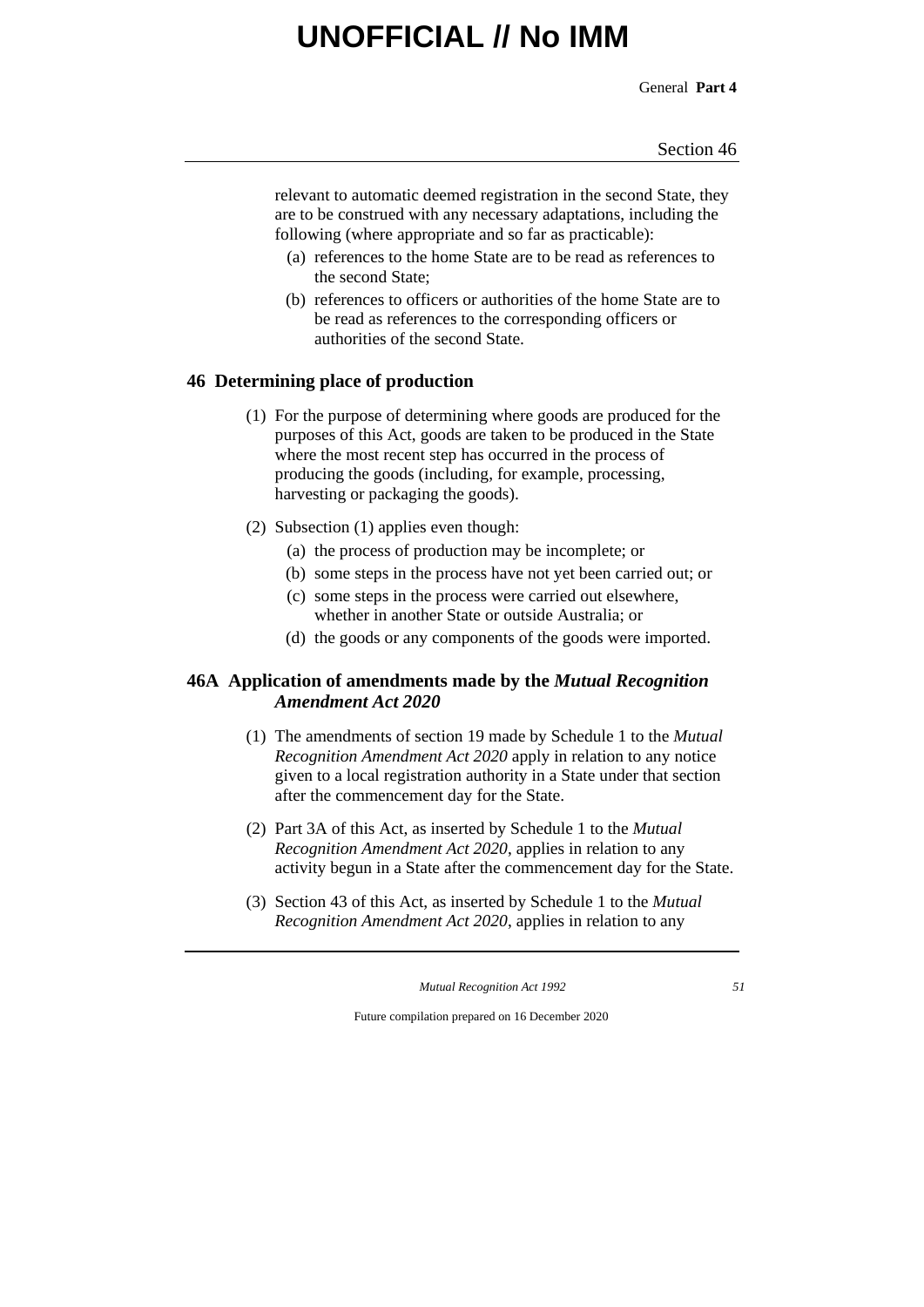relevant to automatic deemed registration in the second State, they are to be construed with any necessary adaptations, including the following (where appropriate and so far as practicable):

- (a) references to the home State are to be read as references to the second State;
- (b) references to officers or authorities of the home State are to be read as references to the corresponding officers or authorities of the second State.

## 46 Determining place of production

(1) For the purpose of determining where goods are produced for the purposes of this Act, goods are taken to be produced in the State where the most recent step has occurred in the process of producing the goods (including, for example, processing, harvesting or packaging the goods).

(2) Subsection (1) applies even though:

- (a) the process of production may be incomplete; or
- (b) some steps in the process have not yet been carried out; or
- (c) some steps in the process were carried out elsewhere, whether in another State or outside Australia; or
- (d) the goods or any components of the goods were imported.

## 46A Application of amendments made by the *Mutual Recognition Amendment Act 2020*

(1) The amendments of section 19 made by Schedule 1 to the *Mutual Recognition Amendment Act 2020* apply in relation to any notice given to a local registration authority in a State under that section after the commencement day for the State.

(2) Part 3A of this Act, as inserted by Schedule 1 to the *Mutual Recognition Amendment Act 2020*, applies in relation to any activity begun in a State after the commencement day for the State.

(3) Section 43 of this Act, as inserted by Schedule 1 to the *Mutual Recognition Amendment Act 2020*, applies in relation to any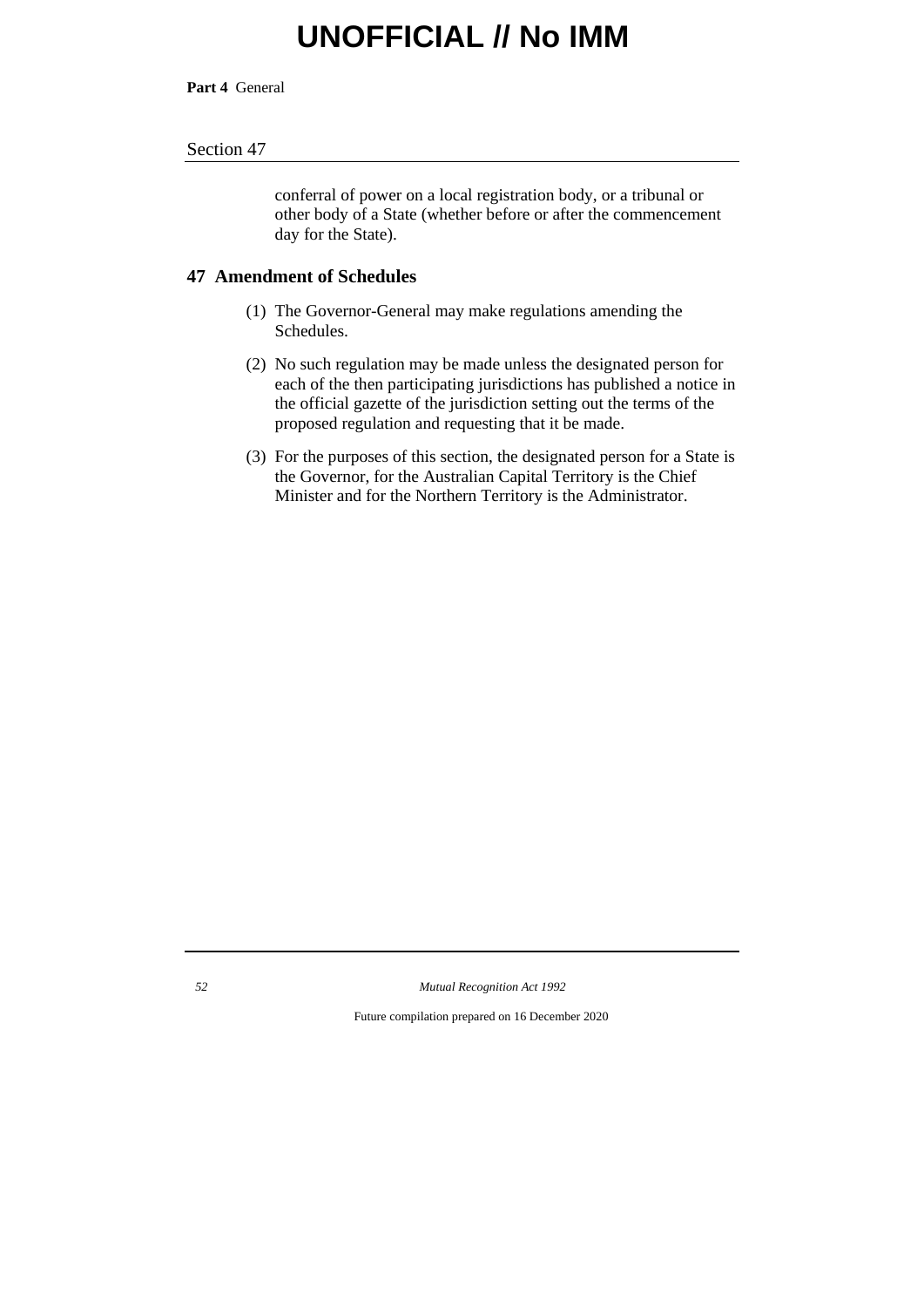conferral of power on a local registration body, or a tribunal or other body of a State (whether before or after the commencement day for the State).

## 47 Amendment of Schedules

(1) The Governor-General may make regulations amending the Schedules.

(2) No such regulation may be made unless the designated person for each of the then participating jurisdictions has published a notice in the official gazette of the jurisdiction setting out the terms of the proposed regulation and requesting that it be made.

(3) For the purposes of this section, the designated person for a State is the Governor, for the Australian Capital Territory is the Chief Minister and for the Northern Territory is the Administrator.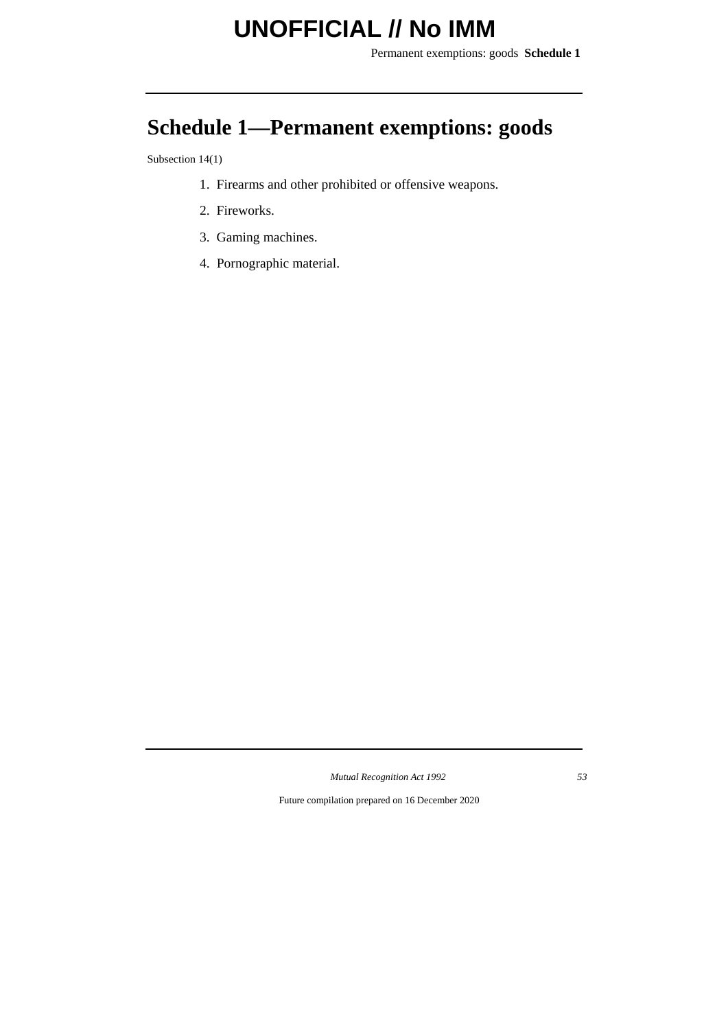# Schedule 1—Permanent exemptions: goods

Subsection 14(1)

1. Firearms and other prohibited or offensive weapons.
2. Fireworks.
3. Gaming machines.
4. Pornographic material.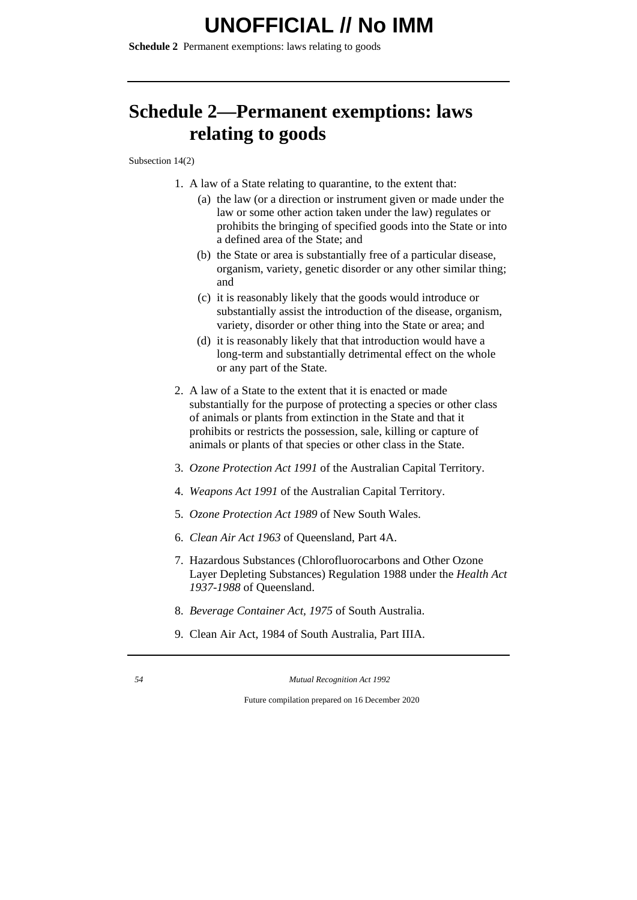# Schedule 2—Permanent exemptions: laws relating to goods

Subsection 14(2)

1. A law of a State relating to quarantine, to the extent that:
   - (a) the law (or a direction or instrument given or made under the law or some other action taken under the law) regulates or prohibits the bringing of specified goods into the State or into a defined area of the State; and
   - (b) the State or area is substantially free of a particular disease, organism, variety, genetic disorder or any other similar thing; and
   - (c) it is reasonably likely that the goods would introduce or substantially assist the introduction of the disease, organism, variety, disorder or other thing into the State or area; and
   - (d) it is reasonably likely that that introduction would have a long-term and substantially detrimental effect on the whole or any part of the State.
2. A law of a State to the extent that it is enacted or made substantially for the purpose of protecting a species or other class of animals or plants from extinction in the State and that it prohibits or restricts the possession, sale, killing or capture of animals or plants of that species or other class in the State.
3. *Ozone Protection Act 1991* of the Australian Capital Territory.
4. *Weapons Act 1991* of the Australian Capital Territory.
5. *Ozone Protection Act 1989* of New South Wales.
6. *Clean Air Act 1963* of Queensland, Part 4A.
7. Hazardous Substances (Chlorofluorocarbons and Other Ozone Layer Depleting Substances) Regulation 1988 under the *Health Act 1937-1988* of Queensland.
8. *Beverage Container Act, 1975* of South Australia.
9. Clean Air Act, 1984 of South Australia, Part IIIA.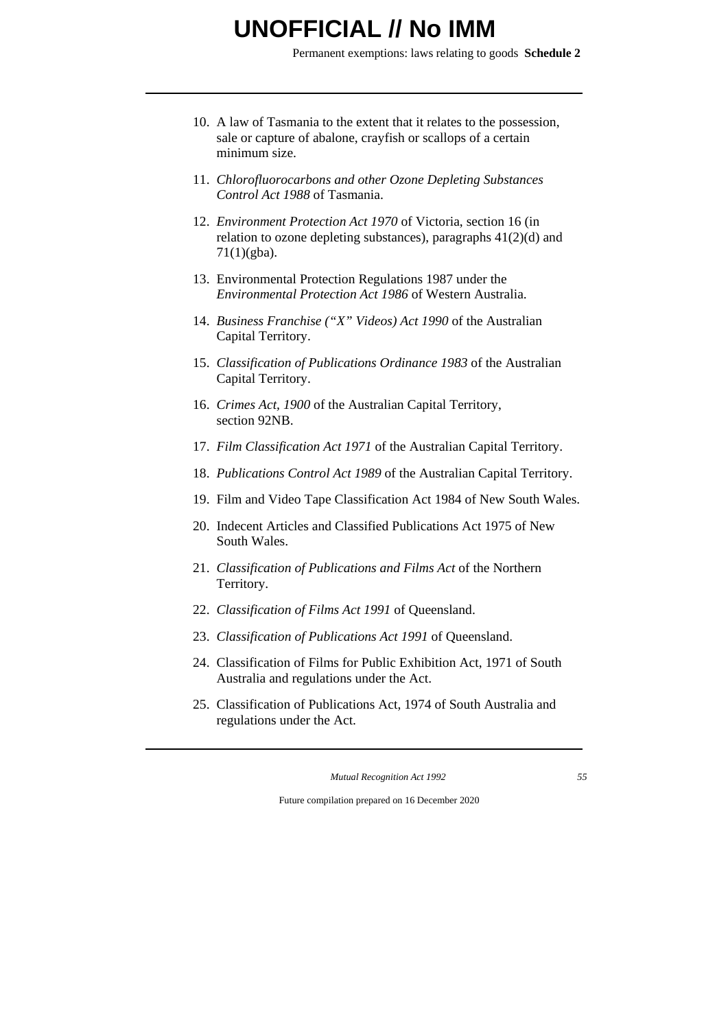10. A law of Tasmania to the extent that it relates to the possession, sale or capture of abalone, crayfish or scallops of a certain minimum size.

11. *Chlorofluorocarbons and other Ozone Depleting Substances Control Act 1988* of Tasmania.

12. *Environment Protection Act 1970* of Victoria, section 16 (in relation to ozone depleting substances), paragraphs 41(2)(d) and 71(1)(gba).

13. Environmental Protection Regulations 1987 under the *Environmental Protection Act 1986* of Western Australia.

14. *Business Franchise ("X" Videos) Act 1990* of the Australian Capital Territory.

15. *Classification of Publications Ordinance 1983* of the Australian Capital Territory.

16. *Crimes Act, 1900* of the Australian Capital Territory, section 92NB.

17. *Film Classification Act 1971* of the Australian Capital Territory.

18. *Publications Control Act 1989* of the Australian Capital Territory.

19. Film and Video Tape Classification Act 1984 of New South Wales.

20. Indecent Articles and Classified Publications Act 1975 of New South Wales.

21. *Classification of Publications and Films Act* of the Northern Territory.

22. *Classification of Films Act 1991* of Queensland.

23. *Classification of Publications Act 1991* of Queensland.

24. Classification of Films for Public Exhibition Act, 1971 of South Australia and regulations under the Act.

25. Classification of Publications Act, 1974 of South Australia and regulations under the Act.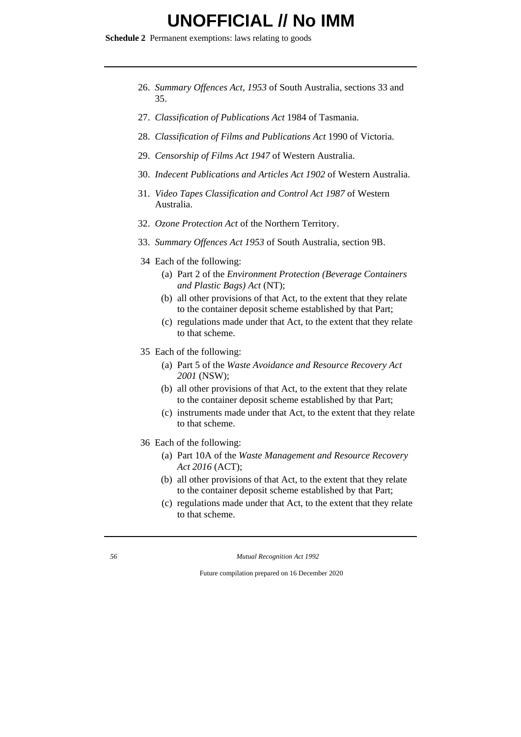26. *Summary Offences Act, 1953* of South Australia, sections 33 and 35.

27. *Classification of Publications Act* 1984 of Tasmania.

28. *Classification of Films and Publications Act* 1990 of Victoria.

29. *Censorship of Films Act 1947* of Western Australia.

30. *Indecent Publications and Articles Act 1902* of Western Australia.

31. *Video Tapes Classification and Control Act 1987* of Western Australia.

32. *Ozone Protection Act* of the Northern Territory.

33. *Summary Offences Act 1953* of South Australia, section 9B.

34 Each of the following:

(a) Part 2 of the *Environment Protection (Beverage Containers and Plastic Bags) Act* (NT);

(b) all other provisions of that Act, to the extent that they relate to the container deposit scheme established by that Part;

(c) regulations made under that Act, to the extent that they relate to that scheme.

35 Each of the following:

(a) Part 5 of the *Waste Avoidance and Resource Recovery Act 2001* (NSW);

(b) all other provisions of that Act, to the extent that they relate to the container deposit scheme established by that Part;

(c) instruments made under that Act, to the extent that they relate to that scheme.

36 Each of the following:

(a) Part 10A of the *Waste Management and Resource Recovery Act 2016* (ACT);

(b) all other provisions of that Act, to the extent that they relate to the container deposit scheme established by that Part;

(c) regulations made under that Act, to the extent that they relate to that scheme.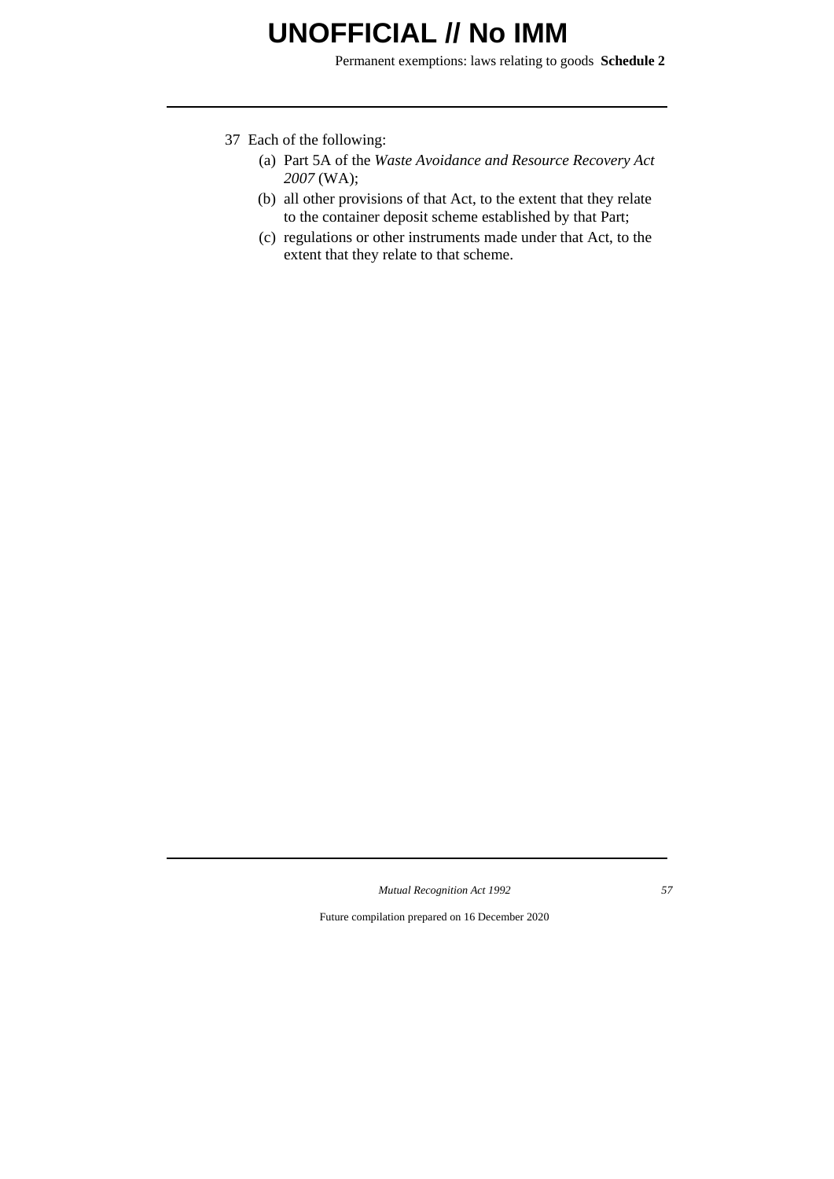37 Each of the following:

(a) Part 5A of the *Waste Avoidance and Resource Recovery Act 2007* (WA);

(b) all other provisions of that Act, to the extent that they relate to the container deposit scheme established by that Part;

(c) regulations or other instruments made under that Act, to the extent that they relate to that scheme.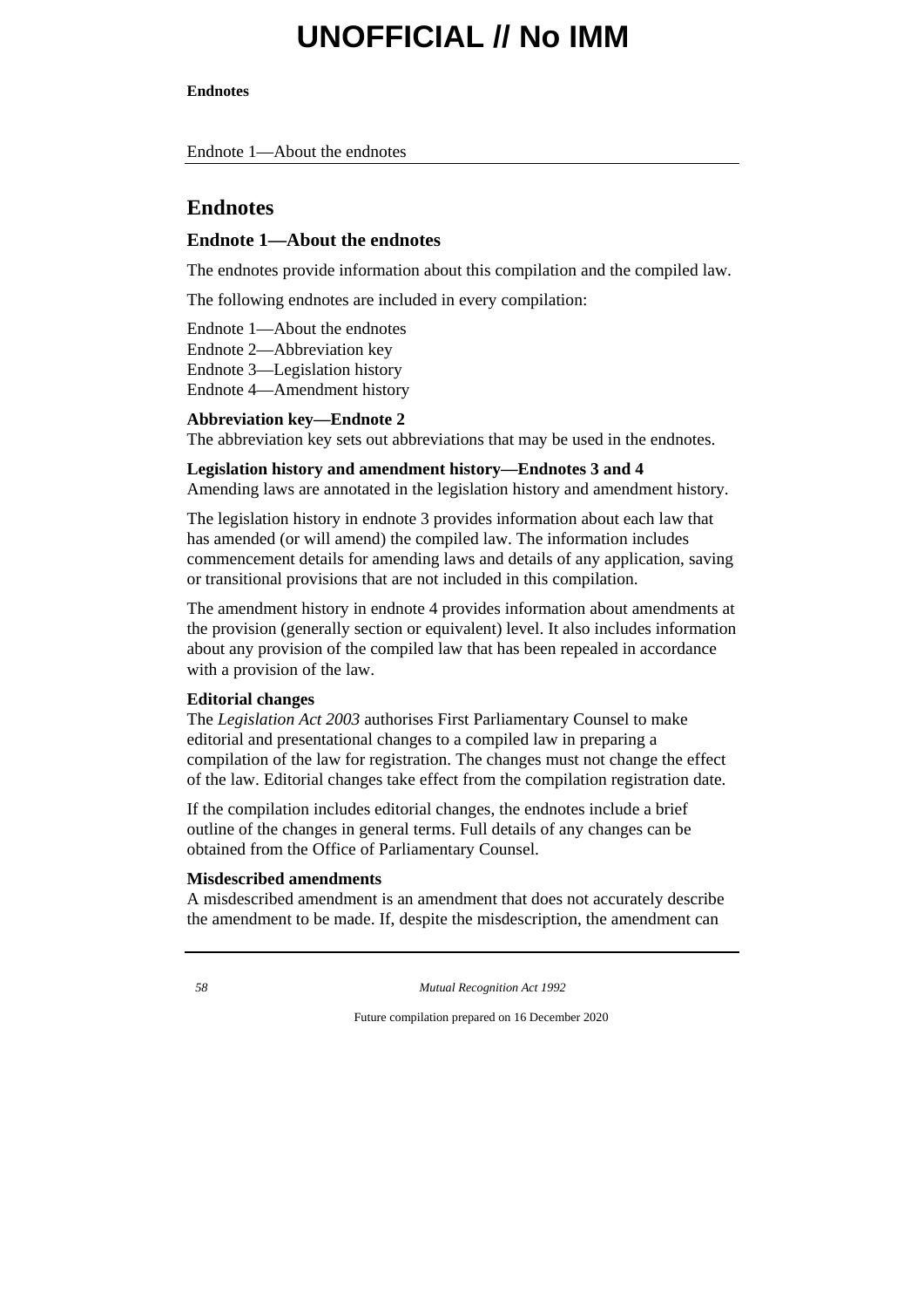# Endnotes

## Endnote 1—About the endnotes

The endnotes provide information about this compilation and the compiled law.

The following endnotes are included in every compilation:

Endnote 1—About the endnotes
Endnote 2—Abbreviation key
Endnote 3—Legislation history
Endnote 4—Amendment history

**Abbreviation key—Endnote 2**
The abbreviation key sets out abbreviations that may be used in the endnotes.

**Legislation history and amendment history—Endnotes 3 and 4**
Amending laws are annotated in the legislation history and amendment history.

The legislation history in endnote 3 provides information about each law that has amended (or will amend) the compiled law. The information includes commencement details for amending laws and details of any application, saving or transitional provisions that are not included in this compilation.

The amendment history in endnote 4 provides information about amendments at the provision (generally section or equivalent) level. It also includes information about any provision of the compiled law that has been repealed in accordance with a provision of the law.

**Editorial changes**
The *Legislation Act 2003* authorises First Parliamentary Counsel to make editorial and presentational changes to a compiled law in preparing a compilation of the law for registration. The changes must not change the effect of the law. Editorial changes take effect from the compilation registration date.

If the compilation includes editorial changes, the endnotes include a brief outline of the changes in general terms. Full details of any changes can be obtained from the Office of Parliamentary Counsel.

**Misdescribed amendments**
A misdescribed amendment is an amendment that does not accurately describe the amendment to be made. If, despite the misdescription, the amendment can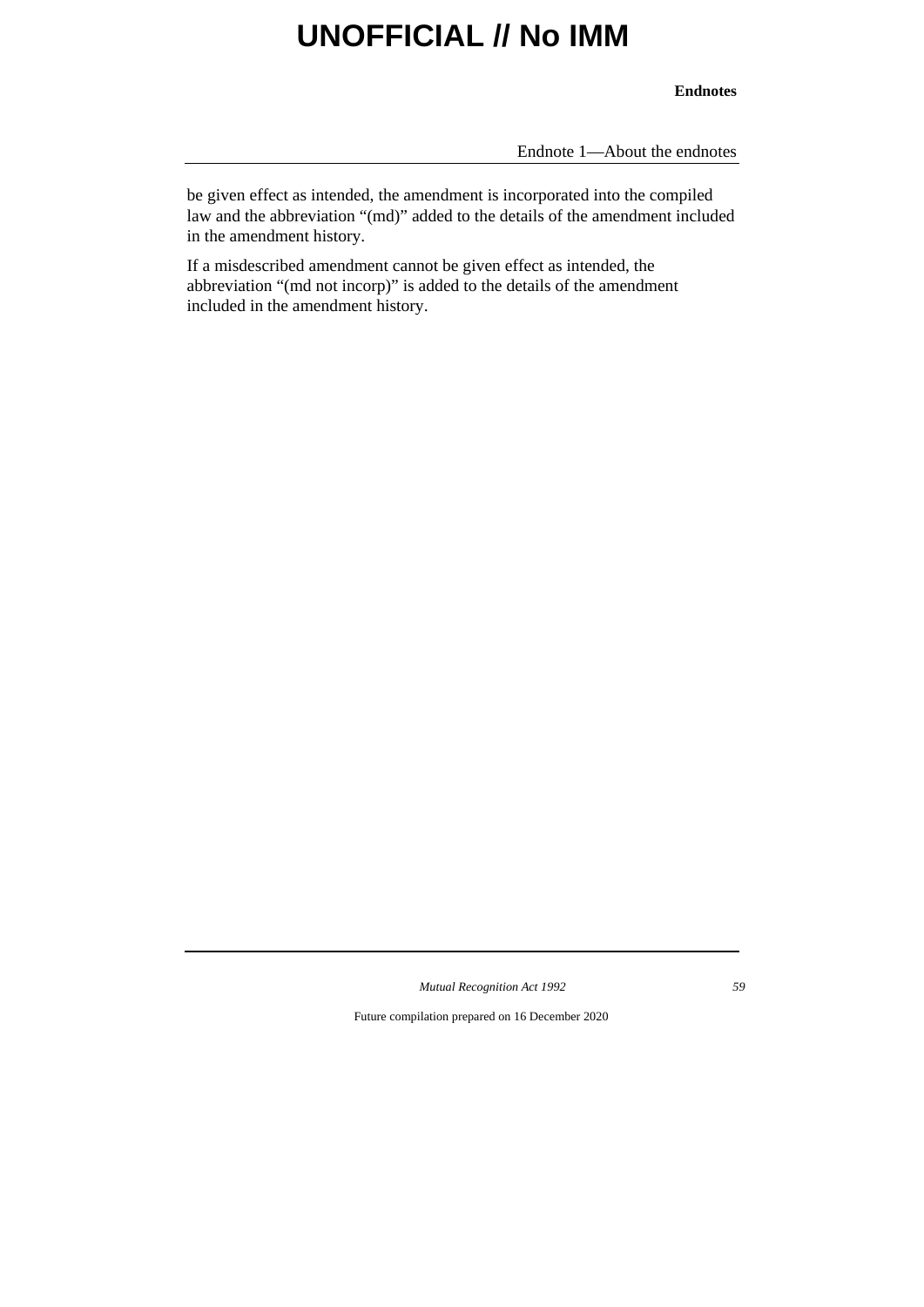be given effect as intended, the amendment is incorporated into the compiled law and the abbreviation "(md)" added to the details of the amendment included in the amendment history.

If a misdescribed amendment cannot be given effect as intended, the abbreviation "(md not incorp)" is added to the details of the amendment included in the amendment history.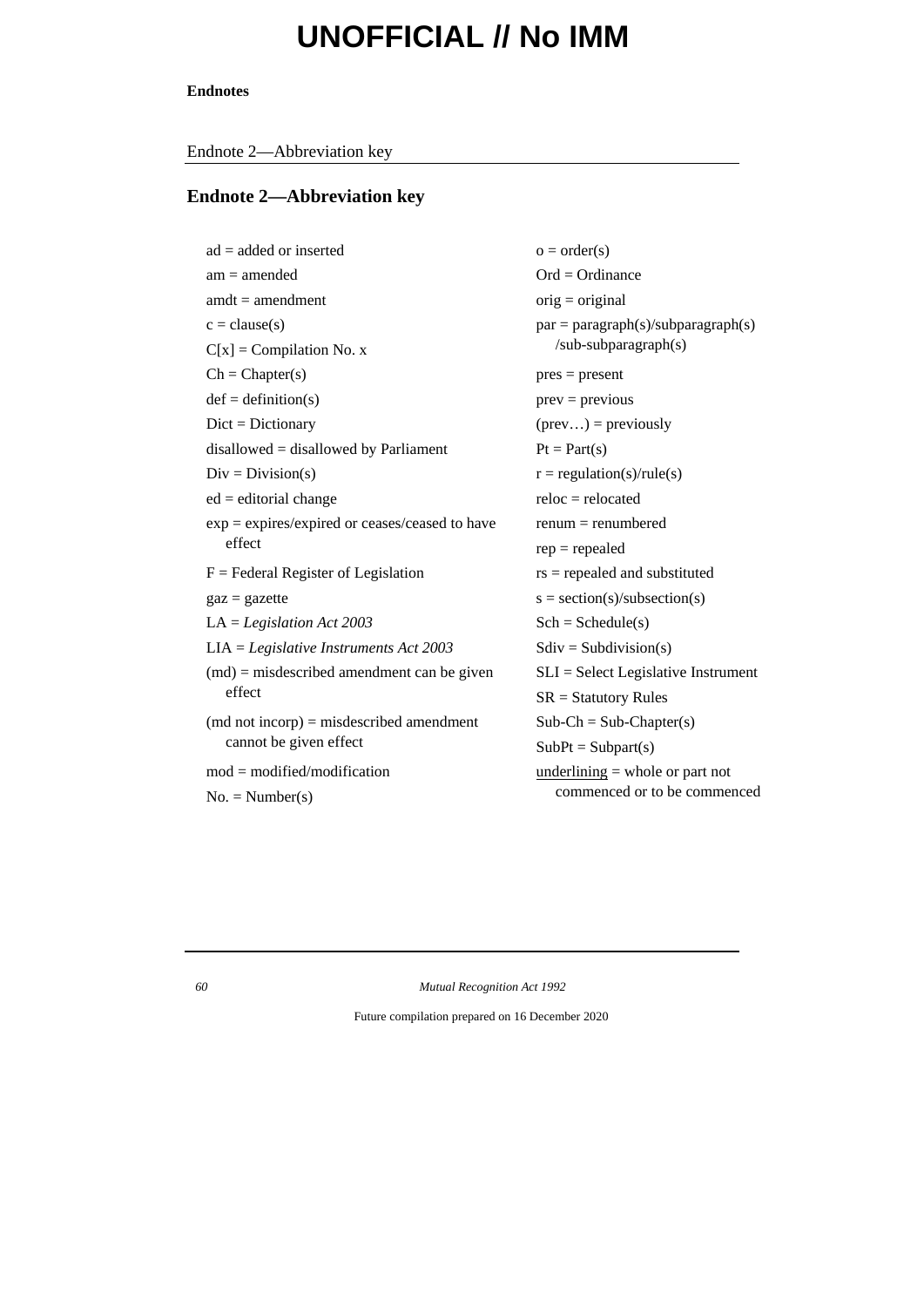## Endnote 2—Abbreviation key

ad = added or inserted
am = amended
amdt = amendment
c = clause(s)
C[x] = Compilation No. x
Ch = Chapter(s)
def = definition(s)
Dict = Dictionary
disallowed = disallowed by Parliament
Div = Division(s)
ed = editorial change
exp = expires/expired or ceases/ceased to have effect
F = Federal Register of Legislation
gaz = gazette
LA = *Legislation Act 2003*
LIA = *Legislative Instruments Act 2003*
(md) = misdescribed amendment can be given effect
(md not incorp) = misdescribed amendment cannot be given effect
mod = modified/modification
No. = Number(s)
o = order(s)
Ord = Ordinance
orig = original
par = paragraph(s)/subparagraph(s)/sub-subparagraph(s)
pres = present
prev = previous
(prev…) = previously
Pt = Part(s)
r = regulation(s)/rule(s)
reloc = relocated
renum = renumbered
rep = repealed
rs = repealed and substituted
s = section(s)/subsection(s)
Sch = Schedule(s)
Sdiv = Subdivision(s)
SLI = Select Legislative Instrument
SR = Statutory Rules
Sub-Ch = Sub-Chapter(s)
SubPt = Subpart(s)
<u>underlining</u> = whole or part not commenced or to be commenced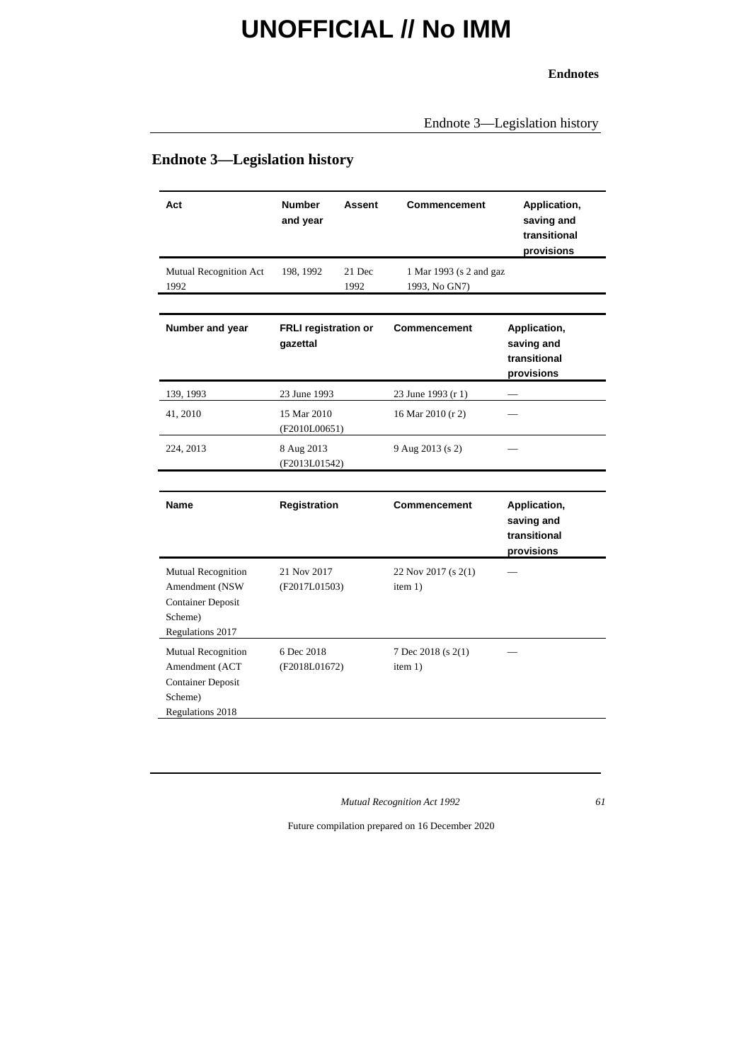# Endnote 3—Legislation history

| Act | Number and year | Assent | Commencement | Application, saving and transitional provisions |
|---|---|---|---|---|
| Mutual Recognition Act 1992 | 198, 1992 | 21 Dec 1992 | 1 Mar 1993 (s 2 and gaz 1993, No GN7) | |

| Number and year | FRLI registration or gazettal | Commencement | Application, saving and transitional provisions |
|---|---|---|---|
| 139, 1993 | 23 June 1993 | 23 June 1993 (r 1) | — |
| 41, 2010 | 15 Mar 2010 (F2010L00651) | 16 Mar 2010 (r 2) | — |
| 224, 2013 | 8 Aug 2013 (F2013L01542) | 9 Aug 2013 (s 2) | — |

| Name | Registration | Commencement | Application, saving and transitional provisions |
|---|---|---|---|
| Mutual Recognition Amendment (NSW Container Deposit Scheme) Regulations 2017 | 21 Nov 2017 (F2017L01503) | 22 Nov 2017 (s 2(1) item 1) | — |
| Mutual Recognition Amendment (ACT Container Deposit Scheme) Regulations 2018 | 6 Dec 2018 (F2018L01672) | 7 Dec 2018 (s 2(1) item 1) | — |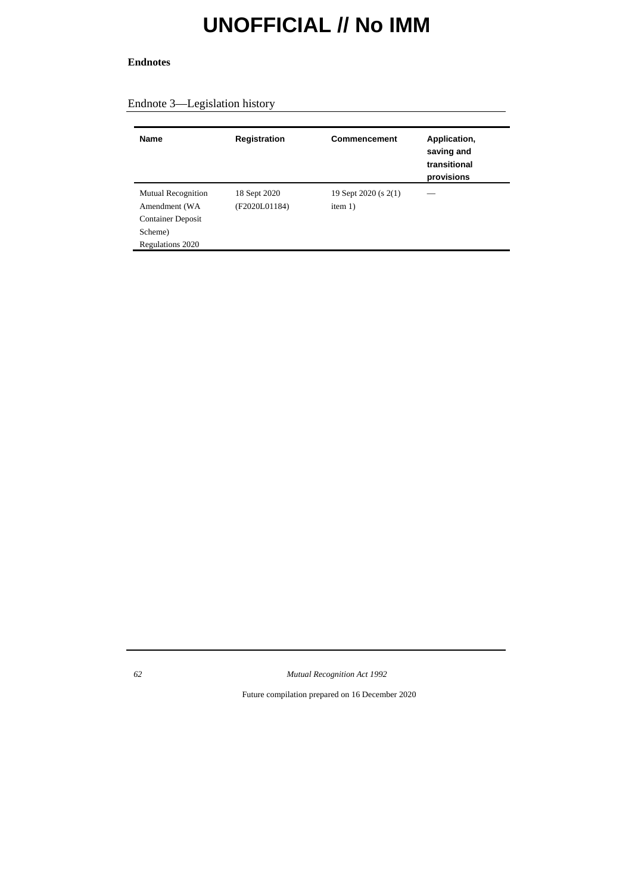**Endnotes**

## Endnote 3—Legislation history

| Name | Registration | Commencement | Application, saving and transitional provisions |
| --- | --- | --- | --- |
| Mutual Recognition Amendment (WA Container Deposit Scheme) Regulations 2020 | 18 Sept 2020 (F2020L01184) | 19 Sept 2020 (s 2(1) item 1) | — |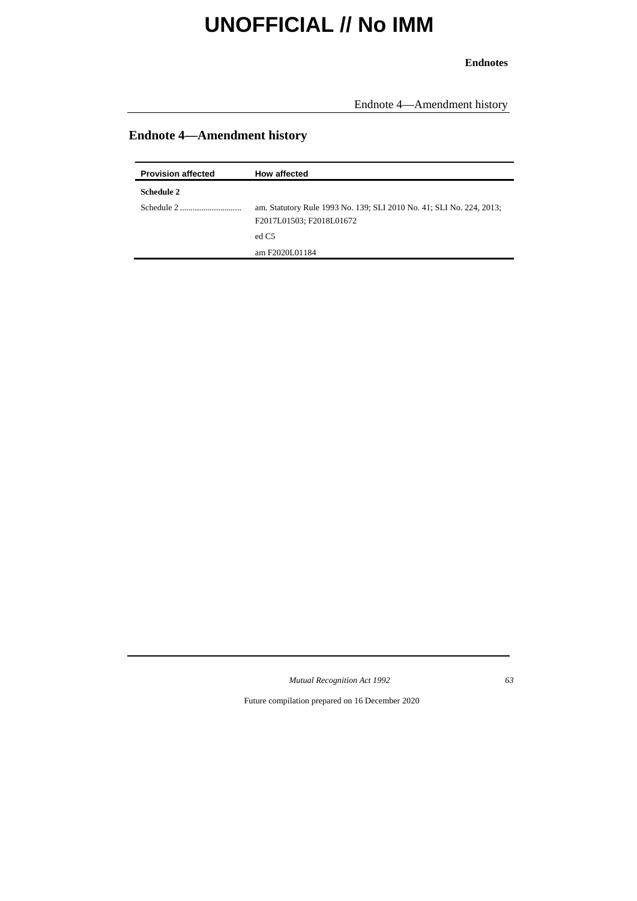## Endnote 4—Amendment history

| Provision affected | How affected |
| --- | --- |
| **Schedule 2** | |
| Schedule 2 ............................ | am. Statutory Rule 1993 No. 139; SLI 2010 No. 41; SLI No. 224, 2013; F2017L01503; F2018L01672 |
| | ed C5 |
| | am F2020L01184 |